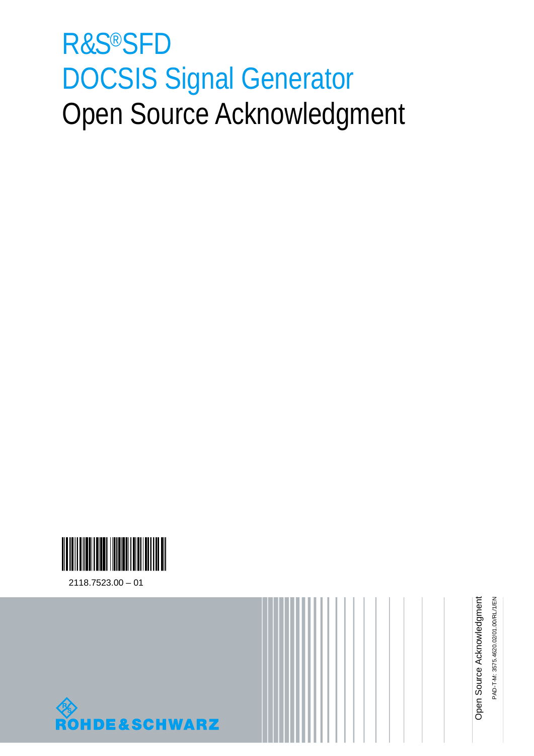# R&S®SFD DOCSIS Signal Generator

# Open Source Acknowledgment

2118.7523.00 – 01

ROHDE&SCHWARZ

Open Source Acknowledgment

PAD-T-M: 3575.4620.02/01.00/RL/1/EN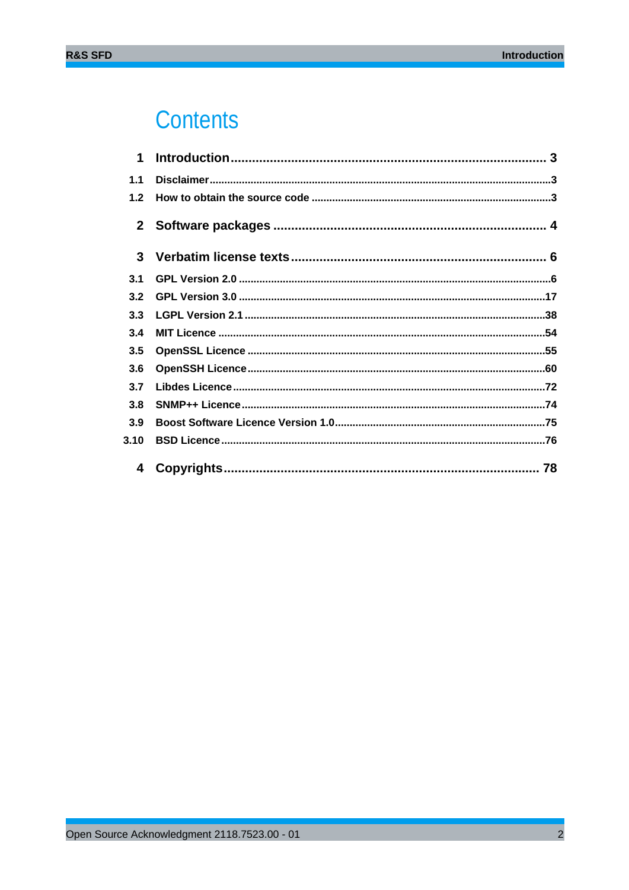# Contents

| | | |
|---|---|---|
| **1** | **Introduction** | **3** |
| 1.1 | Disclaimer | 3 |
| 1.2 | How to obtain the source code | 3 |
| **2** | **Software packages** | **4** |
| **3** | **Verbatim license texts** | **6** |
| 3.1 | GPL Version 2.0 | 6 |
| 3.2 | GPL Version 3.0 | 17 |
| 3.3 | LGPL Version 2.1 | 38 |
| 3.4 | MIT Licence | 54 |
| 3.5 | OpenSSL Licence | 55 |
| 3.6 | OpenSSH Licence | 60 |
| 3.7 | Libdes Licence | 72 |
| 3.8 | SNMP++ Licence | 74 |
| 3.9 | Boost Software Licence Version 1.0 | 75 |
| 3.10 | BSD Licence | 76 |
| **4** | **Copyrights** | **78** |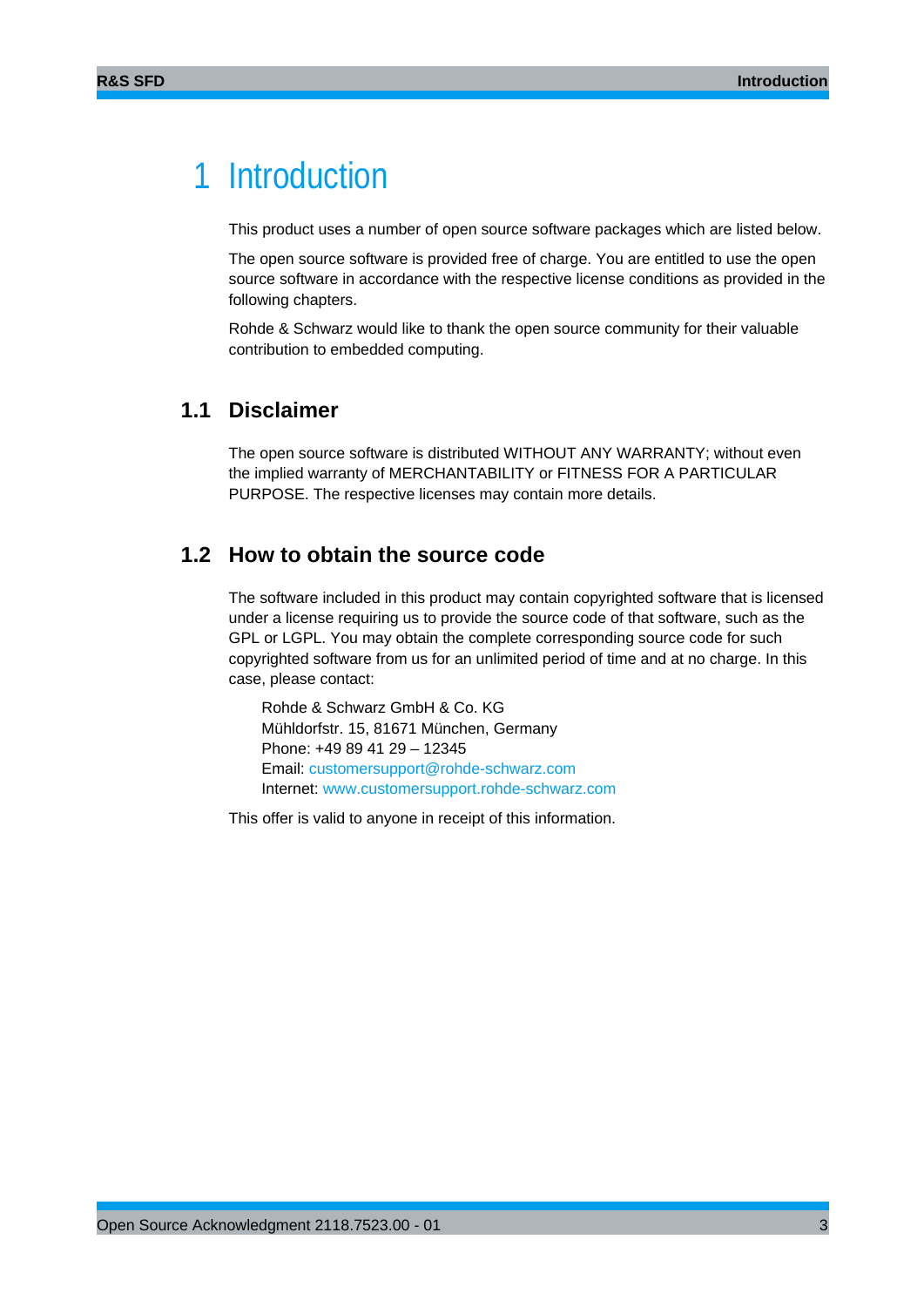# 1 Introduction

This product uses a number of open source software packages which are listed below.

The open source software is provided free of charge. You are entitled to use the open source software in accordance with the respective license conditions as provided in the following chapters.

Rohde & Schwarz would like to thank the open source community for their valuable contribution to embedded computing.

## 1.1 Disclaimer

The open source software is distributed WITHOUT ANY WARRANTY; without even the implied warranty of MERCHANTABILITY or FITNESS FOR A PARTICULAR PURPOSE. The respective licenses may contain more details.

## 1.2 How to obtain the source code

The software included in this product may contain copyrighted software that is licensed under a license requiring us to provide the source code of that software, such as the GPL or LGPL. You may obtain the complete corresponding source code for such copyrighted software from us for an unlimited period of time and at no charge. In this case, please contact:

Rohde & Schwarz GmbH & Co. KG
Mühldorfstr. 15, 81671 München, Germany
Phone: +49 89 41 29 – 12345
Email: customersupport@rohde-schwarz.com
Internet: www.customersupport.rohde-schwarz.com

This offer is valid to anyone in receipt of this information.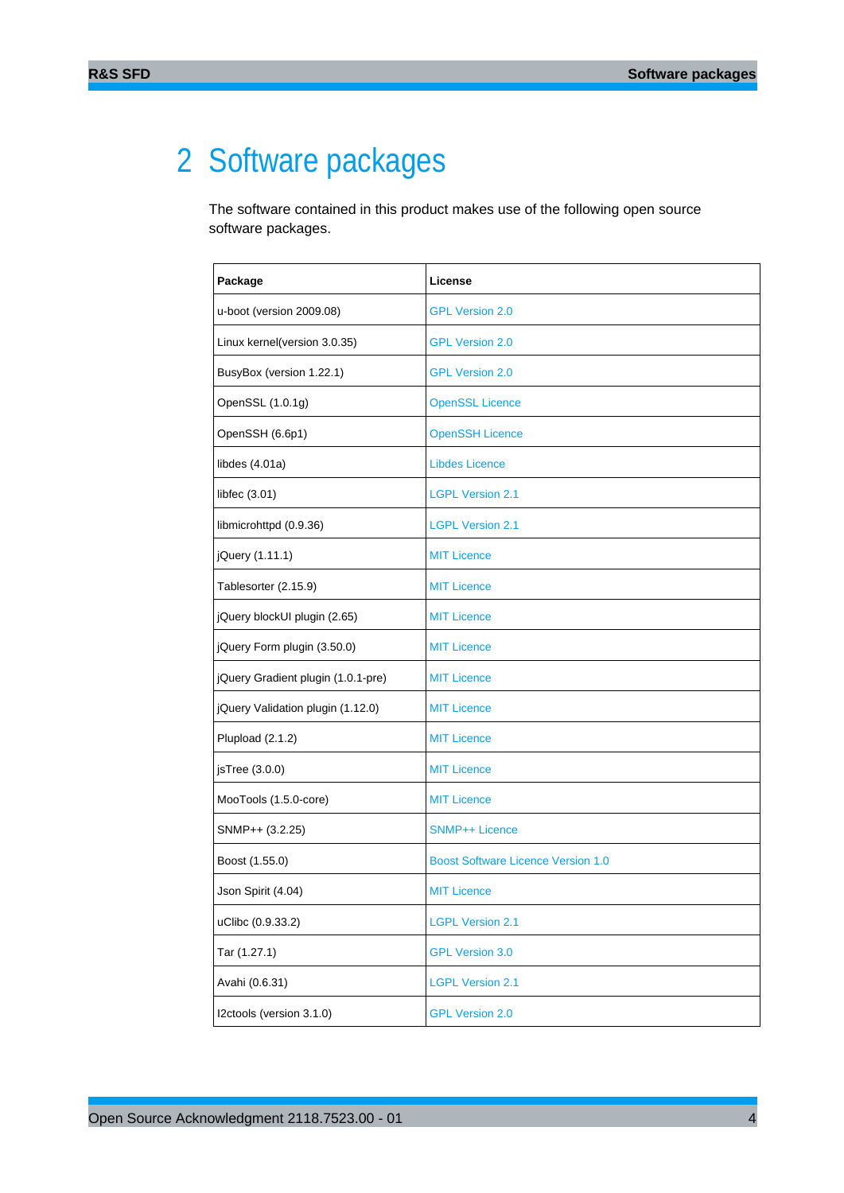# 2 Software packages

The software contained in this product makes use of the following open source software packages.

| Package | License |
|---|---|
| u-boot (version 2009.08) | GPL Version 2.0 |
| Linux kernel(version 3.0.35) | GPL Version 2.0 |
| BusyBox (version 1.22.1) | GPL Version 2.0 |
| OpenSSL (1.0.1g) | OpenSSL Licence |
| OpenSSH (6.6p1) | OpenSSH Licence |
| libdes (4.01a) | Libdes Licence |
| libfec (3.01) | LGPL Version 2.1 |
| libmicrohttpd (0.9.36) | LGPL Version 2.1 |
| jQuery (1.11.1) | MIT Licence |
| Tablesorter (2.15.9) | MIT Licence |
| jQuery blockUI plugin (2.65) | MIT Licence |
| jQuery Form plugin (3.50.0) | MIT Licence |
| jQuery Gradient plugin (1.0.1-pre) | MIT Licence |
| jQuery Validation plugin (1.12.0) | MIT Licence |
| Plupload (2.1.2) | MIT Licence |
| jsTree (3.0.0) | MIT Licence |
| MooTools (1.5.0-core) | MIT Licence |
| SNMP++ (3.2.25) | SNMP++ Licence |
| Boost (1.55.0) | Boost Software Licence Version 1.0 |
| Json Spirit (4.04) | MIT Licence |
| uClibc (0.9.33.2) | LGPL Version 2.1 |
| Tar (1.27.1) | GPL Version 3.0 |
| Avahi (0.6.31) | LGPL Version 2.1 |
| I2ctools (version 3.1.0) | GPL Version 2.0 |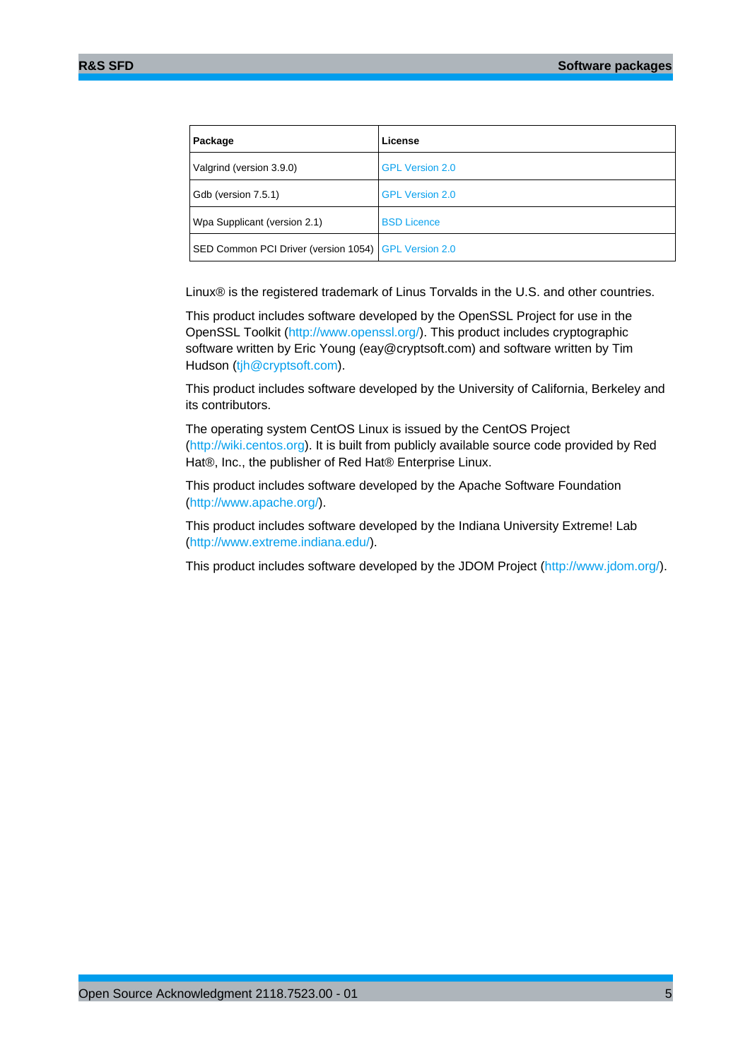| Package | License |
|---|---|
| Valgrind (version 3.9.0) | GPL Version 2.0 |
| Gdb (version 7.5.1) | GPL Version 2.0 |
| Wpa Supplicant (version 2.1) | BSD Licence |
| SED Common PCI Driver (version 1054) | GPL Version 2.0 |

Linux® is the registered trademark of Linus Torvalds in the U.S. and other countries.

This product includes software developed by the OpenSSL Project for use in the OpenSSL Toolkit (http://www.openssl.org/). This product includes cryptographic software written by Eric Young (eay@cryptsoft.com) and software written by Tim Hudson (tjh@cryptsoft.com).

This product includes software developed by the University of California, Berkeley and its contributors.

The operating system CentOS Linux is issued by the CentOS Project (http://wiki.centos.org). It is built from publicly available source code provided by Red Hat®, Inc., the publisher of Red Hat® Enterprise Linux.

This product includes software developed by the Apache Software Foundation (http://www.apache.org/).

This product includes software developed by the Indiana University Extreme! Lab (http://www.extreme.indiana.edu/).

This product includes software developed by the JDOM Project (http://www.jdom.org/).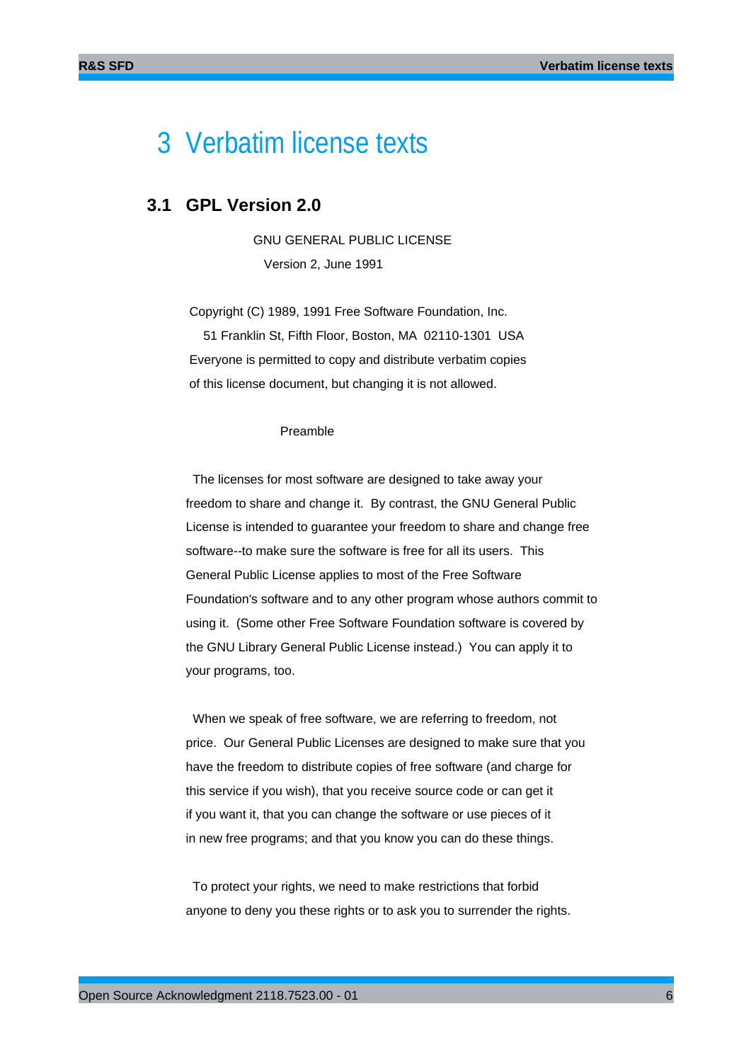# 3 Verbatim license texts

## 3.1 GPL Version 2.0

GNU GENERAL PUBLIC LICENSE

Version 2, June 1991

Copyright (C) 1989, 1991 Free Software Foundation, Inc.
51 Franklin St, Fifth Floor, Boston, MA 02110-1301 USA
Everyone is permitted to copy and distribute verbatim copies
of this license document, but changing it is not allowed.

Preamble

The licenses for most software are designed to take away your freedom to share and change it. By contrast, the GNU General Public License is intended to guarantee your freedom to share and change free software--to make sure the software is free for all its users. This General Public License applies to most of the Free Software Foundation's software and to any other program whose authors commit to using it. (Some other Free Software Foundation software is covered by the GNU Library General Public License instead.) You can apply it to your programs, too.

When we speak of free software, we are referring to freedom, not price. Our General Public Licenses are designed to make sure that you have the freedom to distribute copies of free software (and charge for this service if you wish), that you receive source code or can get it if you want it, that you can change the software or use pieces of it in new free programs; and that you know you can do these things.

To protect your rights, we need to make restrictions that forbid anyone to deny you these rights or to ask you to surrender the rights.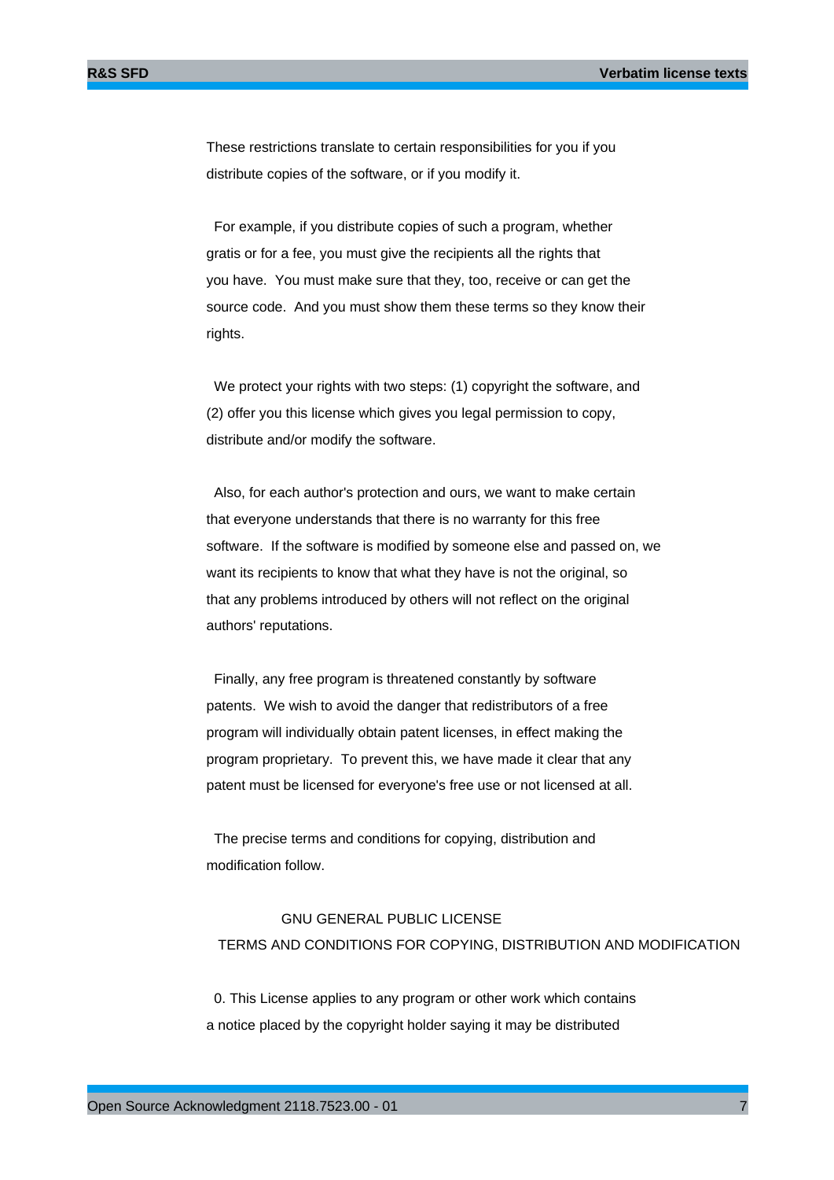These restrictions translate to certain responsibilities for you if you distribute copies of the software, or if you modify it.

For example, if you distribute copies of such a program, whether gratis or for a fee, you must give the recipients all the rights that you have. You must make sure that they, too, receive or can get the source code. And you must show them these terms so they know their rights.

We protect your rights with two steps: (1) copyright the software, and (2) offer you this license which gives you legal permission to copy, distribute and/or modify the software.

Also, for each author's protection and ours, we want to make certain that everyone understands that there is no warranty for this free software. If the software is modified by someone else and passed on, we want its recipients to know that what they have is not the original, so that any problems introduced by others will not reflect on the original authors' reputations.

Finally, any free program is threatened constantly by software patents. We wish to avoid the danger that redistributors of a free program will individually obtain patent licenses, in effect making the program proprietary. To prevent this, we have made it clear that any patent must be licensed for everyone's free use or not licensed at all.

The precise terms and conditions for copying, distribution and modification follow.

GNU GENERAL PUBLIC LICENSE
TERMS AND CONDITIONS FOR COPYING, DISTRIBUTION AND MODIFICATION

0. This License applies to any program or other work which contains a notice placed by the copyright holder saying it may be distributed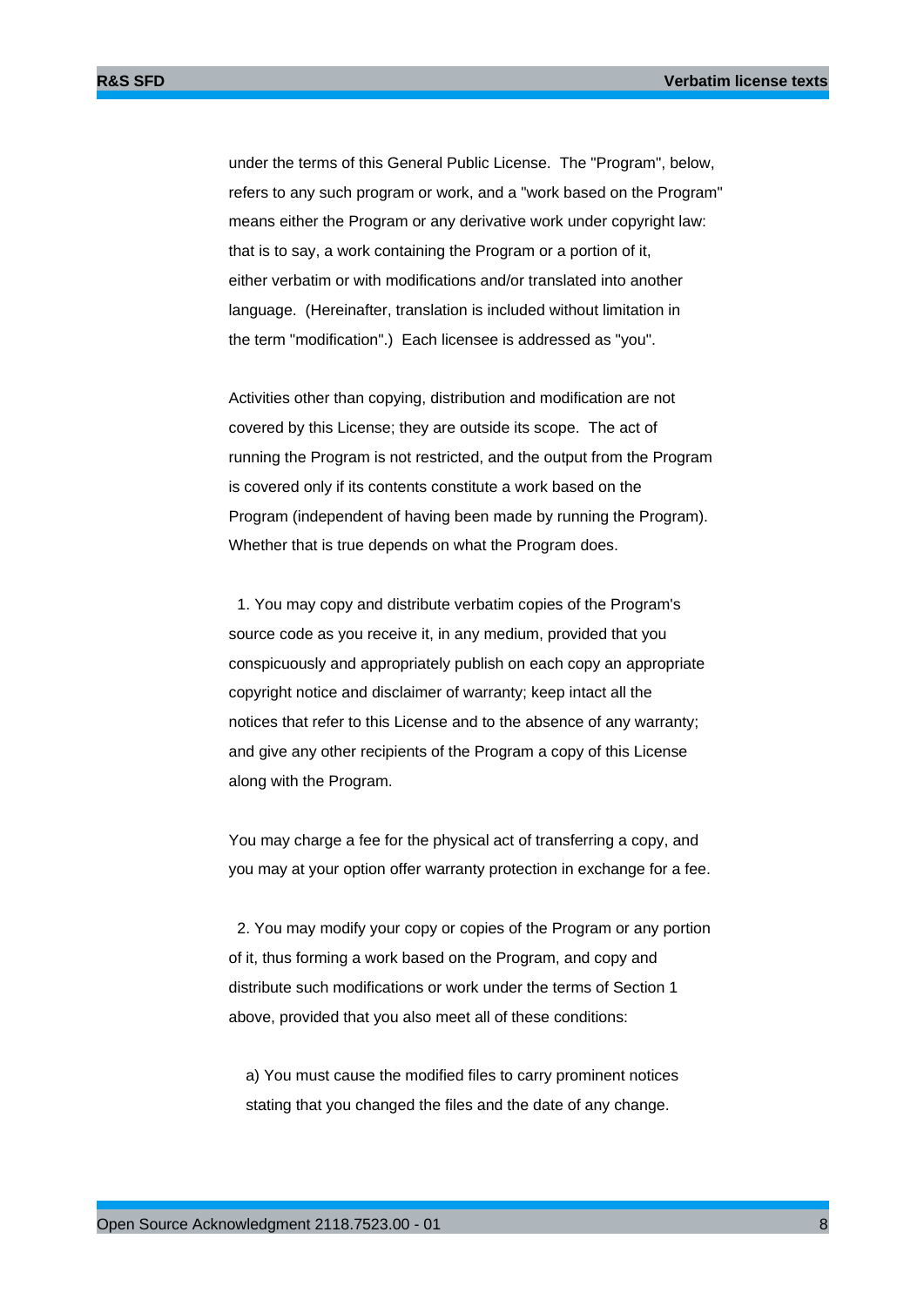under the terms of this General Public License. The "Program", below, refers to any such program or work, and a "work based on the Program" means either the Program or any derivative work under copyright law: that is to say, a work containing the Program or a portion of it, either verbatim or with modifications and/or translated into another language. (Hereinafter, translation is included without limitation in the term "modification".) Each licensee is addressed as "you".

Activities other than copying, distribution and modification are not covered by this License; they are outside its scope. The act of running the Program is not restricted, and the output from the Program is covered only if its contents constitute a work based on the Program (independent of having been made by running the Program). Whether that is true depends on what the Program does.

1. You may copy and distribute verbatim copies of the Program's source code as you receive it, in any medium, provided that you conspicuously and appropriately publish on each copy an appropriate copyright notice and disclaimer of warranty; keep intact all the notices that refer to this License and to the absence of any warranty; and give any other recipients of the Program a copy of this License along with the Program.

You may charge a fee for the physical act of transferring a copy, and you may at your option offer warranty protection in exchange for a fee.

2. You may modify your copy or copies of the Program or any portion of it, thus forming a work based on the Program, and copy and distribute such modifications or work under the terms of Section 1 above, provided that you also meet all of these conditions:

a) You must cause the modified files to carry prominent notices stating that you changed the files and the date of any change.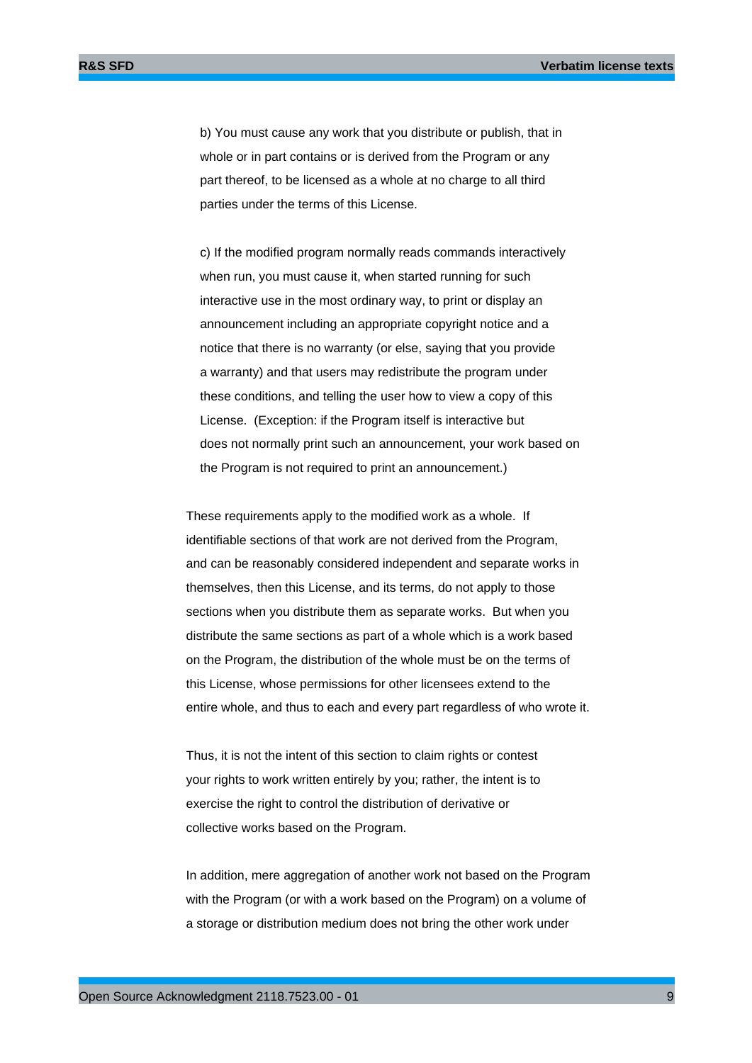b) You must cause any work that you distribute or publish, that in whole or in part contains or is derived from the Program or any part thereof, to be licensed as a whole at no charge to all third parties under the terms of this License.

c) If the modified program normally reads commands interactively when run, you must cause it, when started running for such interactive use in the most ordinary way, to print or display an announcement including an appropriate copyright notice and a notice that there is no warranty (or else, saying that you provide a warranty) and that users may redistribute the program under these conditions, and telling the user how to view a copy of this License. (Exception: if the Program itself is interactive but does not normally print such an announcement, your work based on the Program is not required to print an announcement.)

These requirements apply to the modified work as a whole. If identifiable sections of that work are not derived from the Program, and can be reasonably considered independent and separate works in themselves, then this License, and its terms, do not apply to those sections when you distribute them as separate works. But when you distribute the same sections as part of a whole which is a work based on the Program, the distribution of the whole must be on the terms of this License, whose permissions for other licensees extend to the entire whole, and thus to each and every part regardless of who wrote it.

Thus, it is not the intent of this section to claim rights or contest your rights to work written entirely by you; rather, the intent is to exercise the right to control the distribution of derivative or collective works based on the Program.

In addition, mere aggregation of another work not based on the Program with the Program (or with a work based on the Program) on a volume of a storage or distribution medium does not bring the other work under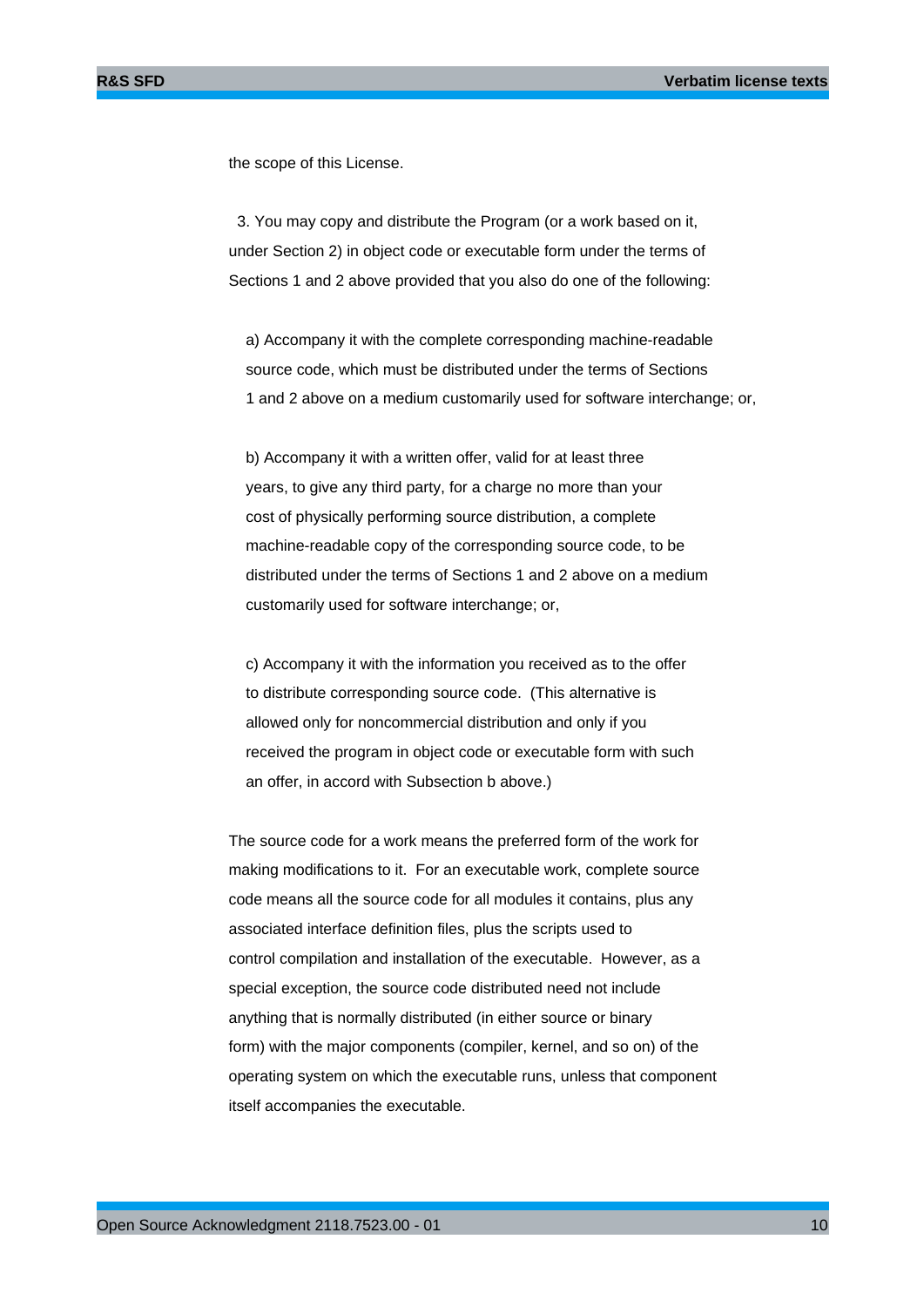the scope of this License.

3. You may copy and distribute the Program (or a work based on it, under Section 2) in object code or executable form under the terms of Sections 1 and 2 above provided that you also do one of the following:

a) Accompany it with the complete corresponding machine-readable source code, which must be distributed under the terms of Sections 1 and 2 above on a medium customarily used for software interchange; or,

b) Accompany it with a written offer, valid for at least three years, to give any third party, for a charge no more than your cost of physically performing source distribution, a complete machine-readable copy of the corresponding source code, to be distributed under the terms of Sections 1 and 2 above on a medium customarily used for software interchange; or,

c) Accompany it with the information you received as to the offer to distribute corresponding source code. (This alternative is allowed only for noncommercial distribution and only if you received the program in object code or executable form with such an offer, in accord with Subsection b above.)

The source code for a work means the preferred form of the work for making modifications to it. For an executable work, complete source code means all the source code for all modules it contains, plus any associated interface definition files, plus the scripts used to control compilation and installation of the executable. However, as a special exception, the source code distributed need not include anything that is normally distributed (in either source or binary form) with the major components (compiler, kernel, and so on) of the operating system on which the executable runs, unless that component itself accompanies the executable.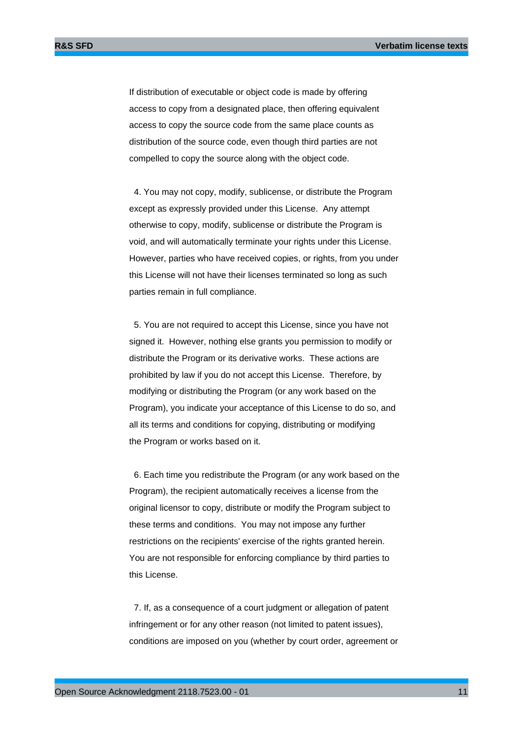If distribution of executable or object code is made by offering access to copy from a designated place, then offering equivalent access to copy the source code from the same place counts as distribution of the source code, even though third parties are not compelled to copy the source along with the object code.

4. You may not copy, modify, sublicense, or distribute the Program except as expressly provided under this License. Any attempt otherwise to copy, modify, sublicense or distribute the Program is void, and will automatically terminate your rights under this License. However, parties who have received copies, or rights, from you under this License will not have their licenses terminated so long as such parties remain in full compliance.

5. You are not required to accept this License, since you have not signed it. However, nothing else grants you permission to modify or distribute the Program or its derivative works. These actions are prohibited by law if you do not accept this License. Therefore, by modifying or distributing the Program (or any work based on the Program), you indicate your acceptance of this License to do so, and all its terms and conditions for copying, distributing or modifying the Program or works based on it.

6. Each time you redistribute the Program (or any work based on the Program), the recipient automatically receives a license from the original licensor to copy, distribute or modify the Program subject to these terms and conditions. You may not impose any further restrictions on the recipients' exercise of the rights granted herein. You are not responsible for enforcing compliance by third parties to this License.

7. If, as a consequence of a court judgment or allegation of patent infringement or for any other reason (not limited to patent issues), conditions are imposed on you (whether by court order, agreement or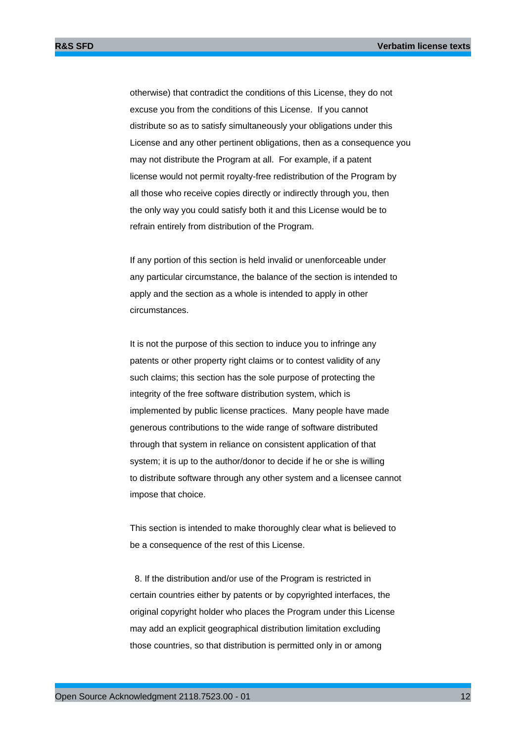otherwise) that contradict the conditions of this License, they do not excuse you from the conditions of this License. If you cannot distribute so as to satisfy simultaneously your obligations under this License and any other pertinent obligations, then as a consequence you may not distribute the Program at all. For example, if a patent license would not permit royalty-free redistribution of the Program by all those who receive copies directly or indirectly through you, then the only way you could satisfy both it and this License would be to refrain entirely from distribution of the Program.

If any portion of this section is held invalid or unenforceable under any particular circumstance, the balance of the section is intended to apply and the section as a whole is intended to apply in other circumstances.

It is not the purpose of this section to induce you to infringe any patents or other property right claims or to contest validity of any such claims; this section has the sole purpose of protecting the integrity of the free software distribution system, which is implemented by public license practices. Many people have made generous contributions to the wide range of software distributed through that system in reliance on consistent application of that system; it is up to the author/donor to decide if he or she is willing to distribute software through any other system and a licensee cannot impose that choice.

This section is intended to make thoroughly clear what is believed to be a consequence of the rest of this License.

8. If the distribution and/or use of the Program is restricted in certain countries either by patents or by copyrighted interfaces, the original copyright holder who places the Program under this License may add an explicit geographical distribution limitation excluding those countries, so that distribution is permitted only in or among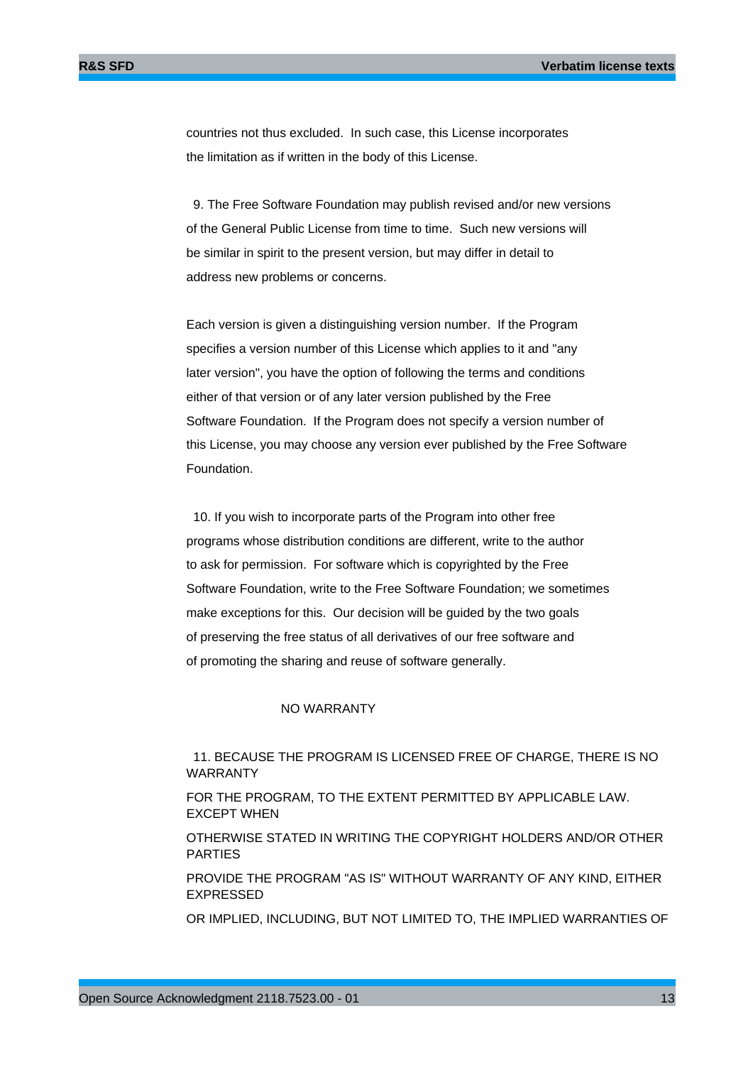countries not thus excluded. In such case, this License incorporates the limitation as if written in the body of this License.

9. The Free Software Foundation may publish revised and/or new versions of the General Public License from time to time. Such new versions will be similar in spirit to the present version, but may differ in detail to address new problems or concerns.

Each version is given a distinguishing version number. If the Program specifies a version number of this License which applies to it and "any later version", you have the option of following the terms and conditions either of that version or of any later version published by the Free Software Foundation. If the Program does not specify a version number of this License, you may choose any version ever published by the Free Software Foundation.

10. If you wish to incorporate parts of the Program into other free programs whose distribution conditions are different, write to the author to ask for permission. For software which is copyrighted by the Free Software Foundation, write to the Free Software Foundation; we sometimes make exceptions for this. Our decision will be guided by the two goals of preserving the free status of all derivatives of our free software and of promoting the sharing and reuse of software generally.

NO WARRANTY

11. BECAUSE THE PROGRAM IS LICENSED FREE OF CHARGE, THERE IS NO WARRANTY

FOR THE PROGRAM, TO THE EXTENT PERMITTED BY APPLICABLE LAW. EXCEPT WHEN

OTHERWISE STATED IN WRITING THE COPYRIGHT HOLDERS AND/OR OTHER PARTIES

PROVIDE THE PROGRAM "AS IS" WITHOUT WARRANTY OF ANY KIND, EITHER EXPRESSED

OR IMPLIED, INCLUDING, BUT NOT LIMITED TO, THE IMPLIED WARRANTIES OF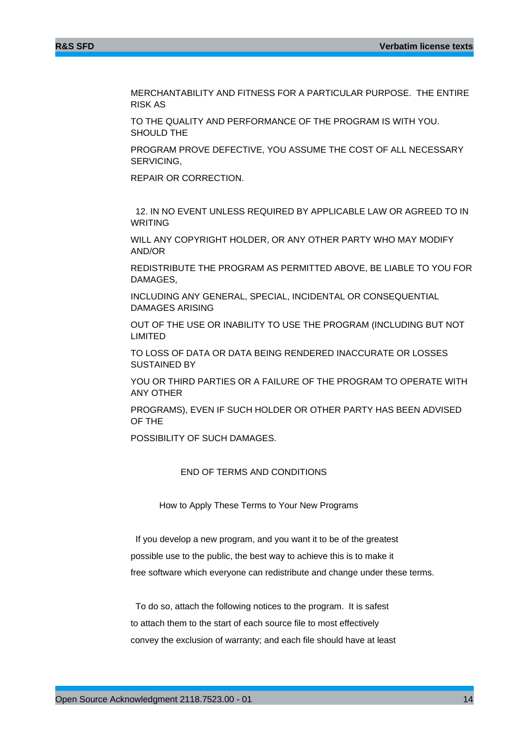MERCHANTABILITY AND FITNESS FOR A PARTICULAR PURPOSE. THE ENTIRE RISK AS

TO THE QUALITY AND PERFORMANCE OF THE PROGRAM IS WITH YOU. SHOULD THE

PROGRAM PROVE DEFECTIVE, YOU ASSUME THE COST OF ALL NECESSARY SERVICING,

REPAIR OR CORRECTION.

12. IN NO EVENT UNLESS REQUIRED BY APPLICABLE LAW OR AGREED TO IN WRITING

WILL ANY COPYRIGHT HOLDER, OR ANY OTHER PARTY WHO MAY MODIFY AND/OR

REDISTRIBUTE THE PROGRAM AS PERMITTED ABOVE, BE LIABLE TO YOU FOR DAMAGES,

INCLUDING ANY GENERAL, SPECIAL, INCIDENTAL OR CONSEQUENTIAL DAMAGES ARISING

OUT OF THE USE OR INABILITY TO USE THE PROGRAM (INCLUDING BUT NOT LIMITED

TO LOSS OF DATA OR DATA BEING RENDERED INACCURATE OR LOSSES SUSTAINED BY

YOU OR THIRD PARTIES OR A FAILURE OF THE PROGRAM TO OPERATE WITH ANY OTHER

PROGRAMS), EVEN IF SUCH HOLDER OR OTHER PARTY HAS BEEN ADVISED OF THE

POSSIBILITY OF SUCH DAMAGES.

END OF TERMS AND CONDITIONS

How to Apply These Terms to Your New Programs

If you develop a new program, and you want it to be of the greatest

possible use to the public, the best way to achieve this is to make it

free software which everyone can redistribute and change under these terms.

To do so, attach the following notices to the program. It is safest

to attach them to the start of each source file to most effectively

convey the exclusion of warranty; and each file should have at least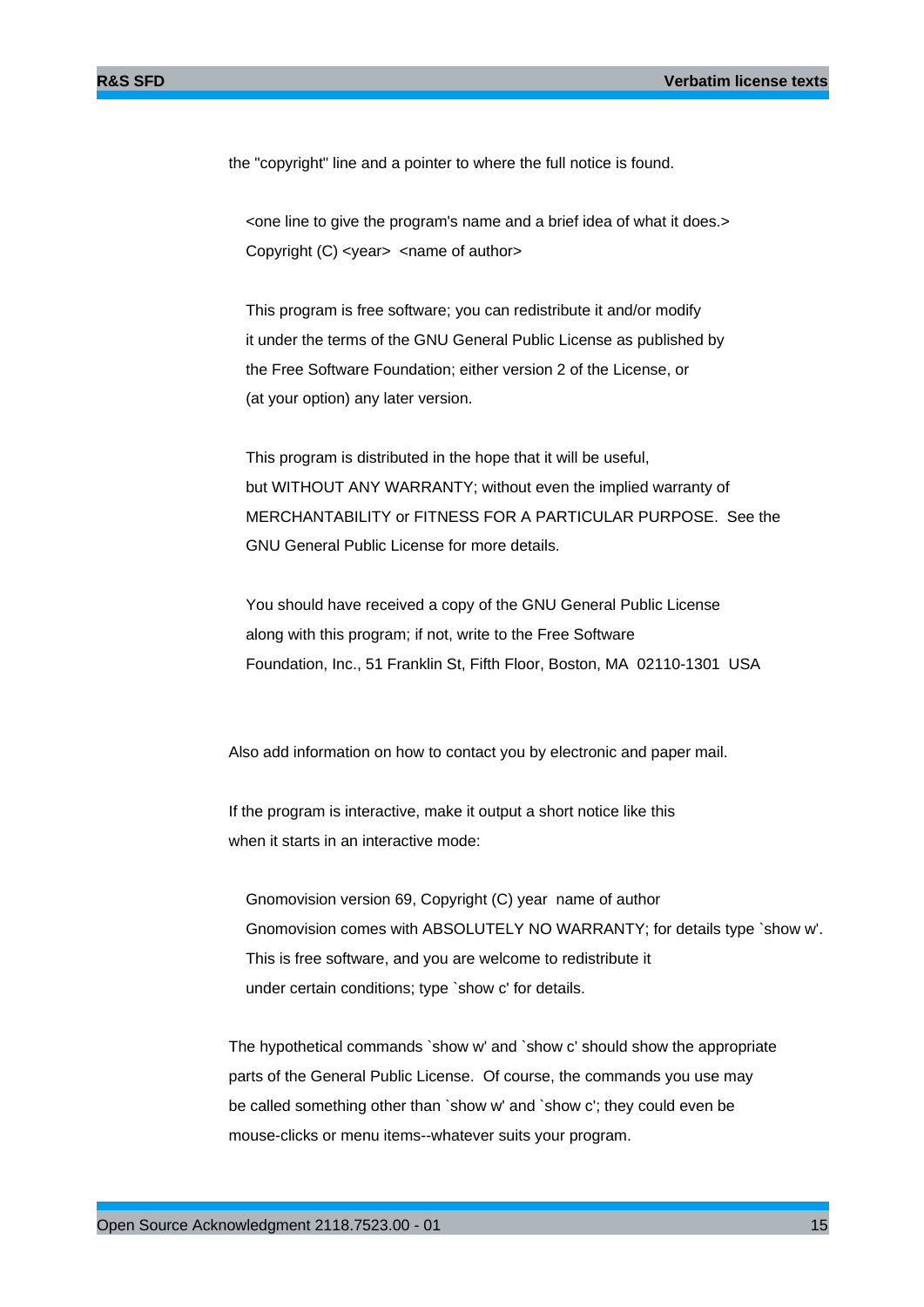the "copyright" line and a pointer to where the full notice is found.

```
<one line to give the program's name and a brief idea of what it does.>
Copyright (C) <year>  <name of author>

This program is free software; you can redistribute it and/or modify
it under the terms of the GNU General Public License as published by
the Free Software Foundation; either version 2 of the License, or
(at your option) any later version.

This program is distributed in the hope that it will be useful,
but WITHOUT ANY WARRANTY; without even the implied warranty of
MERCHANTABILITY or FITNESS FOR A PARTICULAR PURPOSE.  See the
GNU General Public License for more details.

You should have received a copy of the GNU General Public License
along with this program; if not, write to the Free Software
Foundation, Inc., 51 Franklin St, Fifth Floor, Boston, MA  02110-1301  USA
```

Also add information on how to contact you by electronic and paper mail.

If the program is interactive, make it output a short notice like this when it starts in an interactive mode:

```
Gnomovision version 69, Copyright (C) year  name of author
Gnomovision comes with ABSOLUTELY NO WARRANTY; for details type `show w'.
This is free software, and you are welcome to redistribute it
under certain conditions; type `show c' for details.
```

The hypothetical commands `show w' and `show c' should show the appropriate parts of the General Public License. Of course, the commands you use may be called something other than `show w' and `show c'; they could even be mouse-clicks or menu items--whatever suits your program.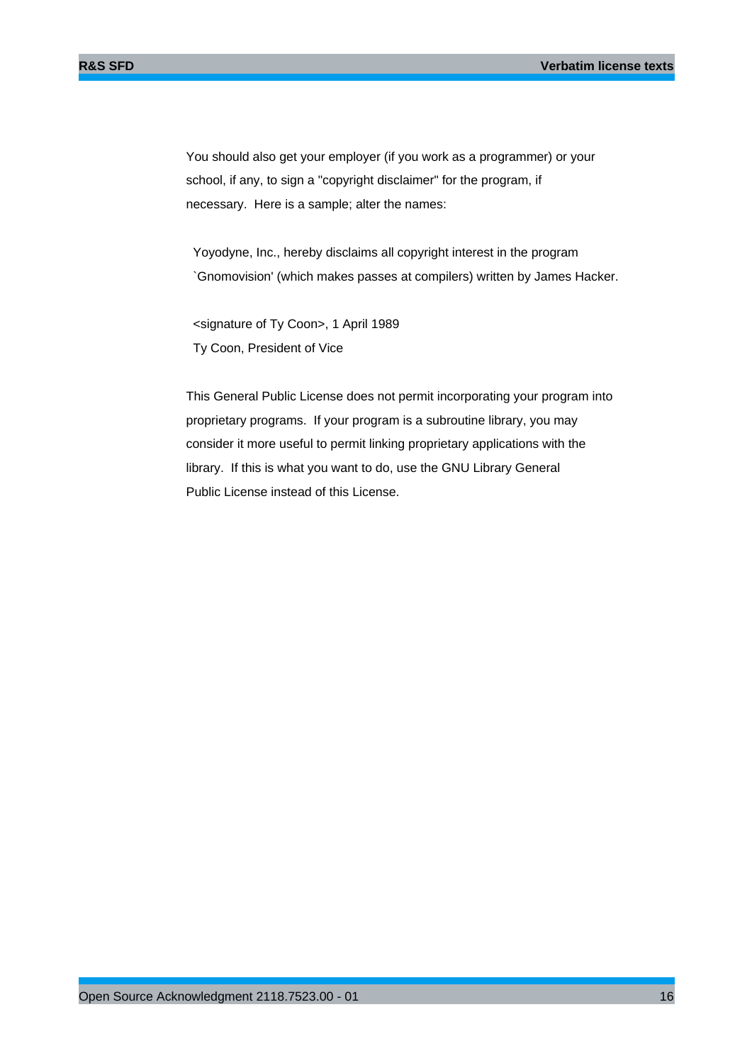You should also get your employer (if you work as a programmer) or your school, if any, to sign a "copyright disclaimer" for the program, if necessary.  Here is a sample; alter the names:

  Yoyodyne, Inc., hereby disclaims all copyright interest in the program `Gnomovision' (which makes passes at compilers) written by James Hacker.

  <signature of Ty Coon>, 1 April 1989
  Ty Coon, President of Vice

This General Public License does not permit incorporating your program into proprietary programs.  If your program is a subroutine library, you may consider it more useful to permit linking proprietary applications with the library.  If this is what you want to do, use the GNU Library General Public License instead of this License.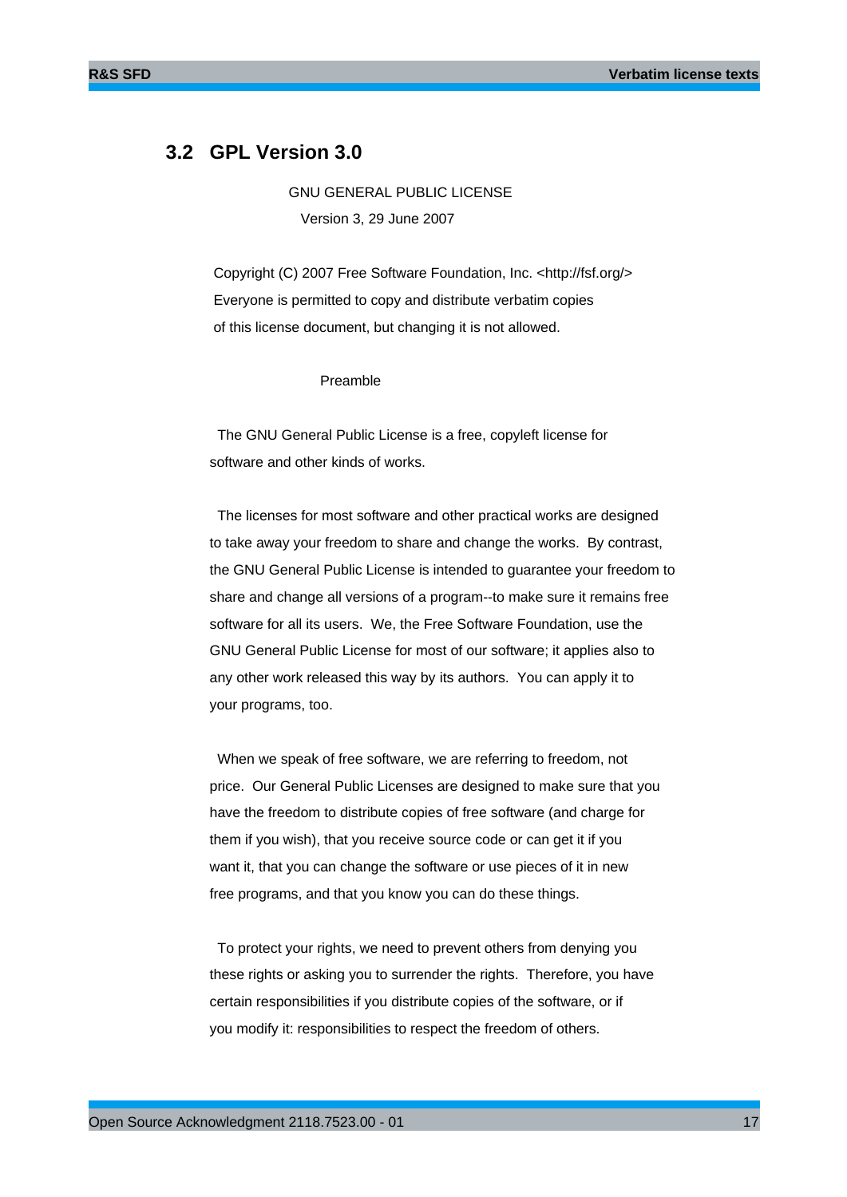## 3.2 GPL Version 3.0

GNU GENERAL PUBLIC LICENSE

Version 3, 29 June 2007

Copyright (C) 2007 Free Software Foundation, Inc. <http://fsf.org/>
Everyone is permitted to copy and distribute verbatim copies
of this license document, but changing it is not allowed.

Preamble

The GNU General Public License is a free, copyleft license for software and other kinds of works.

The licenses for most software and other practical works are designed to take away your freedom to share and change the works. By contrast, the GNU General Public License is intended to guarantee your freedom to share and change all versions of a program--to make sure it remains free software for all its users. We, the Free Software Foundation, use the GNU General Public License for most of our software; it applies also to any other work released this way by its authors. You can apply it to your programs, too.

When we speak of free software, we are referring to freedom, not price. Our General Public Licenses are designed to make sure that you have the freedom to distribute copies of free software (and charge for them if you wish), that you receive source code or can get it if you want it, that you can change the software or use pieces of it in new free programs, and that you know you can do these things.

To protect your rights, we need to prevent others from denying you these rights or asking you to surrender the rights. Therefore, you have certain responsibilities if you distribute copies of the software, or if you modify it: responsibilities to respect the freedom of others.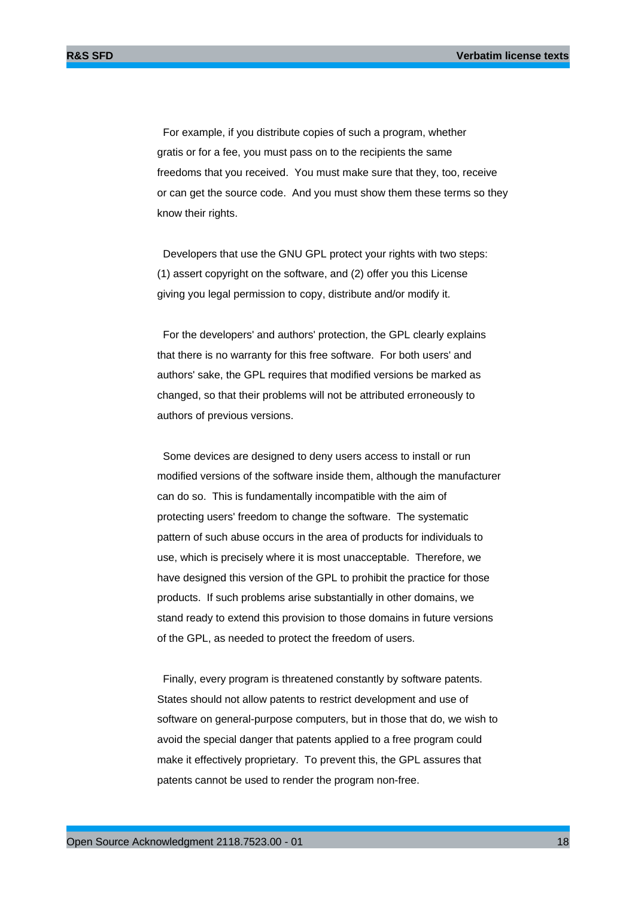For example, if you distribute copies of such a program, whether gratis or for a fee, you must pass on to the recipients the same freedoms that you received. You must make sure that they, too, receive or can get the source code. And you must show them these terms so they know their rights.

Developers that use the GNU GPL protect your rights with two steps: (1) assert copyright on the software, and (2) offer you this License giving you legal permission to copy, distribute and/or modify it.

For the developers' and authors' protection, the GPL clearly explains that there is no warranty for this free software. For both users' and authors' sake, the GPL requires that modified versions be marked as changed, so that their problems will not be attributed erroneously to authors of previous versions.

Some devices are designed to deny users access to install or run modified versions of the software inside them, although the manufacturer can do so. This is fundamentally incompatible with the aim of protecting users' freedom to change the software. The systematic pattern of such abuse occurs in the area of products for individuals to use, which is precisely where it is most unacceptable. Therefore, we have designed this version of the GPL to prohibit the practice for those products. If such problems arise substantially in other domains, we stand ready to extend this provision to those domains in future versions of the GPL, as needed to protect the freedom of users.

Finally, every program is threatened constantly by software patents. States should not allow patents to restrict development and use of software on general-purpose computers, but in those that do, we wish to avoid the special danger that patents applied to a free program could make it effectively proprietary. To prevent this, the GPL assures that patents cannot be used to render the program non-free.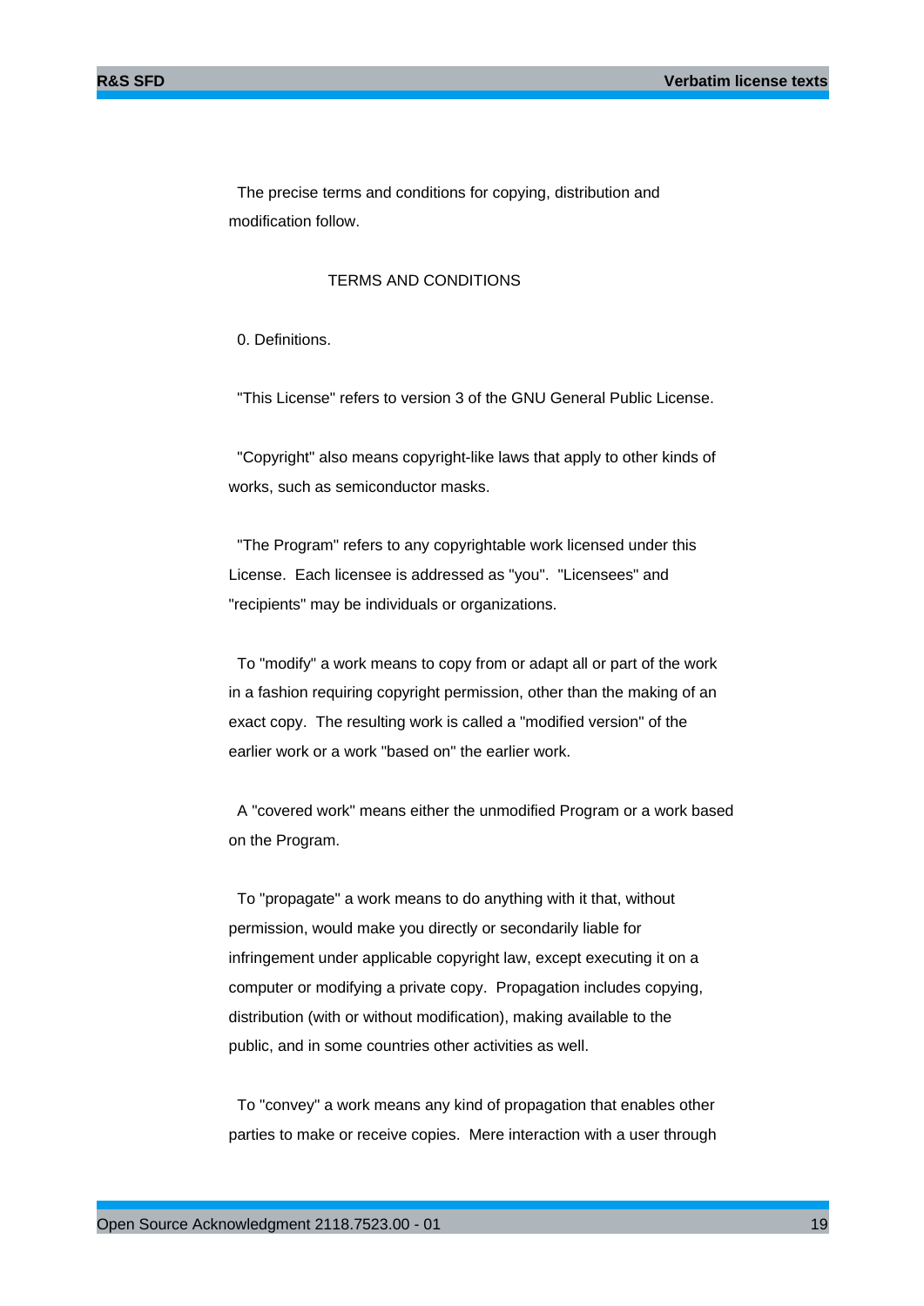The precise terms and conditions for copying, distribution and modification follow.

TERMS AND CONDITIONS

0. Definitions.

"This License" refers to version 3 of the GNU General Public License.

"Copyright" also means copyright-like laws that apply to other kinds of works, such as semiconductor masks.

"The Program" refers to any copyrightable work licensed under this License. Each licensee is addressed as "you". "Licensees" and "recipients" may be individuals or organizations.

To "modify" a work means to copy from or adapt all or part of the work in a fashion requiring copyright permission, other than the making of an exact copy. The resulting work is called a "modified version" of the earlier work or a work "based on" the earlier work.

A "covered work" means either the unmodified Program or a work based on the Program.

To "propagate" a work means to do anything with it that, without permission, would make you directly or secondarily liable for infringement under applicable copyright law, except executing it on a computer or modifying a private copy. Propagation includes copying, distribution (with or without modification), making available to the public, and in some countries other activities as well.

To "convey" a work means any kind of propagation that enables other parties to make or receive copies. Mere interaction with a user through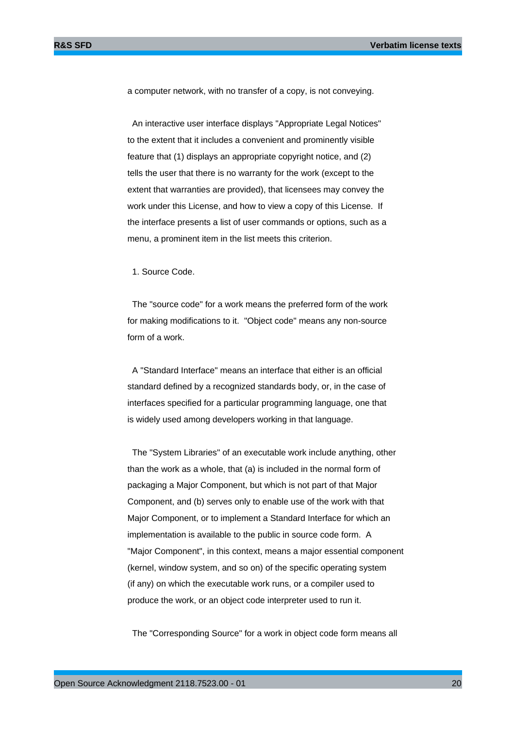a computer network, with no transfer of a copy, is not conveying.

An interactive user interface displays "Appropriate Legal Notices" to the extent that it includes a convenient and prominently visible feature that (1) displays an appropriate copyright notice, and (2) tells the user that there is no warranty for the work (except to the extent that warranties are provided), that licensees may convey the work under this License, and how to view a copy of this License. If the interface presents a list of user commands or options, such as a menu, a prominent item in the list meets this criterion.

1. Source Code.

The "source code" for a work means the preferred form of the work for making modifications to it. "Object code" means any non-source form of a work.

A "Standard Interface" means an interface that either is an official standard defined by a recognized standards body, or, in the case of interfaces specified for a particular programming language, one that is widely used among developers working in that language.

The "System Libraries" of an executable work include anything, other than the work as a whole, that (a) is included in the normal form of packaging a Major Component, but which is not part of that Major Component, and (b) serves only to enable use of the work with that Major Component, or to implement a Standard Interface for which an implementation is available to the public in source code form. A "Major Component", in this context, means a major essential component (kernel, window system, and so on) of the specific operating system (if any) on which the executable work runs, or a compiler used to produce the work, or an object code interpreter used to run it.

The "Corresponding Source" for a work in object code form means all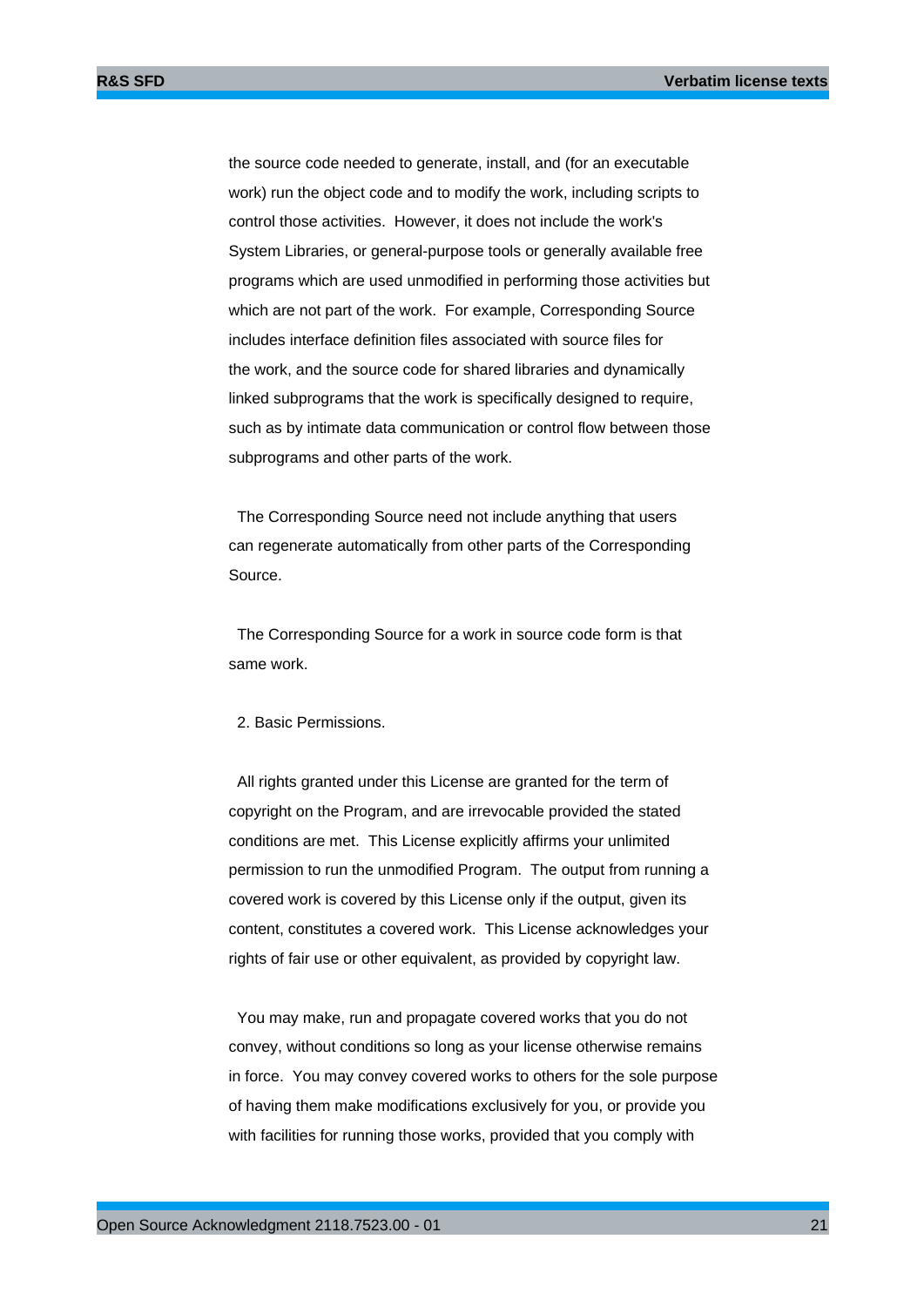the source code needed to generate, install, and (for an executable work) run the object code and to modify the work, including scripts to control those activities. However, it does not include the work's System Libraries, or general-purpose tools or generally available free programs which are used unmodified in performing those activities but which are not part of the work. For example, Corresponding Source includes interface definition files associated with source files for the work, and the source code for shared libraries and dynamically linked subprograms that the work is specifically designed to require, such as by intimate data communication or control flow between those subprograms and other parts of the work.

The Corresponding Source need not include anything that users can regenerate automatically from other parts of the Corresponding Source.

The Corresponding Source for a work in source code form is that same work.

2. Basic Permissions.

All rights granted under this License are granted for the term of copyright on the Program, and are irrevocable provided the stated conditions are met. This License explicitly affirms your unlimited permission to run the unmodified Program. The output from running a covered work is covered by this License only if the output, given its content, constitutes a covered work. This License acknowledges your rights of fair use or other equivalent, as provided by copyright law.

You may make, run and propagate covered works that you do not convey, without conditions so long as your license otherwise remains in force. You may convey covered works to others for the sole purpose of having them make modifications exclusively for you, or provide you with facilities for running those works, provided that you comply with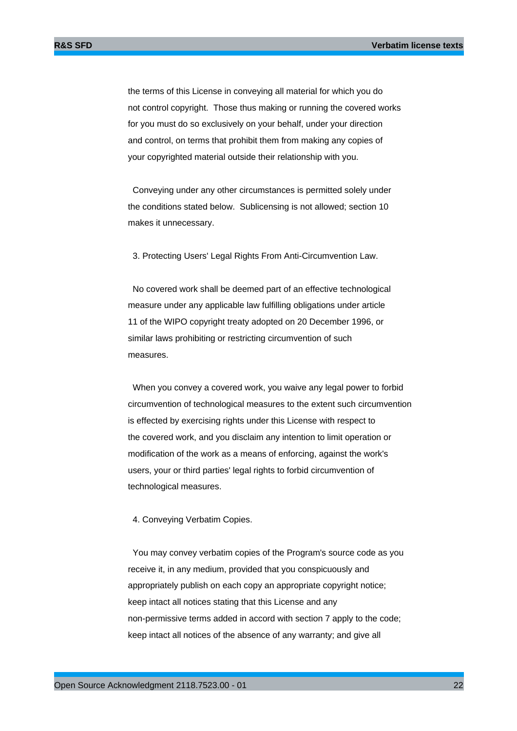the terms of this License in conveying all material for which you do not control copyright. Those thus making or running the covered works for you must do so exclusively on your behalf, under your direction and control, on terms that prohibit them from making any copies of your copyrighted material outside their relationship with you.

Conveying under any other circumstances is permitted solely under the conditions stated below. Sublicensing is not allowed; section 10 makes it unnecessary.

3. Protecting Users' Legal Rights From Anti-Circumvention Law.

No covered work shall be deemed part of an effective technological measure under any applicable law fulfilling obligations under article 11 of the WIPO copyright treaty adopted on 20 December 1996, or similar laws prohibiting or restricting circumvention of such measures.

When you convey a covered work, you waive any legal power to forbid circumvention of technological measures to the extent such circumvention is effected by exercising rights under this License with respect to the covered work, and you disclaim any intention to limit operation or modification of the work as a means of enforcing, against the work's users, your or third parties' legal rights to forbid circumvention of technological measures.

4. Conveying Verbatim Copies.

You may convey verbatim copies of the Program's source code as you receive it, in any medium, provided that you conspicuously and appropriately publish on each copy an appropriate copyright notice; keep intact all notices stating that this License and any non-permissive terms added in accord with section 7 apply to the code; keep intact all notices of the absence of any warranty; and give all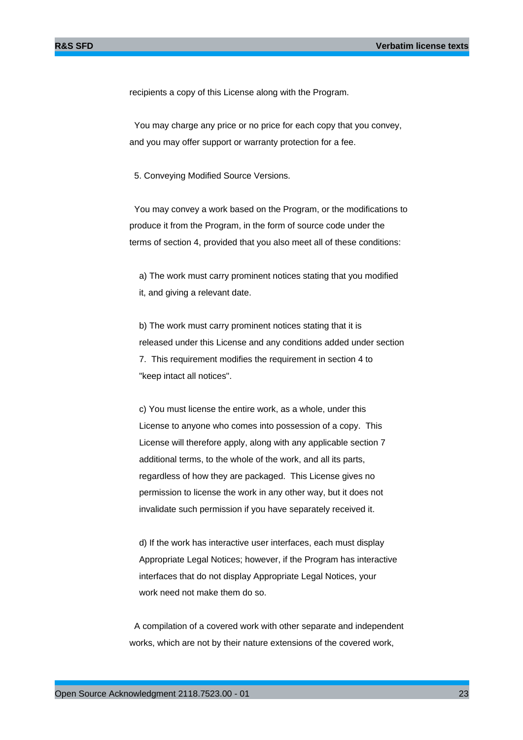recipients a copy of this License along with the Program.

You may charge any price or no price for each copy that you convey, and you may offer support or warranty protection for a fee.

5. Conveying Modified Source Versions.

You may convey a work based on the Program, or the modifications to produce it from the Program, in the form of source code under the terms of section 4, provided that you also meet all of these conditions:

a) The work must carry prominent notices stating that you modified it, and giving a relevant date.

b) The work must carry prominent notices stating that it is released under this License and any conditions added under section 7. This requirement modifies the requirement in section 4 to "keep intact all notices".

c) You must license the entire work, as a whole, under this License to anyone who comes into possession of a copy. This License will therefore apply, along with any applicable section 7 additional terms, to the whole of the work, and all its parts, regardless of how they are packaged. This License gives no permission to license the work in any other way, but it does not invalidate such permission if you have separately received it.

d) If the work has interactive user interfaces, each must display Appropriate Legal Notices; however, if the Program has interactive interfaces that do not display Appropriate Legal Notices, your work need not make them do so.

A compilation of a covered work with other separate and independent works, which are not by their nature extensions of the covered work,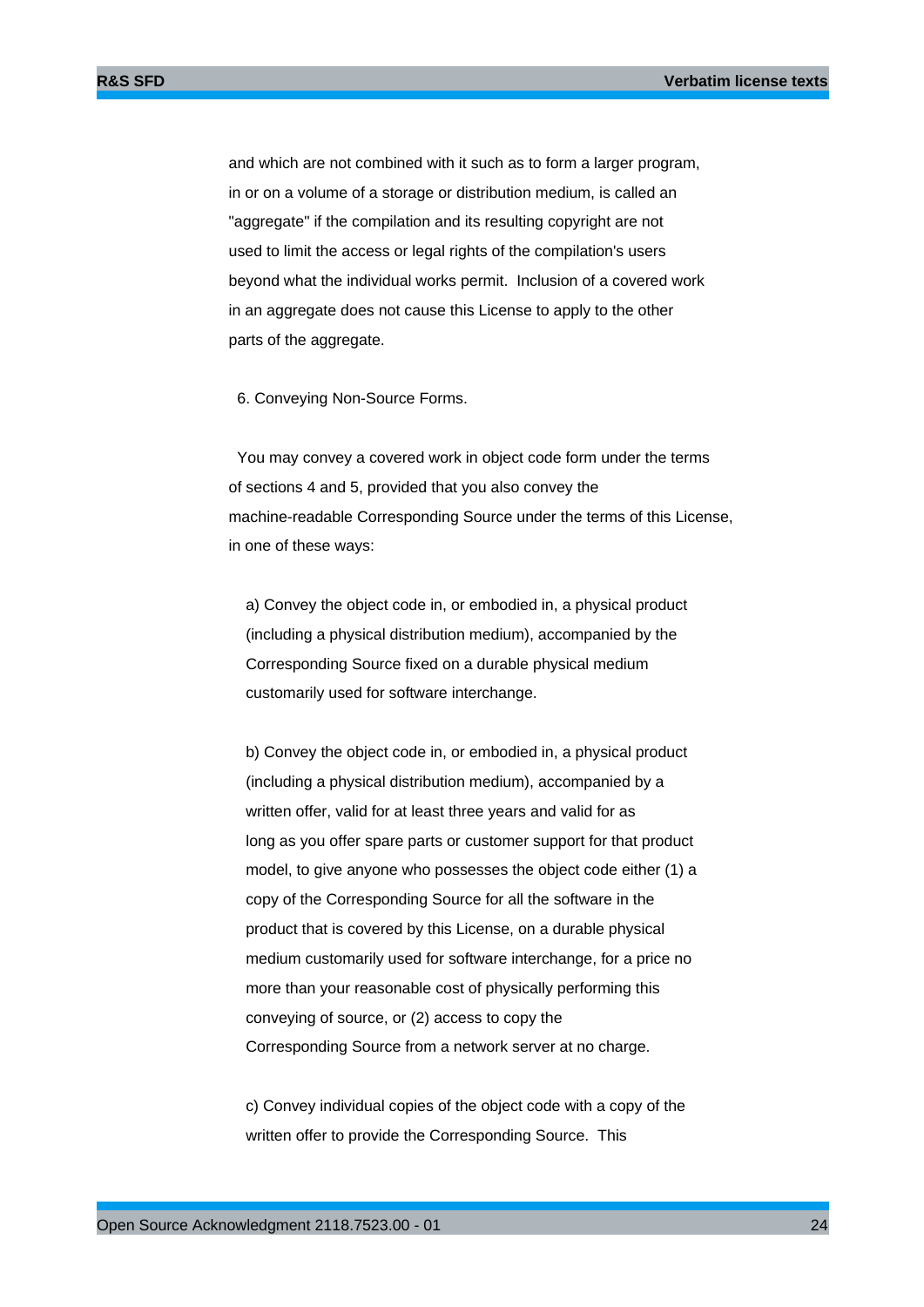and which are not combined with it such as to form a larger program, in or on a volume of a storage or distribution medium, is called an "aggregate" if the compilation and its resulting copyright are not used to limit the access or legal rights of the compilation's users beyond what the individual works permit. Inclusion of a covered work in an aggregate does not cause this License to apply to the other parts of the aggregate.

6. Conveying Non-Source Forms.

You may convey a covered work in object code form under the terms of sections 4 and 5, provided that you also convey the machine-readable Corresponding Source under the terms of this License, in one of these ways:

a) Convey the object code in, or embodied in, a physical product (including a physical distribution medium), accompanied by the Corresponding Source fixed on a durable physical medium customarily used for software interchange.

b) Convey the object code in, or embodied in, a physical product (including a physical distribution medium), accompanied by a written offer, valid for at least three years and valid for as long as you offer spare parts or customer support for that product model, to give anyone who possesses the object code either (1) a copy of the Corresponding Source for all the software in the product that is covered by this License, on a durable physical medium customarily used for software interchange, for a price no more than your reasonable cost of physically performing this conveying of source, or (2) access to copy the Corresponding Source from a network server at no charge.

c) Convey individual copies of the object code with a copy of the written offer to provide the Corresponding Source. This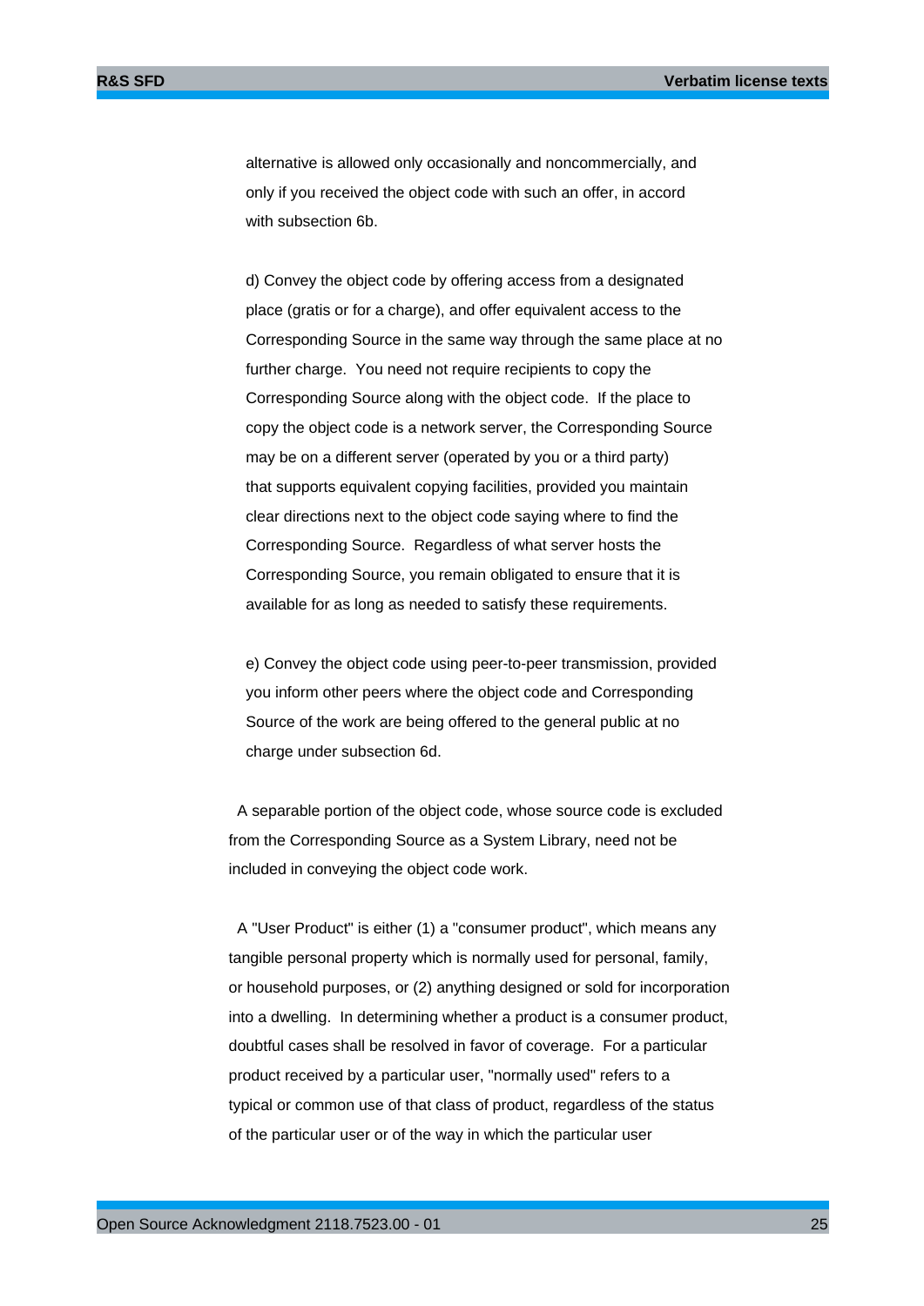alternative is allowed only occasionally and noncommercially, and only if you received the object code with such an offer, in accord with subsection 6b.

d) Convey the object code by offering access from a designated place (gratis or for a charge), and offer equivalent access to the Corresponding Source in the same way through the same place at no further charge. You need not require recipients to copy the Corresponding Source along with the object code. If the place to copy the object code is a network server, the Corresponding Source may be on a different server (operated by you or a third party) that supports equivalent copying facilities, provided you maintain clear directions next to the object code saying where to find the Corresponding Source. Regardless of what server hosts the Corresponding Source, you remain obligated to ensure that it is available for as long as needed to satisfy these requirements.

e) Convey the object code using peer-to-peer transmission, provided you inform other peers where the object code and Corresponding Source of the work are being offered to the general public at no charge under subsection 6d.

A separable portion of the object code, whose source code is excluded from the Corresponding Source as a System Library, need not be included in conveying the object code work.

A "User Product" is either (1) a "consumer product", which means any tangible personal property which is normally used for personal, family, or household purposes, or (2) anything designed or sold for incorporation into a dwelling. In determining whether a product is a consumer product, doubtful cases shall be resolved in favor of coverage. For a particular product received by a particular user, "normally used" refers to a typical or common use of that class of product, regardless of the status of the particular user or of the way in which the particular user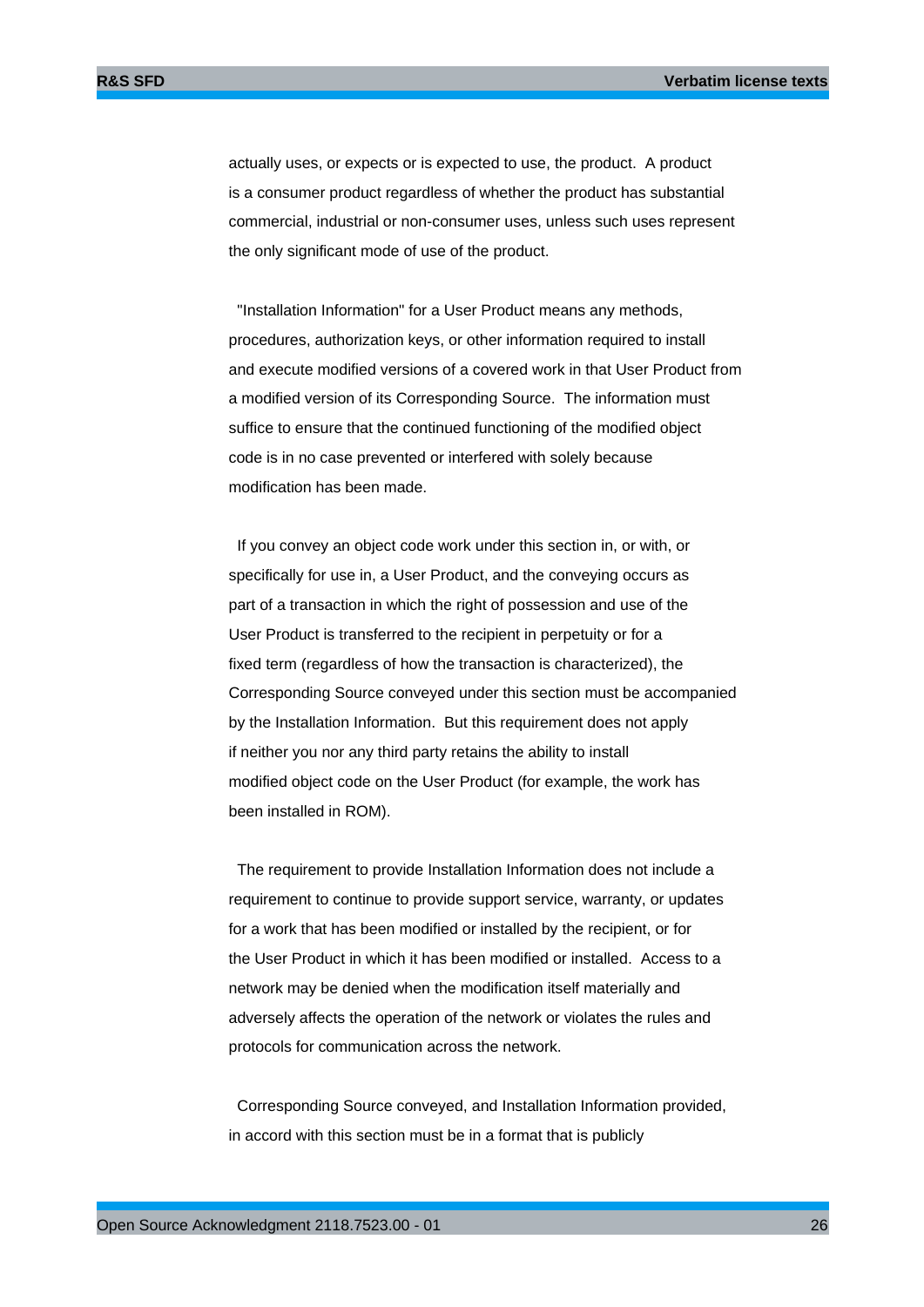actually uses, or expects or is expected to use, the product. A product is a consumer product regardless of whether the product has substantial commercial, industrial or non-consumer uses, unless such uses represent the only significant mode of use of the product.

"Installation Information" for a User Product means any methods, procedures, authorization keys, or other information required to install and execute modified versions of a covered work in that User Product from a modified version of its Corresponding Source. The information must suffice to ensure that the continued functioning of the modified object code is in no case prevented or interfered with solely because modification has been made.

If you convey an object code work under this section in, or with, or specifically for use in, a User Product, and the conveying occurs as part of a transaction in which the right of possession and use of the User Product is transferred to the recipient in perpetuity or for a fixed term (regardless of how the transaction is characterized), the Corresponding Source conveyed under this section must be accompanied by the Installation Information. But this requirement does not apply if neither you nor any third party retains the ability to install modified object code on the User Product (for example, the work has been installed in ROM).

The requirement to provide Installation Information does not include a requirement to continue to provide support service, warranty, or updates for a work that has been modified or installed by the recipient, or for the User Product in which it has been modified or installed. Access to a network may be denied when the modification itself materially and adversely affects the operation of the network or violates the rules and protocols for communication across the network.

Corresponding Source conveyed, and Installation Information provided, in accord with this section must be in a format that is publicly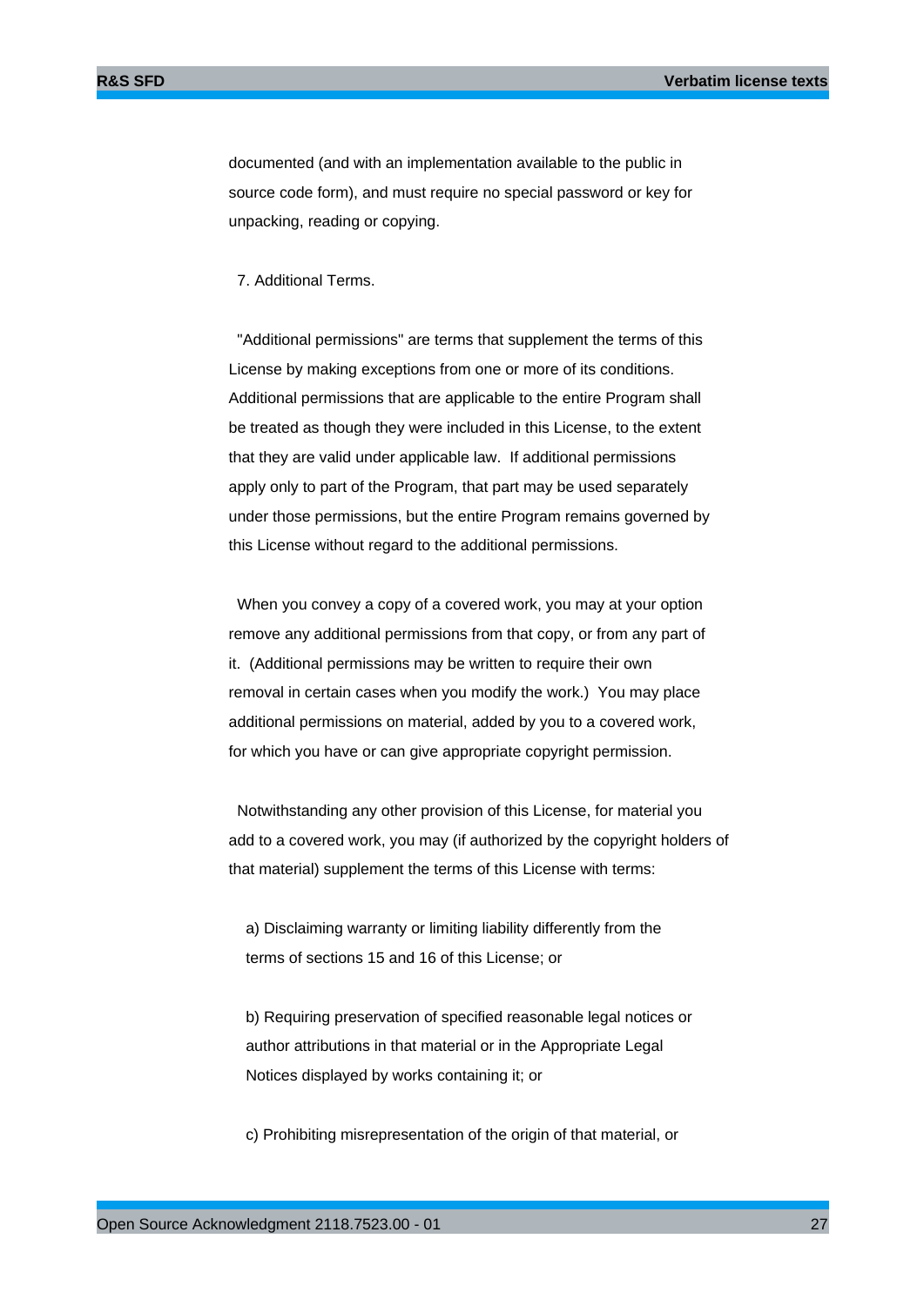documented (and with an implementation available to the public in source code form), and must require no special password or key for unpacking, reading or copying.

7. Additional Terms.

"Additional permissions" are terms that supplement the terms of this License by making exceptions from one or more of its conditions. Additional permissions that are applicable to the entire Program shall be treated as though they were included in this License, to the extent that they are valid under applicable law. If additional permissions apply only to part of the Program, that part may be used separately under those permissions, but the entire Program remains governed by this License without regard to the additional permissions.

When you convey a copy of a covered work, you may at your option remove any additional permissions from that copy, or from any part of it. (Additional permissions may be written to require their own removal in certain cases when you modify the work.) You may place additional permissions on material, added by you to a covered work, for which you have or can give appropriate copyright permission.

Notwithstanding any other provision of this License, for material you add to a covered work, you may (if authorized by the copyright holders of that material) supplement the terms of this License with terms:

a) Disclaiming warranty or limiting liability differently from the terms of sections 15 and 16 of this License; or

b) Requiring preservation of specified reasonable legal notices or author attributions in that material or in the Appropriate Legal Notices displayed by works containing it; or

c) Prohibiting misrepresentation of the origin of that material, or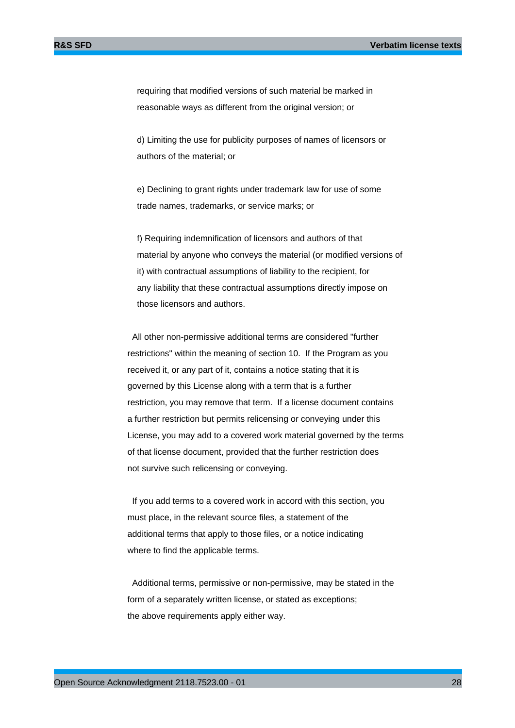requiring that modified versions of such material be marked in reasonable ways as different from the original version; or

d) Limiting the use for publicity purposes of names of licensors or authors of the material; or

e) Declining to grant rights under trademark law for use of some trade names, trademarks, or service marks; or

f) Requiring indemnification of licensors and authors of that material by anyone who conveys the material (or modified versions of it) with contractual assumptions of liability to the recipient, for any liability that these contractual assumptions directly impose on those licensors and authors.

All other non-permissive additional terms are considered "further restrictions" within the meaning of section 10. If the Program as you received it, or any part of it, contains a notice stating that it is governed by this License along with a term that is a further restriction, you may remove that term. If a license document contains a further restriction but permits relicensing or conveying under this License, you may add to a covered work material governed by the terms of that license document, provided that the further restriction does not survive such relicensing or conveying.

If you add terms to a covered work in accord with this section, you must place, in the relevant source files, a statement of the additional terms that apply to those files, or a notice indicating where to find the applicable terms.

Additional terms, permissive or non-permissive, may be stated in the form of a separately written license, or stated as exceptions; the above requirements apply either way.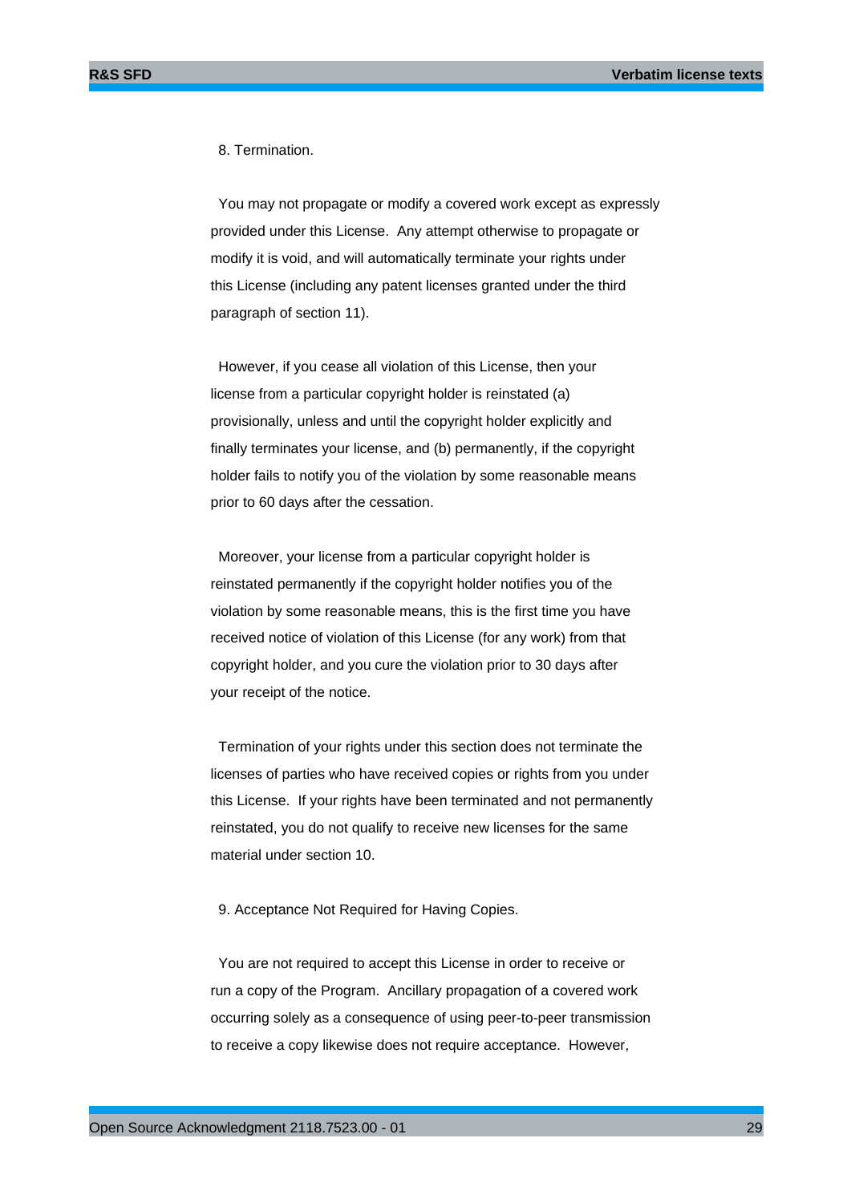8. Termination.

You may not propagate or modify a covered work except as expressly provided under this License. Any attempt otherwise to propagate or modify it is void, and will automatically terminate your rights under this License (including any patent licenses granted under the third paragraph of section 11).

However, if you cease all violation of this License, then your license from a particular copyright holder is reinstated (a) provisionally, unless and until the copyright holder explicitly and finally terminates your license, and (b) permanently, if the copyright holder fails to notify you of the violation by some reasonable means prior to 60 days after the cessation.

Moreover, your license from a particular copyright holder is reinstated permanently if the copyright holder notifies you of the violation by some reasonable means, this is the first time you have received notice of violation of this License (for any work) from that copyright holder, and you cure the violation prior to 30 days after your receipt of the notice.

Termination of your rights under this section does not terminate the licenses of parties who have received copies or rights from you under this License. If your rights have been terminated and not permanently reinstated, you do not qualify to receive new licenses for the same material under section 10.

9. Acceptance Not Required for Having Copies.

You are not required to accept this License in order to receive or run a copy of the Program. Ancillary propagation of a covered work occurring solely as a consequence of using peer-to-peer transmission to receive a copy likewise does not require acceptance. However,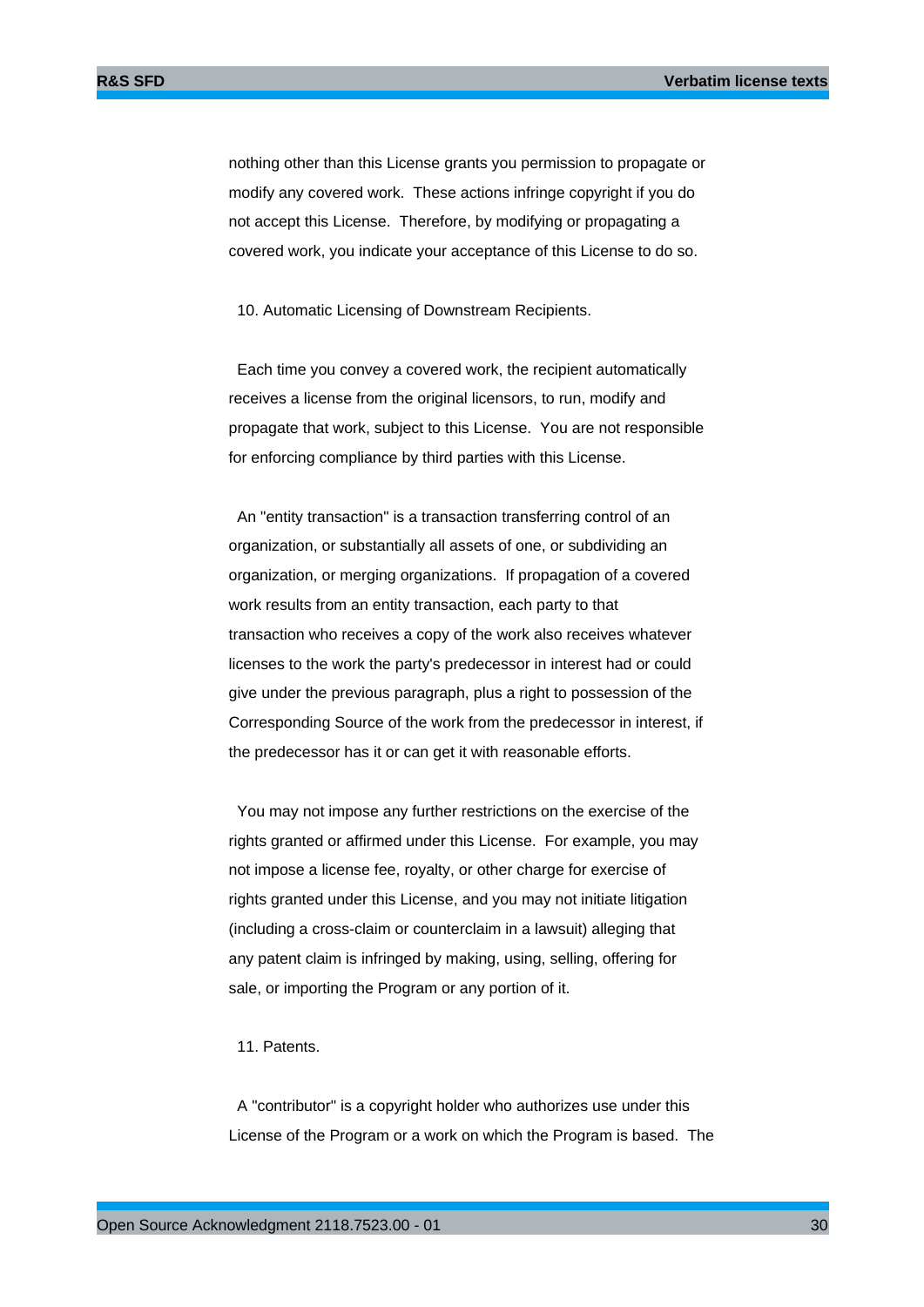nothing other than this License grants you permission to propagate or modify any covered work. These actions infringe copyright if you do not accept this License. Therefore, by modifying or propagating a covered work, you indicate your acceptance of this License to do so.

10. Automatic Licensing of Downstream Recipients.

Each time you convey a covered work, the recipient automatically receives a license from the original licensors, to run, modify and propagate that work, subject to this License. You are not responsible for enforcing compliance by third parties with this License.

An "entity transaction" is a transaction transferring control of an organization, or substantially all assets of one, or subdividing an organization, or merging organizations. If propagation of a covered work results from an entity transaction, each party to that transaction who receives a copy of the work also receives whatever licenses to the work the party's predecessor in interest had or could give under the previous paragraph, plus a right to possession of the Corresponding Source of the work from the predecessor in interest, if the predecessor has it or can get it with reasonable efforts.

You may not impose any further restrictions on the exercise of the rights granted or affirmed under this License. For example, you may not impose a license fee, royalty, or other charge for exercise of rights granted under this License, and you may not initiate litigation (including a cross-claim or counterclaim in a lawsuit) alleging that any patent claim is infringed by making, using, selling, offering for sale, or importing the Program or any portion of it.

11. Patents.

A "contributor" is a copyright holder who authorizes use under this License of the Program or a work on which the Program is based. The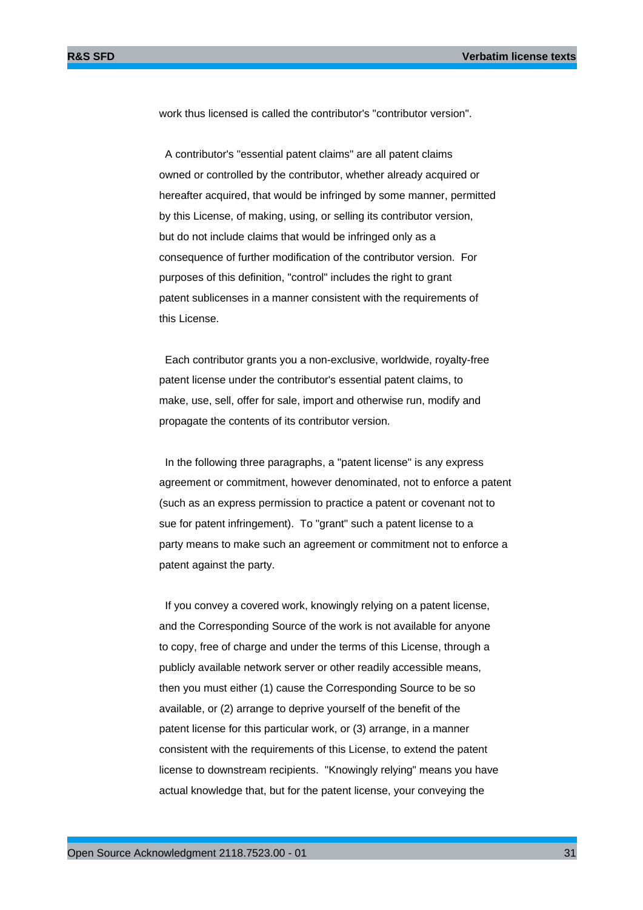work thus licensed is called the contributor's "contributor version".

A contributor's "essential patent claims" are all patent claims owned or controlled by the contributor, whether already acquired or hereafter acquired, that would be infringed by some manner, permitted by this License, of making, using, or selling its contributor version, but do not include claims that would be infringed only as a consequence of further modification of the contributor version. For purposes of this definition, "control" includes the right to grant patent sublicenses in a manner consistent with the requirements of this License.

Each contributor grants you a non-exclusive, worldwide, royalty-free patent license under the contributor's essential patent claims, to make, use, sell, offer for sale, import and otherwise run, modify and propagate the contents of its contributor version.

In the following three paragraphs, a "patent license" is any express agreement or commitment, however denominated, not to enforce a patent (such as an express permission to practice a patent or covenant not to sue for patent infringement). To "grant" such a patent license to a party means to make such an agreement or commitment not to enforce a patent against the party.

If you convey a covered work, knowingly relying on a patent license, and the Corresponding Source of the work is not available for anyone to copy, free of charge and under the terms of this License, through a publicly available network server or other readily accessible means, then you must either (1) cause the Corresponding Source to be so available, or (2) arrange to deprive yourself of the benefit of the patent license for this particular work, or (3) arrange, in a manner consistent with the requirements of this License, to extend the patent license to downstream recipients. "Knowingly relying" means you have actual knowledge that, but for the patent license, your conveying the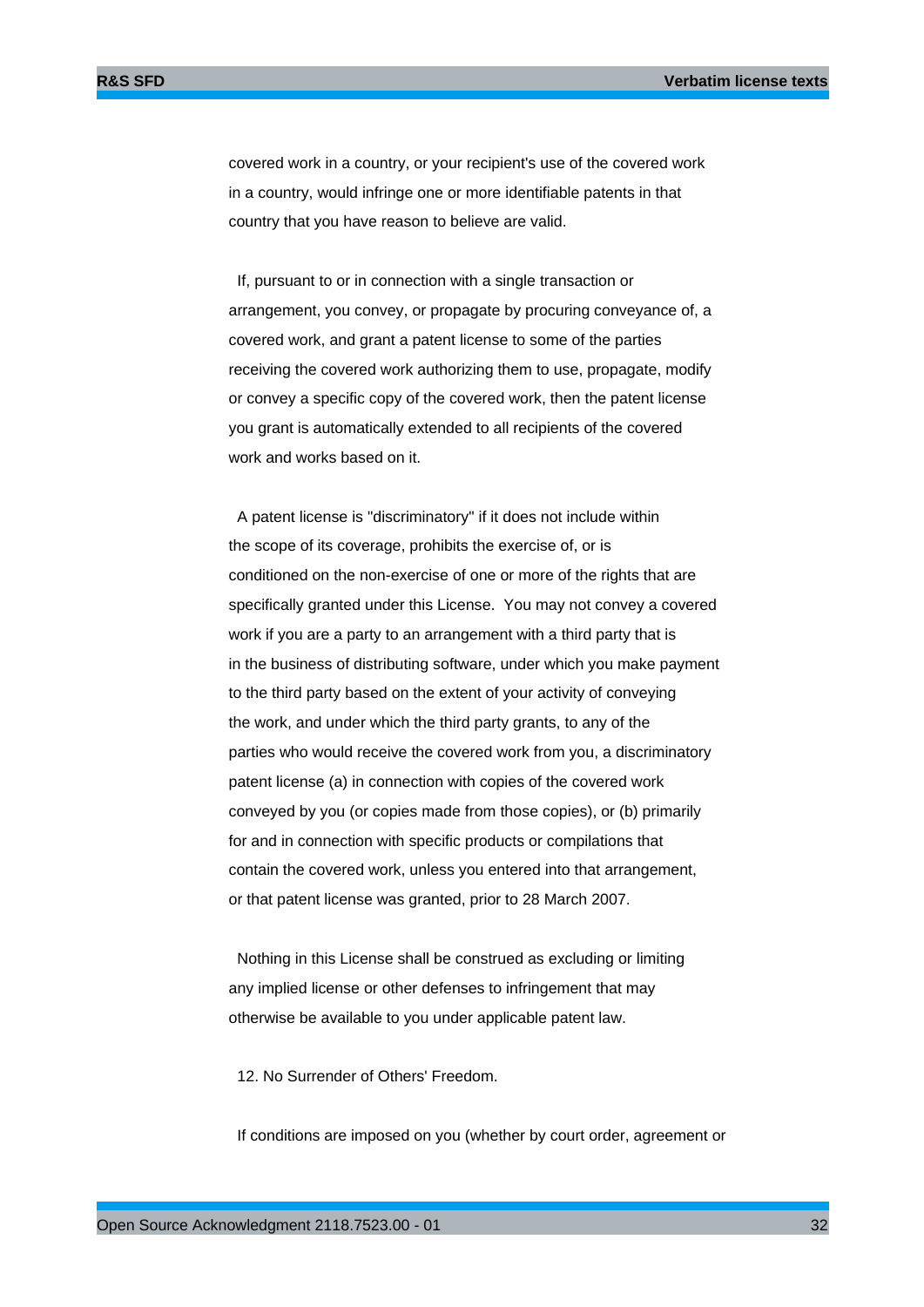covered work in a country, or your recipient's use of the covered work in a country, would infringe one or more identifiable patents in that country that you have reason to believe are valid.

If, pursuant to or in connection with a single transaction or arrangement, you convey, or propagate by procuring conveyance of, a covered work, and grant a patent license to some of the parties receiving the covered work authorizing them to use, propagate, modify or convey a specific copy of the covered work, then the patent license you grant is automatically extended to all recipients of the covered work and works based on it.

A patent license is "discriminatory" if it does not include within the scope of its coverage, prohibits the exercise of, or is conditioned on the non-exercise of one or more of the rights that are specifically granted under this License. You may not convey a covered work if you are a party to an arrangement with a third party that is in the business of distributing software, under which you make payment to the third party based on the extent of your activity of conveying the work, and under which the third party grants, to any of the parties who would receive the covered work from you, a discriminatory patent license (a) in connection with copies of the covered work conveyed by you (or copies made from those copies), or (b) primarily for and in connection with specific products or compilations that contain the covered work, unless you entered into that arrangement, or that patent license was granted, prior to 28 March 2007.

Nothing in this License shall be construed as excluding or limiting any implied license or other defenses to infringement that may otherwise be available to you under applicable patent law.

12. No Surrender of Others' Freedom.

If conditions are imposed on you (whether by court order, agreement or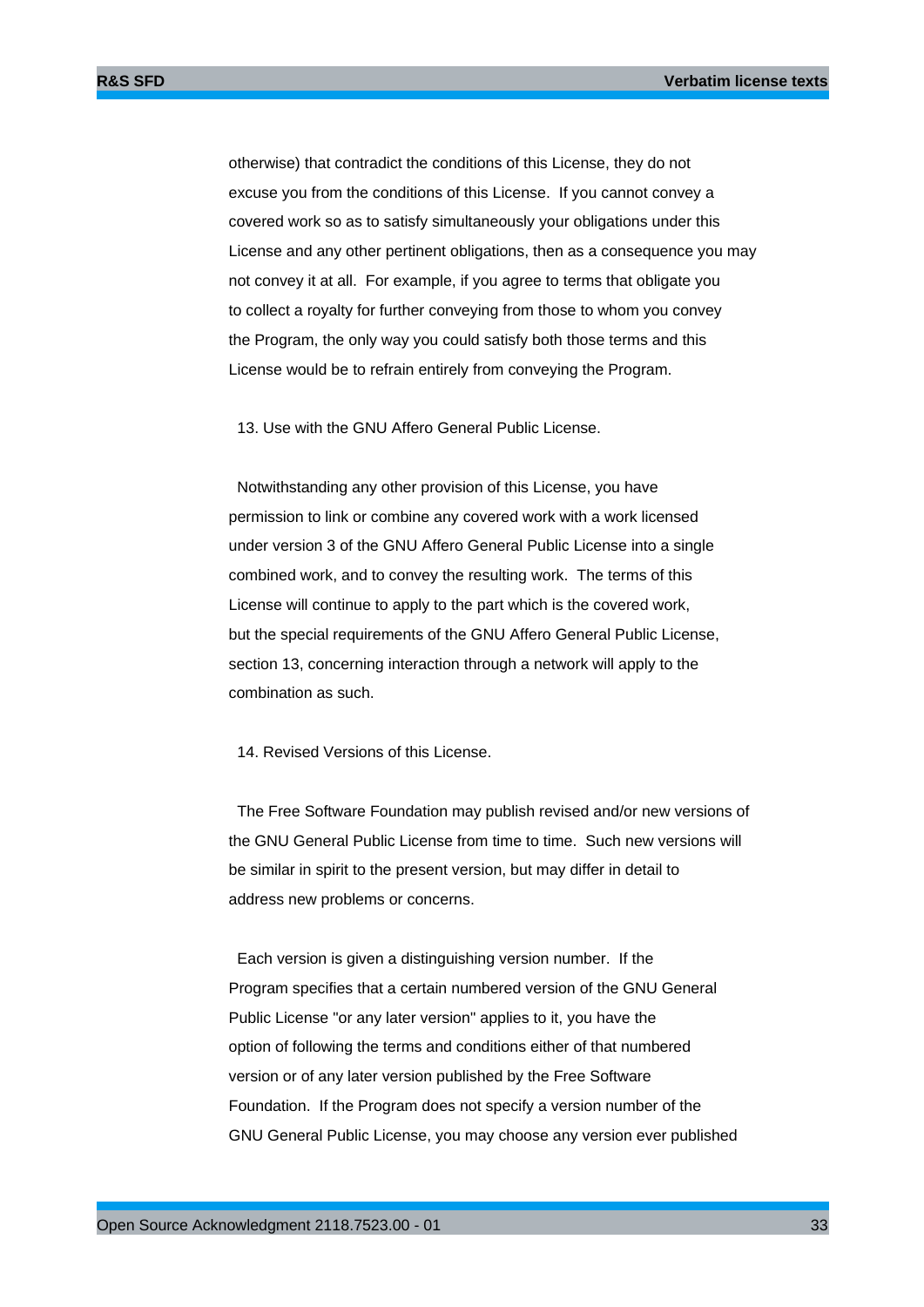otherwise) that contradict the conditions of this License, they do not excuse you from the conditions of this License. If you cannot convey a covered work so as to satisfy simultaneously your obligations under this License and any other pertinent obligations, then as a consequence you may not convey it at all. For example, if you agree to terms that obligate you to collect a royalty for further conveying from those to whom you convey the Program, the only way you could satisfy both those terms and this License would be to refrain entirely from conveying the Program.

13. Use with the GNU Affero General Public License.

Notwithstanding any other provision of this License, you have permission to link or combine any covered work with a work licensed under version 3 of the GNU Affero General Public License into a single combined work, and to convey the resulting work. The terms of this License will continue to apply to the part which is the covered work, but the special requirements of the GNU Affero General Public License, section 13, concerning interaction through a network will apply to the combination as such.

14. Revised Versions of this License.

The Free Software Foundation may publish revised and/or new versions of the GNU General Public License from time to time. Such new versions will be similar in spirit to the present version, but may differ in detail to address new problems or concerns.

Each version is given a distinguishing version number. If the Program specifies that a certain numbered version of the GNU General Public License "or any later version" applies to it, you have the option of following the terms and conditions either of that numbered version or of any later version published by the Free Software Foundation. If the Program does not specify a version number of the GNU General Public License, you may choose any version ever published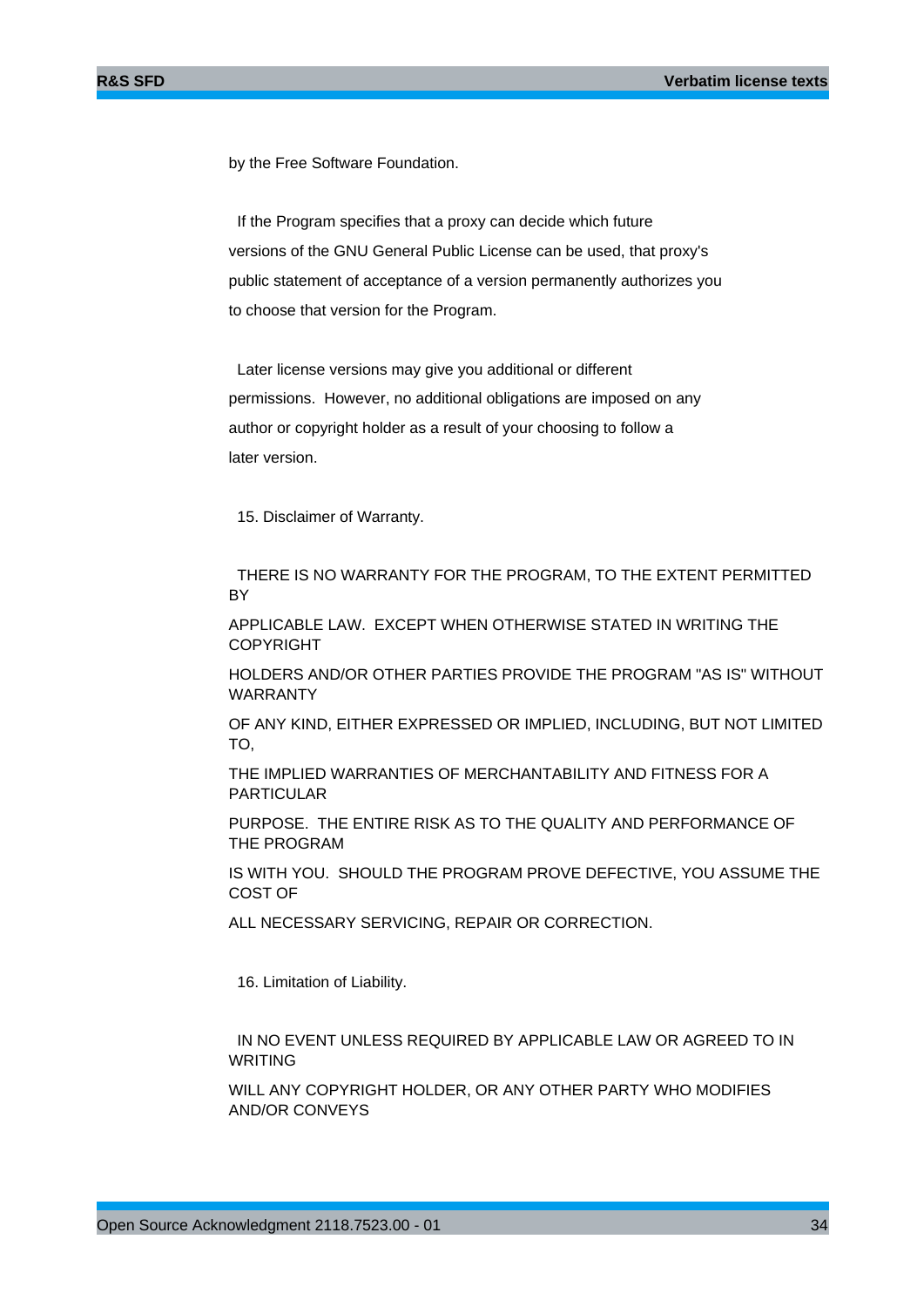by the Free Software Foundation.

If the Program specifies that a proxy can decide which future versions of the GNU General Public License can be used, that proxy's public statement of acceptance of a version permanently authorizes you to choose that version for the Program.

Later license versions may give you additional or different permissions. However, no additional obligations are imposed on any author or copyright holder as a result of your choosing to follow a later version.

15. Disclaimer of Warranty.

THERE IS NO WARRANTY FOR THE PROGRAM, TO THE EXTENT PERMITTED BY

APPLICABLE LAW. EXCEPT WHEN OTHERWISE STATED IN WRITING THE COPYRIGHT

HOLDERS AND/OR OTHER PARTIES PROVIDE THE PROGRAM "AS IS" WITHOUT WARRANTY

OF ANY KIND, EITHER EXPRESSED OR IMPLIED, INCLUDING, BUT NOT LIMITED TO,

THE IMPLIED WARRANTIES OF MERCHANTABILITY AND FITNESS FOR A PARTICULAR

PURPOSE. THE ENTIRE RISK AS TO THE QUALITY AND PERFORMANCE OF THE PROGRAM

IS WITH YOU. SHOULD THE PROGRAM PROVE DEFECTIVE, YOU ASSUME THE COST OF

ALL NECESSARY SERVICING, REPAIR OR CORRECTION.

16. Limitation of Liability.

IN NO EVENT UNLESS REQUIRED BY APPLICABLE LAW OR AGREED TO IN WRITING

WILL ANY COPYRIGHT HOLDER, OR ANY OTHER PARTY WHO MODIFIES AND/OR CONVEYS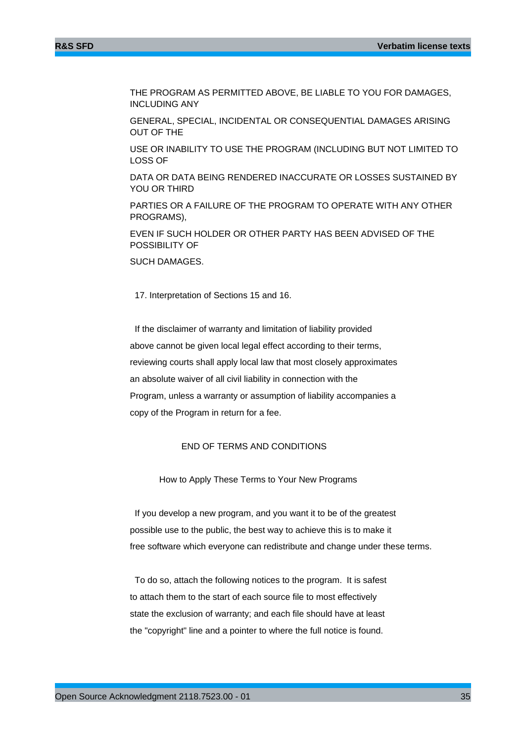THE PROGRAM AS PERMITTED ABOVE, BE LIABLE TO YOU FOR DAMAGES, INCLUDING ANY

GENERAL, SPECIAL, INCIDENTAL OR CONSEQUENTIAL DAMAGES ARISING OUT OF THE

USE OR INABILITY TO USE THE PROGRAM (INCLUDING BUT NOT LIMITED TO LOSS OF

DATA OR DATA BEING RENDERED INACCURATE OR LOSSES SUSTAINED BY YOU OR THIRD

PARTIES OR A FAILURE OF THE PROGRAM TO OPERATE WITH ANY OTHER PROGRAMS),

EVEN IF SUCH HOLDER OR OTHER PARTY HAS BEEN ADVISED OF THE POSSIBILITY OF

SUCH DAMAGES.

17. Interpretation of Sections 15 and 16.

If the disclaimer of warranty and limitation of liability provided
above cannot be given local legal effect according to their terms,
reviewing courts shall apply local law that most closely approximates
an absolute waiver of all civil liability in connection with the
Program, unless a warranty or assumption of liability accompanies a
copy of the Program in return for a fee.

END OF TERMS AND CONDITIONS

How to Apply These Terms to Your New Programs

If you develop a new program, and you want it to be of the greatest
possible use to the public, the best way to achieve this is to make it
free software which everyone can redistribute and change under these terms.

To do so, attach the following notices to the program. It is safest
to attach them to the start of each source file to most effectively
state the exclusion of warranty; and each file should have at least
the "copyright" line and a pointer to where the full notice is found.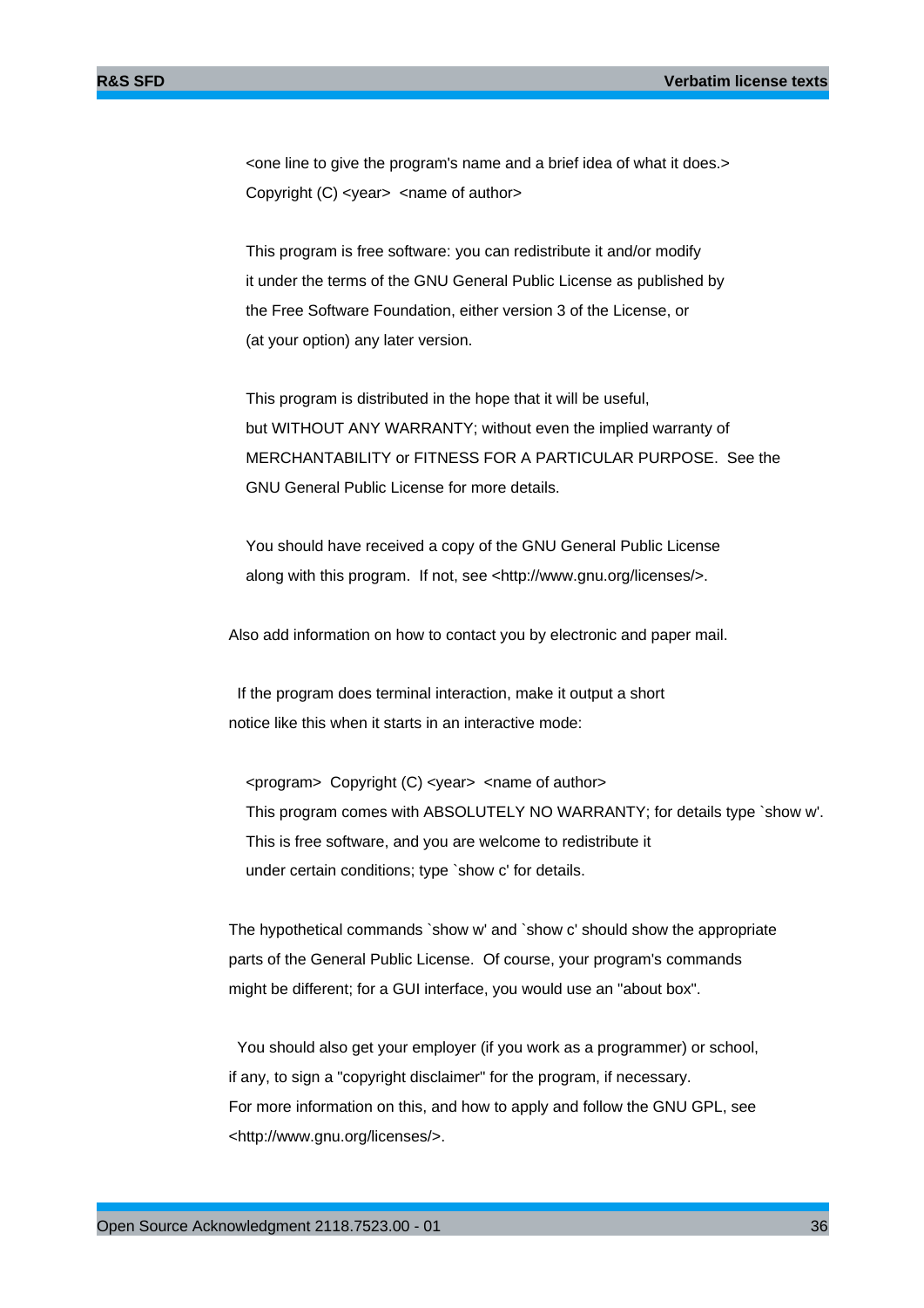```
<one line to give the program's name and a brief idea of what it does.>
Copyright (C) <year>  <name of author>

This program is free software: you can redistribute it and/or modify
it under the terms of the GNU General Public License as published by
the Free Software Foundation, either version 3 of the License, or
(at your option) any later version.

This program is distributed in the hope that it will be useful,
but WITHOUT ANY WARRANTY; without even the implied warranty of
MERCHANTABILITY or FITNESS FOR A PARTICULAR PURPOSE.  See the
GNU General Public License for more details.

You should have received a copy of the GNU General Public License
along with this program.  If not, see <http://www.gnu.org/licenses/>.
```

Also add information on how to contact you by electronic and paper mail.

If the program does terminal interaction, make it output a short notice like this when it starts in an interactive mode:

```
<program>  Copyright (C) <year>  <name of author>
This program comes with ABSOLUTELY NO WARRANTY; for details type `show w'.
This is free software, and you are welcome to redistribute it
under certain conditions; type `show c' for details.
```

The hypothetical commands `show w' and `show c' should show the appropriate parts of the General Public License. Of course, your program's commands might be different; for a GUI interface, you would use an "about box".

You should also get your employer (if you work as a programmer) or school, if any, to sign a "copyright disclaimer" for the program, if necessary. For more information on this, and how to apply and follow the GNU GPL, see <http://www.gnu.org/licenses/>.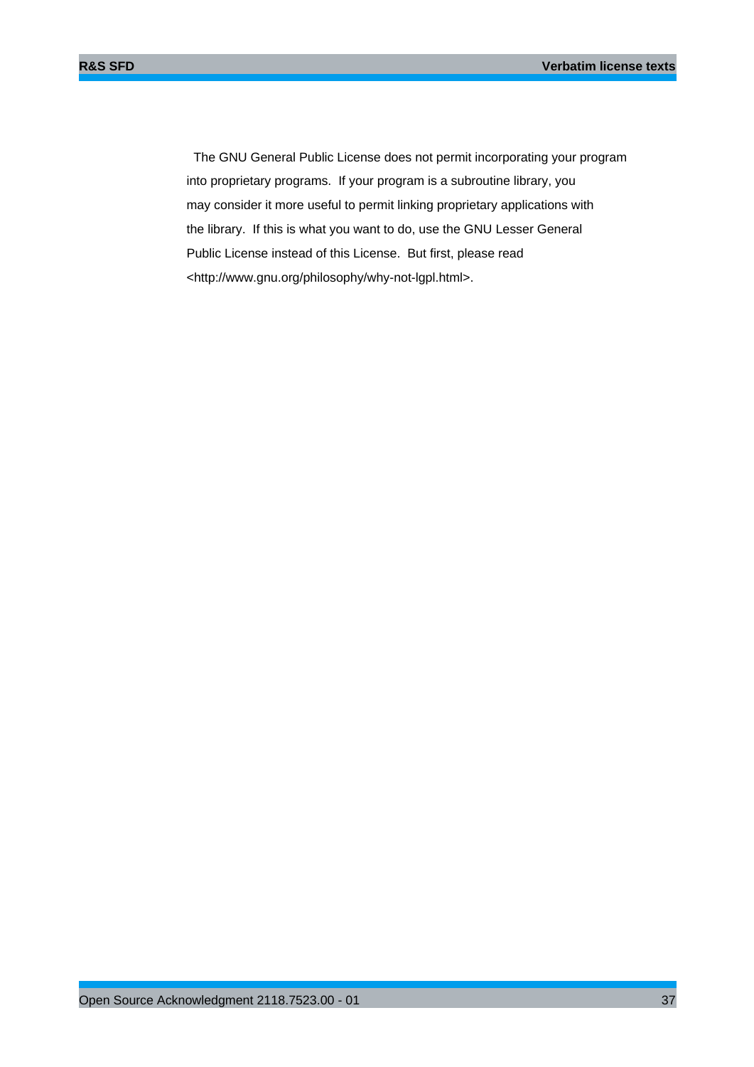The GNU General Public License does not permit incorporating your program into proprietary programs. If your program is a subroutine library, you may consider it more useful to permit linking proprietary applications with the library. If this is what you want to do, use the GNU Lesser General Public License instead of this License. But first, please read <http://www.gnu.org/philosophy/why-not-lgpl.html>.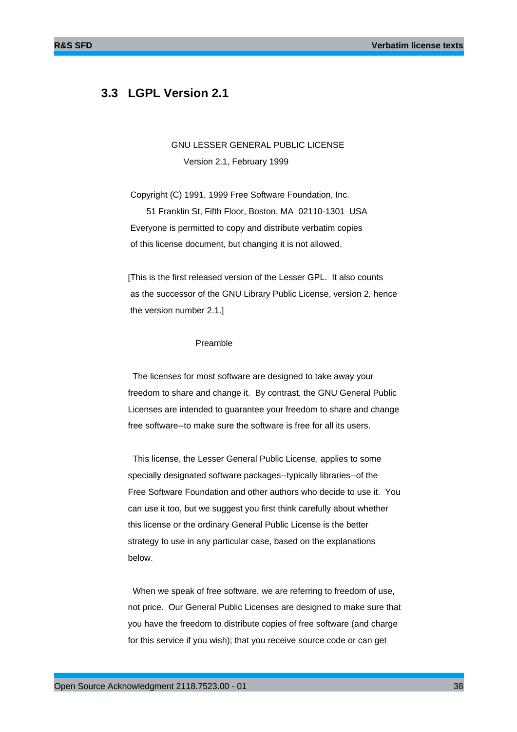## 3.3 LGPL Version 2.1

GNU LESSER GENERAL PUBLIC LICENSE

Version 2.1, February 1999

Copyright (C) 1991, 1999 Free Software Foundation, Inc.

51 Franklin St, Fifth Floor, Boston, MA 02110-1301 USA

Everyone is permitted to copy and distribute verbatim copies of this license document, but changing it is not allowed.

[This is the first released version of the Lesser GPL. It also counts as the successor of the GNU Library Public License, version 2, hence the version number 2.1.]

Preamble

The licenses for most software are designed to take away your freedom to share and change it. By contrast, the GNU General Public Licenses are intended to guarantee your freedom to share and change free software--to make sure the software is free for all its users.

This license, the Lesser General Public License, applies to some specially designated software packages--typically libraries--of the Free Software Foundation and other authors who decide to use it. You can use it too, but we suggest you first think carefully about whether this license or the ordinary General Public License is the better strategy to use in any particular case, based on the explanations below.

When we speak of free software, we are referring to freedom of use, not price. Our General Public Licenses are designed to make sure that you have the freedom to distribute copies of free software (and charge for this service if you wish); that you receive source code or can get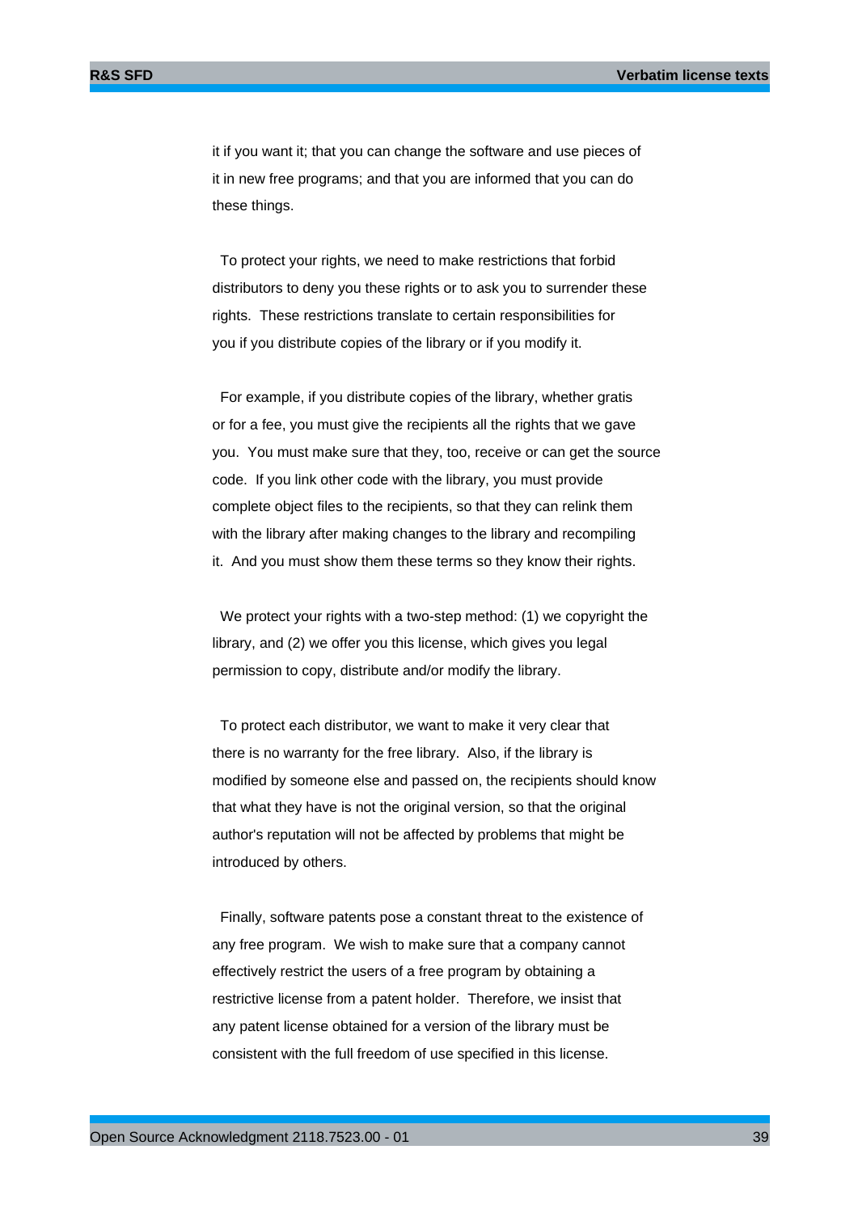it if you want it; that you can change the software and use pieces of it in new free programs; and that you are informed that you can do these things.

To protect your rights, we need to make restrictions that forbid distributors to deny you these rights or to ask you to surrender these rights. These restrictions translate to certain responsibilities for you if you distribute copies of the library or if you modify it.

For example, if you distribute copies of the library, whether gratis or for a fee, you must give the recipients all the rights that we gave you. You must make sure that they, too, receive or can get the source code. If you link other code with the library, you must provide complete object files to the recipients, so that they can relink them with the library after making changes to the library and recompiling it. And you must show them these terms so they know their rights.

We protect your rights with a two-step method: (1) we copyright the library, and (2) we offer you this license, which gives you legal permission to copy, distribute and/or modify the library.

To protect each distributor, we want to make it very clear that there is no warranty for the free library. Also, if the library is modified by someone else and passed on, the recipients should know that what they have is not the original version, so that the original author's reputation will not be affected by problems that might be introduced by others.

Finally, software patents pose a constant threat to the existence of any free program. We wish to make sure that a company cannot effectively restrict the users of a free program by obtaining a restrictive license from a patent holder. Therefore, we insist that any patent license obtained for a version of the library must be consistent with the full freedom of use specified in this license.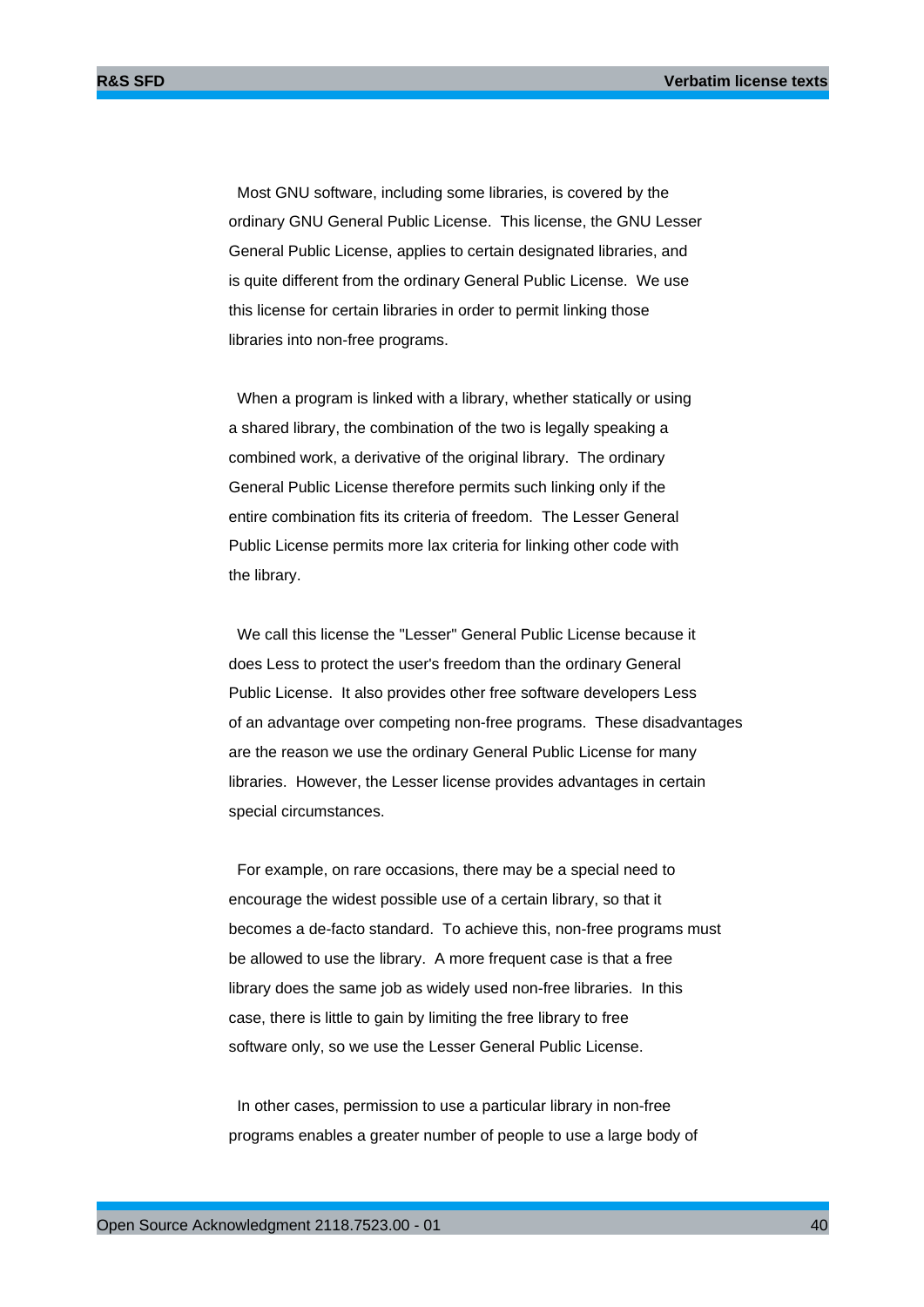Most GNU software, including some libraries, is covered by the ordinary GNU General Public License. This license, the GNU Lesser General Public License, applies to certain designated libraries, and is quite different from the ordinary General Public License. We use this license for certain libraries in order to permit linking those libraries into non-free programs.

When a program is linked with a library, whether statically or using a shared library, the combination of the two is legally speaking a combined work, a derivative of the original library. The ordinary General Public License therefore permits such linking only if the entire combination fits its criteria of freedom. The Lesser General Public License permits more lax criteria for linking other code with the library.

We call this license the "Lesser" General Public License because it does Less to protect the user's freedom than the ordinary General Public License. It also provides other free software developers Less of an advantage over competing non-free programs. These disadvantages are the reason we use the ordinary General Public License for many libraries. However, the Lesser license provides advantages in certain special circumstances.

For example, on rare occasions, there may be a special need to encourage the widest possible use of a certain library, so that it becomes a de-facto standard. To achieve this, non-free programs must be allowed to use the library. A more frequent case is that a free library does the same job as widely used non-free libraries. In this case, there is little to gain by limiting the free library to free software only, so we use the Lesser General Public License.

In other cases, permission to use a particular library in non-free programs enables a greater number of people to use a large body of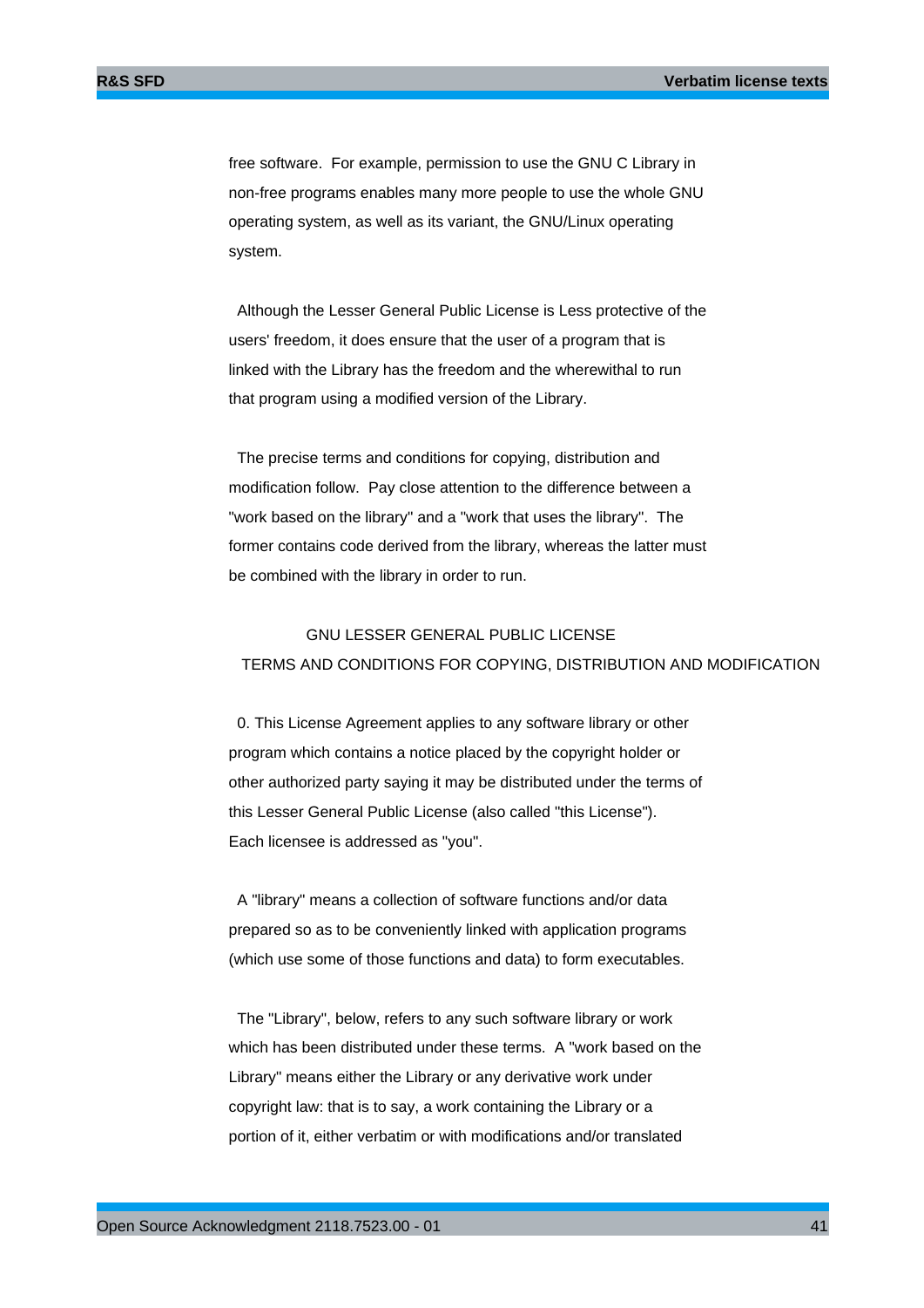free software. For example, permission to use the GNU C Library in non-free programs enables many more people to use the whole GNU operating system, as well as its variant, the GNU/Linux operating system.

Although the Lesser General Public License is Less protective of the users' freedom, it does ensure that the user of a program that is linked with the Library has the freedom and the wherewithal to run that program using a modified version of the Library.

The precise terms and conditions for copying, distribution and modification follow. Pay close attention to the difference between a "work based on the library" and a "work that uses the library". The former contains code derived from the library, whereas the latter must be combined with the library in order to run.

GNU LESSER GENERAL PUBLIC LICENSE
TERMS AND CONDITIONS FOR COPYING, DISTRIBUTION AND MODIFICATION

0. This License Agreement applies to any software library or other program which contains a notice placed by the copyright holder or other authorized party saying it may be distributed under the terms of this Lesser General Public License (also called "this License"). Each licensee is addressed as "you".

A "library" means a collection of software functions and/or data prepared so as to be conveniently linked with application programs (which use some of those functions and data) to form executables.

The "Library", below, refers to any such software library or work which has been distributed under these terms. A "work based on the Library" means either the Library or any derivative work under copyright law: that is to say, a work containing the Library or a portion of it, either verbatim or with modifications and/or translated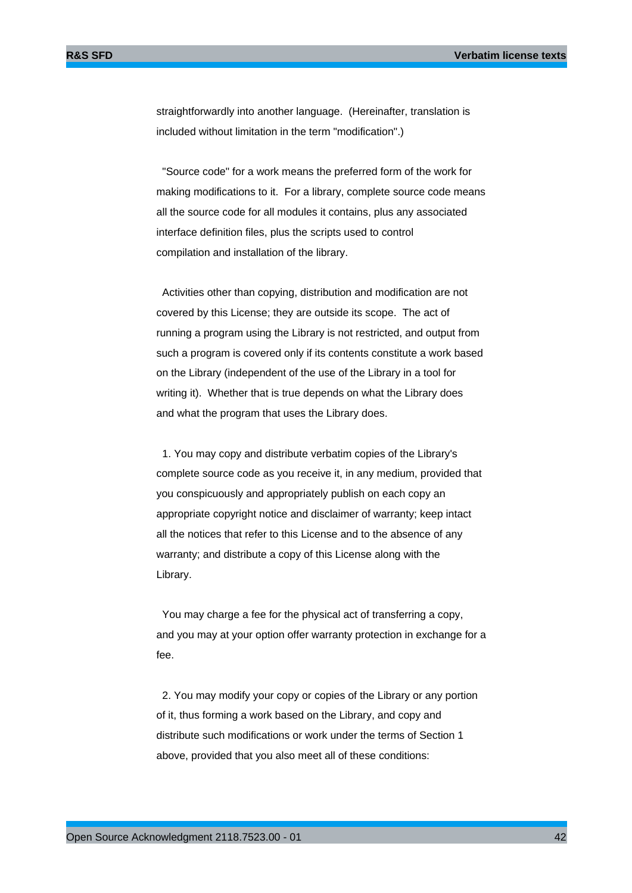straightforwardly into another language. (Hereinafter, translation is included without limitation in the term "modification".)

"Source code" for a work means the preferred form of the work for making modifications to it. For a library, complete source code means all the source code for all modules it contains, plus any associated interface definition files, plus the scripts used to control compilation and installation of the library.

Activities other than copying, distribution and modification are not covered by this License; they are outside its scope. The act of running a program using the Library is not restricted, and output from such a program is covered only if its contents constitute a work based on the Library (independent of the use of the Library in a tool for writing it). Whether that is true depends on what the Library does and what the program that uses the Library does.

1. You may copy and distribute verbatim copies of the Library's complete source code as you receive it, in any medium, provided that you conspicuously and appropriately publish on each copy an appropriate copyright notice and disclaimer of warranty; keep intact all the notices that refer to this License and to the absence of any warranty; and distribute a copy of this License along with the Library.

You may charge a fee for the physical act of transferring a copy, and you may at your option offer warranty protection in exchange for a fee.

2. You may modify your copy or copies of the Library or any portion of it, thus forming a work based on the Library, and copy and distribute such modifications or work under the terms of Section 1 above, provided that you also meet all of these conditions: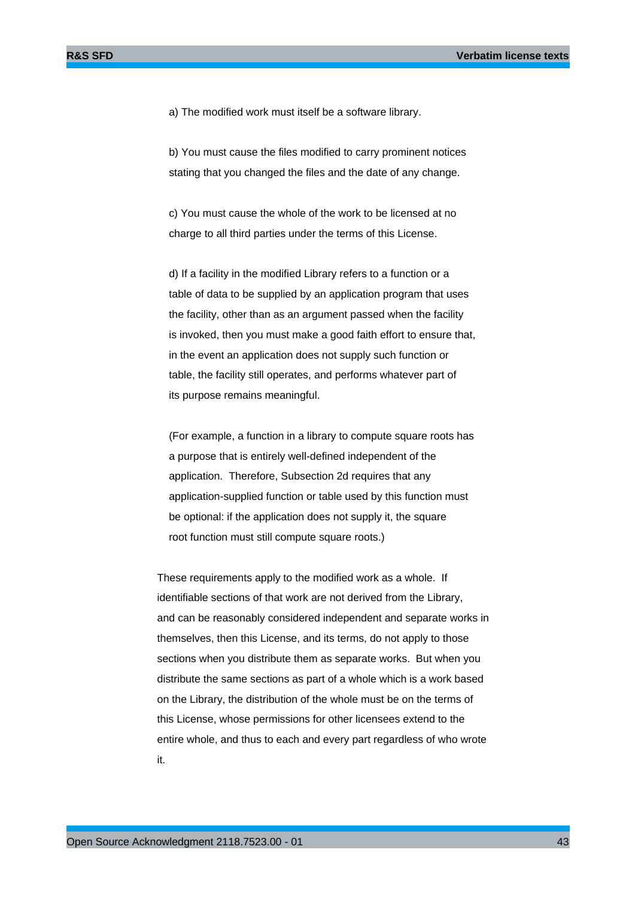a) The modified work must itself be a software library.

b) You must cause the files modified to carry prominent notices stating that you changed the files and the date of any change.

c) You must cause the whole of the work to be licensed at no charge to all third parties under the terms of this License.

d) If a facility in the modified Library refers to a function or a table of data to be supplied by an application program that uses the facility, other than as an argument passed when the facility is invoked, then you must make a good faith effort to ensure that, in the event an application does not supply such function or table, the facility still operates, and performs whatever part of its purpose remains meaningful.

(For example, a function in a library to compute square roots has a purpose that is entirely well-defined independent of the application. Therefore, Subsection 2d requires that any application-supplied function or table used by this function must be optional: if the application does not supply it, the square root function must still compute square roots.)

These requirements apply to the modified work as a whole. If identifiable sections of that work are not derived from the Library, and can be reasonably considered independent and separate works in themselves, then this License, and its terms, do not apply to those sections when you distribute them as separate works. But when you distribute the same sections as part of a whole which is a work based on the Library, the distribution of the whole must be on the terms of this License, whose permissions for other licensees extend to the entire whole, and thus to each and every part regardless of who wrote it.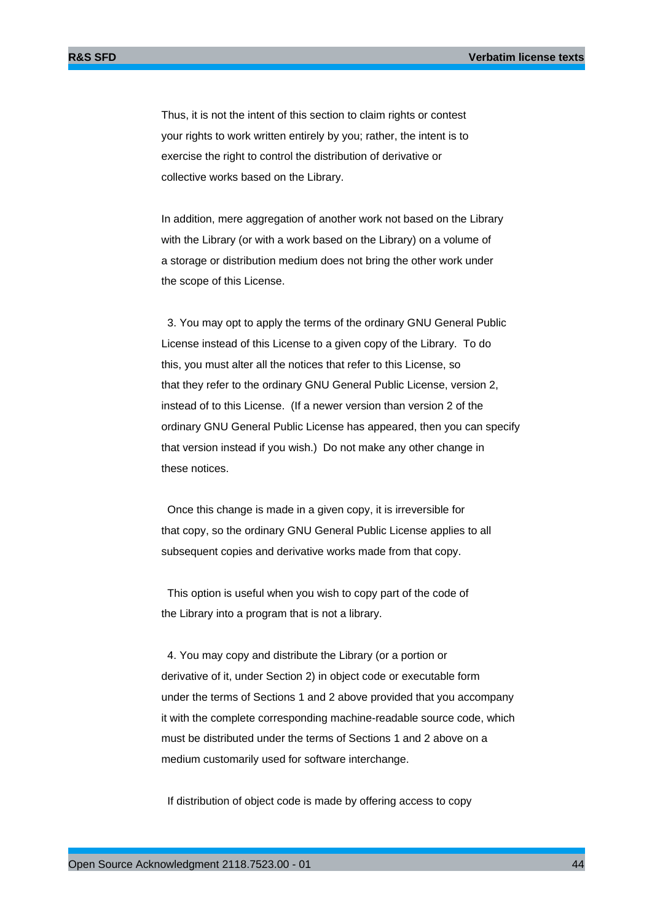Thus, it is not the intent of this section to claim rights or contest your rights to work written entirely by you; rather, the intent is to exercise the right to control the distribution of derivative or collective works based on the Library.

In addition, mere aggregation of another work not based on the Library with the Library (or with a work based on the Library) on a volume of a storage or distribution medium does not bring the other work under the scope of this License.

3. You may opt to apply the terms of the ordinary GNU General Public License instead of this License to a given copy of the Library. To do this, you must alter all the notices that refer to this License, so that they refer to the ordinary GNU General Public License, version 2, instead of to this License. (If a newer version than version 2 of the ordinary GNU General Public License has appeared, then you can specify that version instead if you wish.) Do not make any other change in these notices.

Once this change is made in a given copy, it is irreversible for that copy, so the ordinary GNU General Public License applies to all subsequent copies and derivative works made from that copy.

This option is useful when you wish to copy part of the code of the Library into a program that is not a library.

4. You may copy and distribute the Library (or a portion or derivative of it, under Section 2) in object code or executable form under the terms of Sections 1 and 2 above provided that you accompany it with the complete corresponding machine-readable source code, which must be distributed under the terms of Sections 1 and 2 above on a medium customarily used for software interchange.

If distribution of object code is made by offering access to copy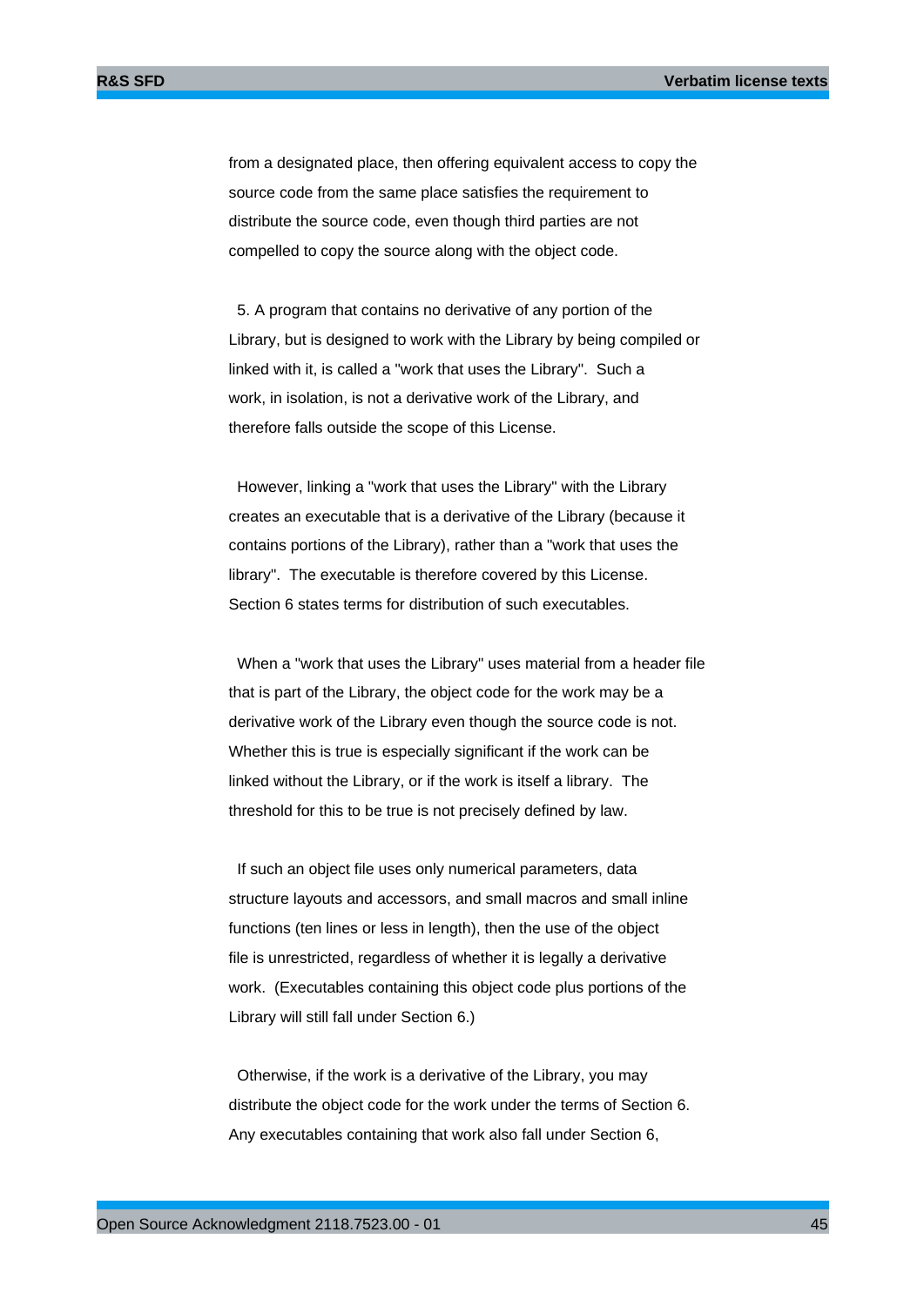from a designated place, then offering equivalent access to copy the source code from the same place satisfies the requirement to distribute the source code, even though third parties are not compelled to copy the source along with the object code.

5. A program that contains no derivative of any portion of the Library, but is designed to work with the Library by being compiled or linked with it, is called a "work that uses the Library". Such a work, in isolation, is not a derivative work of the Library, and therefore falls outside the scope of this License.

However, linking a "work that uses the Library" with the Library creates an executable that is a derivative of the Library (because it contains portions of the Library), rather than a "work that uses the library". The executable is therefore covered by this License. Section 6 states terms for distribution of such executables.

When a "work that uses the Library" uses material from a header file that is part of the Library, the object code for the work may be a derivative work of the Library even though the source code is not. Whether this is true is especially significant if the work can be linked without the Library, or if the work is itself a library. The threshold for this to be true is not precisely defined by law.

If such an object file uses only numerical parameters, data structure layouts and accessors, and small macros and small inline functions (ten lines or less in length), then the use of the object file is unrestricted, regardless of whether it is legally a derivative work. (Executables containing this object code plus portions of the Library will still fall under Section 6.)

Otherwise, if the work is a derivative of the Library, you may distribute the object code for the work under the terms of Section 6. Any executables containing that work also fall under Section 6,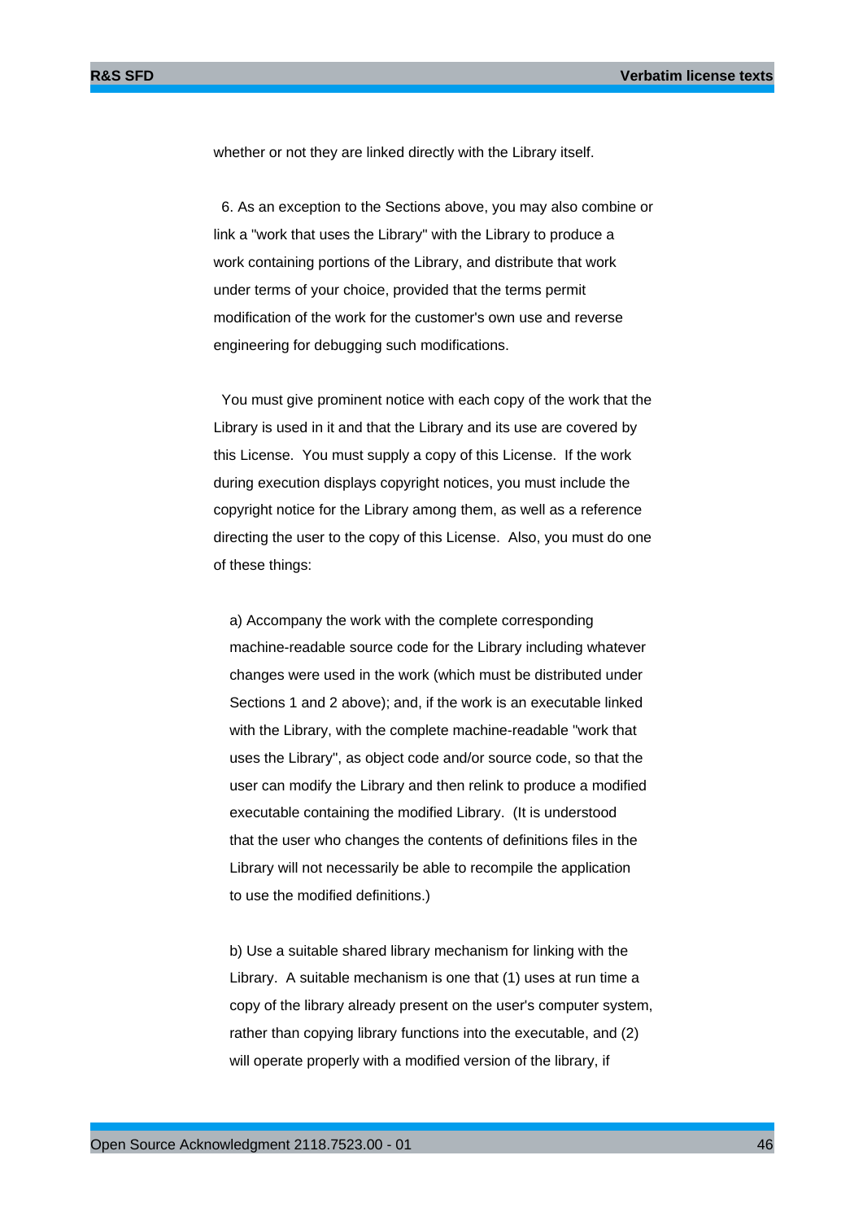whether or not they are linked directly with the Library itself.

6. As an exception to the Sections above, you may also combine or link a "work that uses the Library" with the Library to produce a work containing portions of the Library, and distribute that work under terms of your choice, provided that the terms permit modification of the work for the customer's own use and reverse engineering for debugging such modifications.

You must give prominent notice with each copy of the work that the Library is used in it and that the Library and its use are covered by this License. You must supply a copy of this License. If the work during execution displays copyright notices, you must include the copyright notice for the Library among them, as well as a reference directing the user to the copy of this License. Also, you must do one of these things:

a) Accompany the work with the complete corresponding machine-readable source code for the Library including whatever changes were used in the work (which must be distributed under Sections 1 and 2 above); and, if the work is an executable linked with the Library, with the complete machine-readable "work that uses the Library", as object code and/or source code, so that the user can modify the Library and then relink to produce a modified executable containing the modified Library. (It is understood that the user who changes the contents of definitions files in the Library will not necessarily be able to recompile the application to use the modified definitions.)

b) Use a suitable shared library mechanism for linking with the Library. A suitable mechanism is one that (1) uses at run time a copy of the library already present on the user's computer system, rather than copying library functions into the executable, and (2) will operate properly with a modified version of the library, if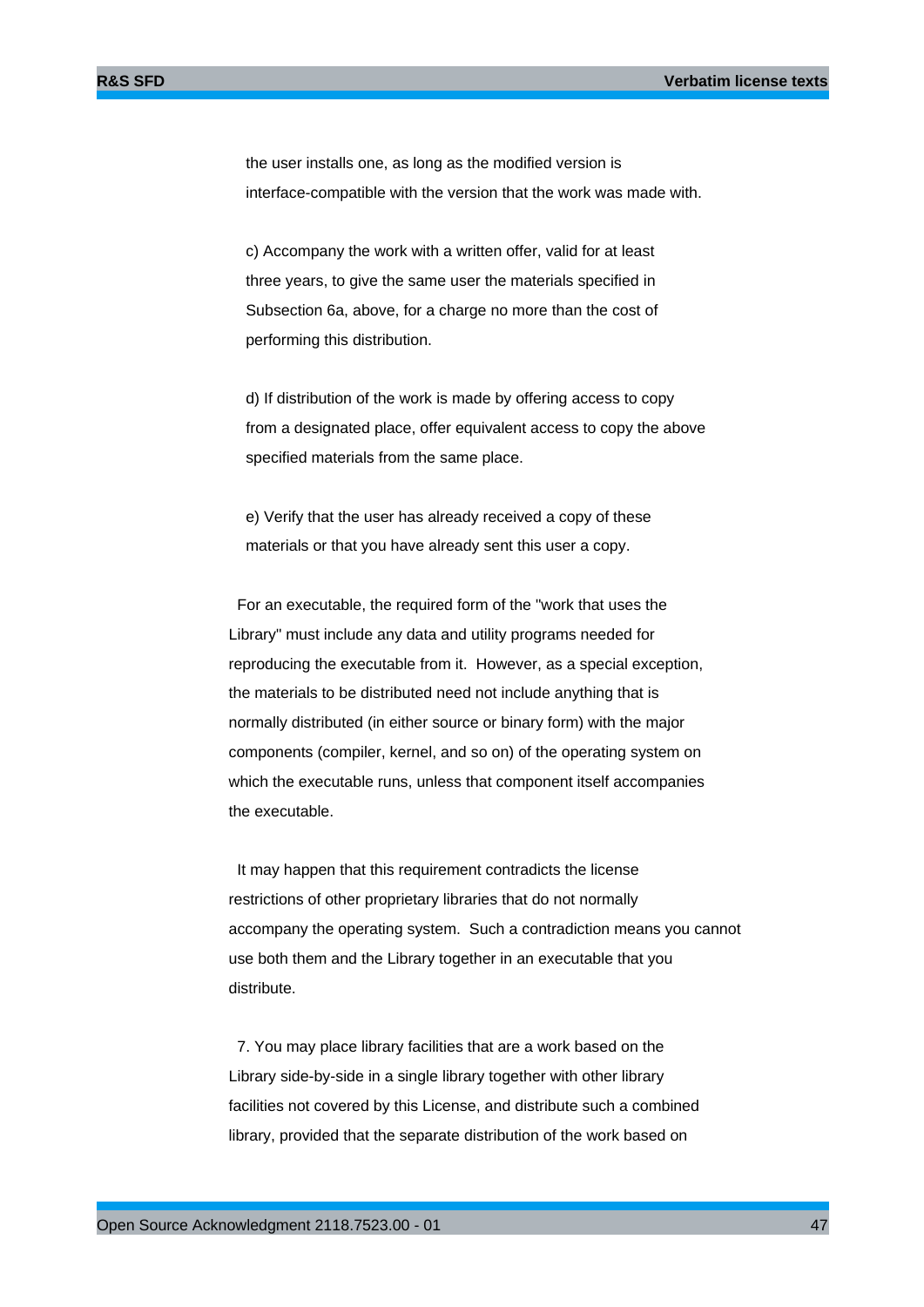the user installs one, as long as the modified version is interface-compatible with the version that the work was made with.

c) Accompany the work with a written offer, valid for at least three years, to give the same user the materials specified in Subsection 6a, above, for a charge no more than the cost of performing this distribution.

d) If distribution of the work is made by offering access to copy from a designated place, offer equivalent access to copy the above specified materials from the same place.

e) Verify that the user has already received a copy of these materials or that you have already sent this user a copy.

For an executable, the required form of the "work that uses the Library" must include any data and utility programs needed for reproducing the executable from it. However, as a special exception, the materials to be distributed need not include anything that is normally distributed (in either source or binary form) with the major components (compiler, kernel, and so on) of the operating system on which the executable runs, unless that component itself accompanies the executable.

It may happen that this requirement contradicts the license restrictions of other proprietary libraries that do not normally accompany the operating system. Such a contradiction means you cannot use both them and the Library together in an executable that you distribute.

7. You may place library facilities that are a work based on the Library side-by-side in a single library together with other library facilities not covered by this License, and distribute such a combined library, provided that the separate distribution of the work based on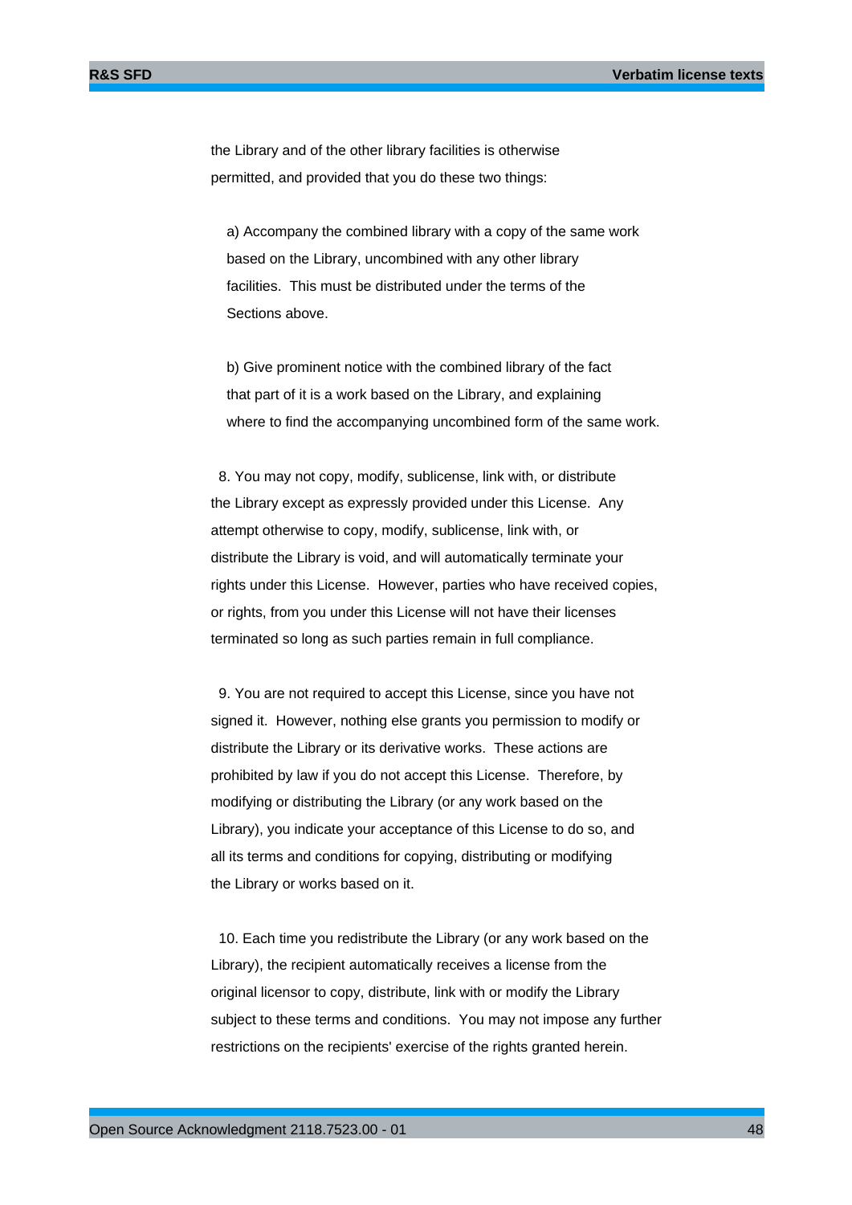the Library and of the other library facilities is otherwise permitted, and provided that you do these two things:

a) Accompany the combined library with a copy of the same work based on the Library, uncombined with any other library facilities. This must be distributed under the terms of the Sections above.

b) Give prominent notice with the combined library of the fact that part of it is a work based on the Library, and explaining where to find the accompanying uncombined form of the same work.

8. You may not copy, modify, sublicense, link with, or distribute the Library except as expressly provided under this License. Any attempt otherwise to copy, modify, sublicense, link with, or distribute the Library is void, and will automatically terminate your rights under this License. However, parties who have received copies, or rights, from you under this License will not have their licenses terminated so long as such parties remain in full compliance.

9. You are not required to accept this License, since you have not signed it. However, nothing else grants you permission to modify or distribute the Library or its derivative works. These actions are prohibited by law if you do not accept this License. Therefore, by modifying or distributing the Library (or any work based on the Library), you indicate your acceptance of this License to do so, and all its terms and conditions for copying, distributing or modifying the Library or works based on it.

10. Each time you redistribute the Library (or any work based on the Library), the recipient automatically receives a license from the original licensor to copy, distribute, link with or modify the Library subject to these terms and conditions. You may not impose any further restrictions on the recipients' exercise of the rights granted herein.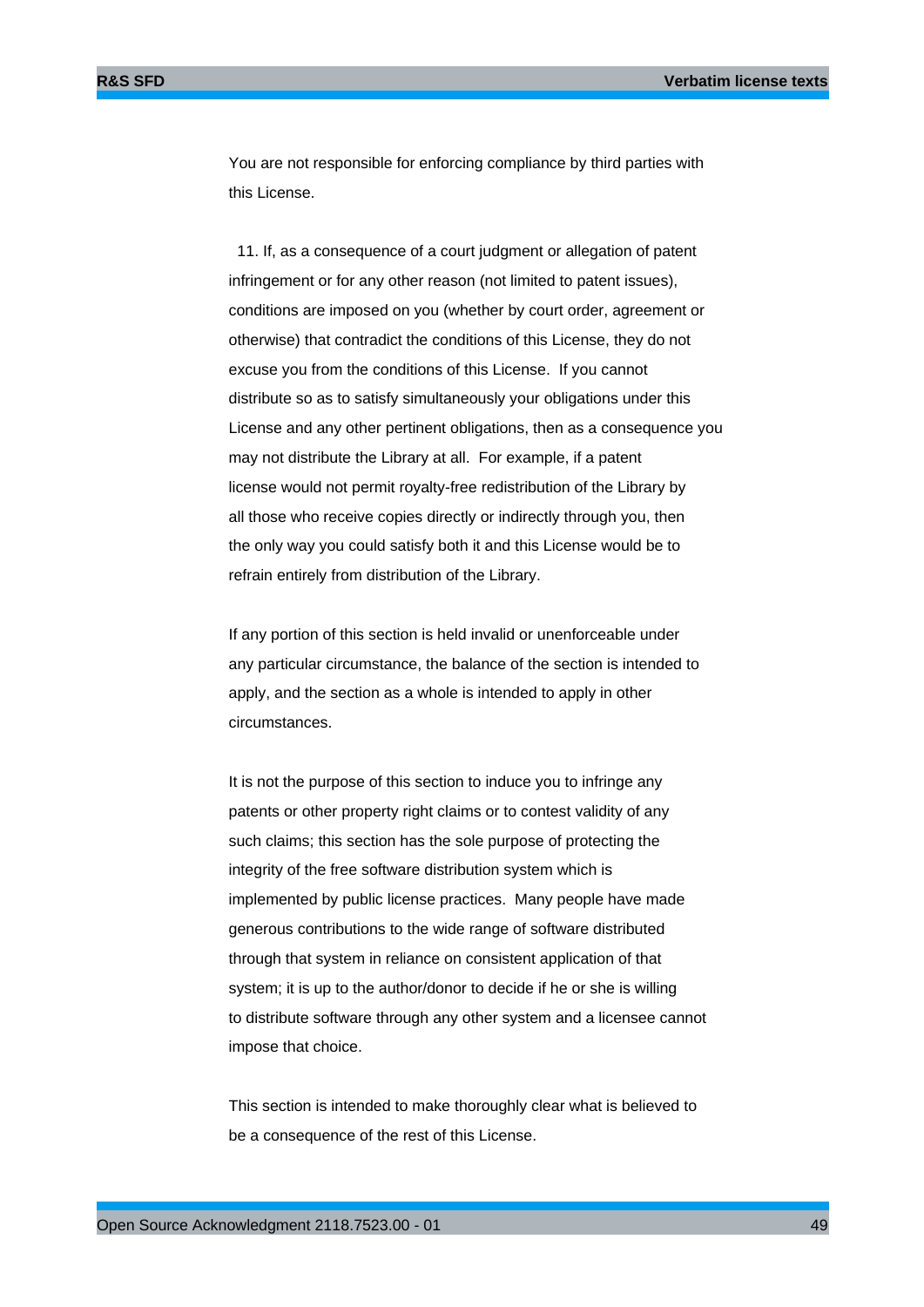You are not responsible for enforcing compliance by third parties with this License.

11. If, as a consequence of a court judgment or allegation of patent infringement or for any other reason (not limited to patent issues), conditions are imposed on you (whether by court order, agreement or otherwise) that contradict the conditions of this License, they do not excuse you from the conditions of this License. If you cannot distribute so as to satisfy simultaneously your obligations under this License and any other pertinent obligations, then as a consequence you may not distribute the Library at all. For example, if a patent license would not permit royalty-free redistribution of the Library by all those who receive copies directly or indirectly through you, then the only way you could satisfy both it and this License would be to refrain entirely from distribution of the Library.

If any portion of this section is held invalid or unenforceable under any particular circumstance, the balance of the section is intended to apply, and the section as a whole is intended to apply in other circumstances.

It is not the purpose of this section to induce you to infringe any patents or other property right claims or to contest validity of any such claims; this section has the sole purpose of protecting the integrity of the free software distribution system which is implemented by public license practices. Many people have made generous contributions to the wide range of software distributed through that system in reliance on consistent application of that system; it is up to the author/donor to decide if he or she is willing to distribute software through any other system and a licensee cannot impose that choice.

This section is intended to make thoroughly clear what is believed to be a consequence of the rest of this License.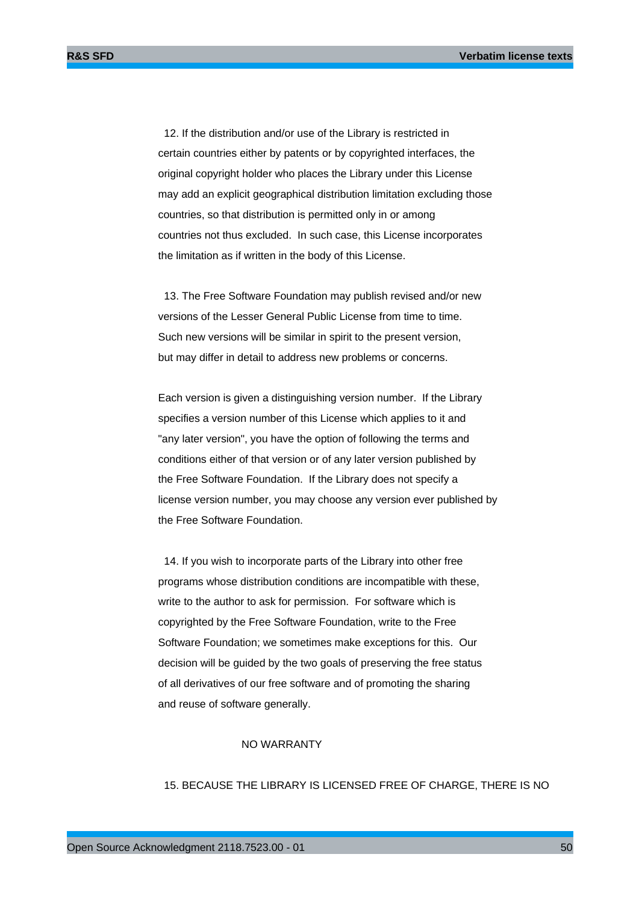12. If the distribution and/or use of the Library is restricted in certain countries either by patents or by copyrighted interfaces, the original copyright holder who places the Library under this License may add an explicit geographical distribution limitation excluding those countries, so that distribution is permitted only in or among countries not thus excluded. In such case, this License incorporates the limitation as if written in the body of this License.

13. The Free Software Foundation may publish revised and/or new versions of the Lesser General Public License from time to time. Such new versions will be similar in spirit to the present version, but may differ in detail to address new problems or concerns.

Each version is given a distinguishing version number. If the Library specifies a version number of this License which applies to it and "any later version", you have the option of following the terms and conditions either of that version or of any later version published by the Free Software Foundation. If the Library does not specify a license version number, you may choose any version ever published by the Free Software Foundation.

14. If you wish to incorporate parts of the Library into other free programs whose distribution conditions are incompatible with these, write to the author to ask for permission. For software which is copyrighted by the Free Software Foundation, write to the Free Software Foundation; we sometimes make exceptions for this. Our decision will be guided by the two goals of preserving the free status of all derivatives of our free software and of promoting the sharing and reuse of software generally.

NO WARRANTY

15. BECAUSE THE LIBRARY IS LICENSED FREE OF CHARGE, THERE IS NO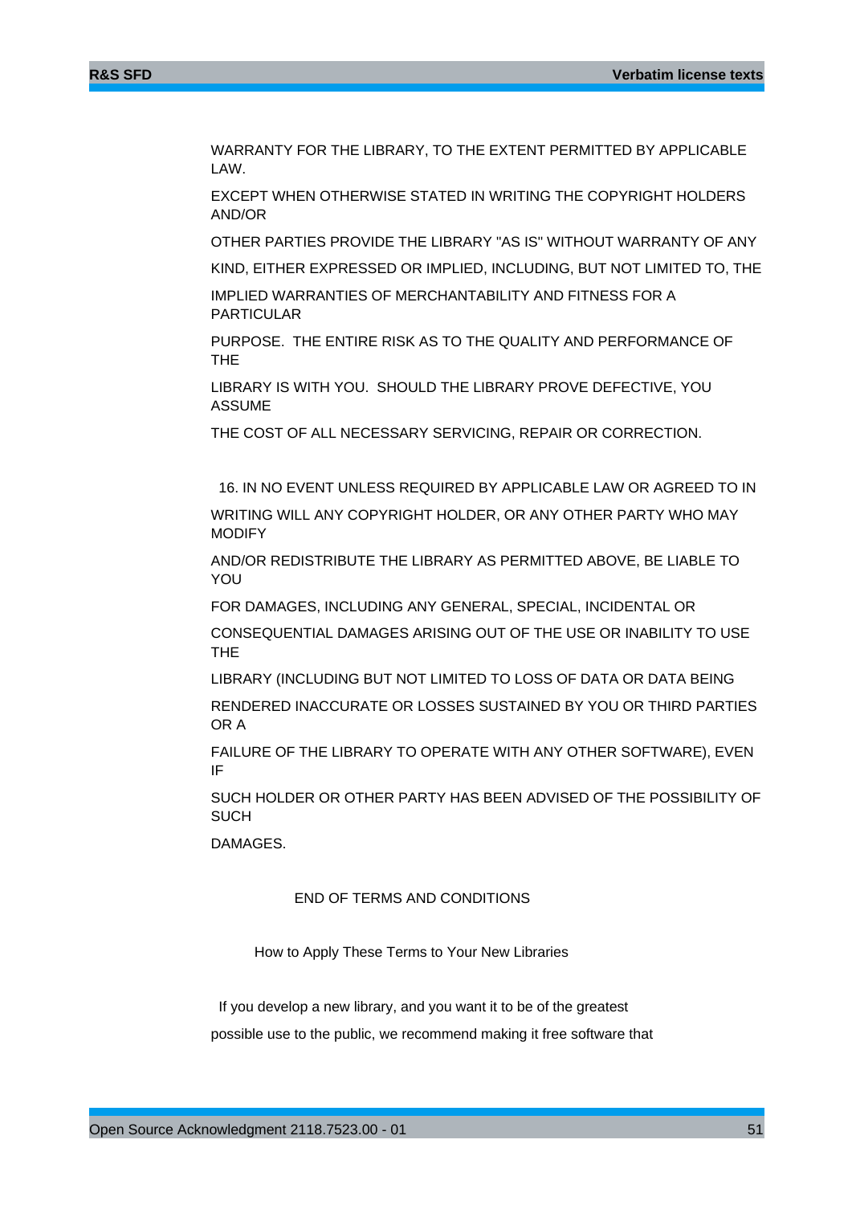WARRANTY FOR THE LIBRARY, TO THE EXTENT PERMITTED BY APPLICABLE LAW.

EXCEPT WHEN OTHERWISE STATED IN WRITING THE COPYRIGHT HOLDERS AND/OR

OTHER PARTIES PROVIDE THE LIBRARY "AS IS" WITHOUT WARRANTY OF ANY

KIND, EITHER EXPRESSED OR IMPLIED, INCLUDING, BUT NOT LIMITED TO, THE

IMPLIED WARRANTIES OF MERCHANTABILITY AND FITNESS FOR A PARTICULAR

PURPOSE. THE ENTIRE RISK AS TO THE QUALITY AND PERFORMANCE OF THE

LIBRARY IS WITH YOU. SHOULD THE LIBRARY PROVE DEFECTIVE, YOU ASSUME

THE COST OF ALL NECESSARY SERVICING, REPAIR OR CORRECTION.

16. IN NO EVENT UNLESS REQUIRED BY APPLICABLE LAW OR AGREED TO IN

WRITING WILL ANY COPYRIGHT HOLDER, OR ANY OTHER PARTY WHO MAY MODIFY

AND/OR REDISTRIBUTE THE LIBRARY AS PERMITTED ABOVE, BE LIABLE TO YOU

FOR DAMAGES, INCLUDING ANY GENERAL, SPECIAL, INCIDENTAL OR

CONSEQUENTIAL DAMAGES ARISING OUT OF THE USE OR INABILITY TO USE THE

LIBRARY (INCLUDING BUT NOT LIMITED TO LOSS OF DATA OR DATA BEING

RENDERED INACCURATE OR LOSSES SUSTAINED BY YOU OR THIRD PARTIES OR A

FAILURE OF THE LIBRARY TO OPERATE WITH ANY OTHER SOFTWARE), EVEN IF

SUCH HOLDER OR OTHER PARTY HAS BEEN ADVISED OF THE POSSIBILITY OF SUCH

DAMAGES.

END OF TERMS AND CONDITIONS

How to Apply These Terms to Your New Libraries

If you develop a new library, and you want it to be of the greatest

possible use to the public, we recommend making it free software that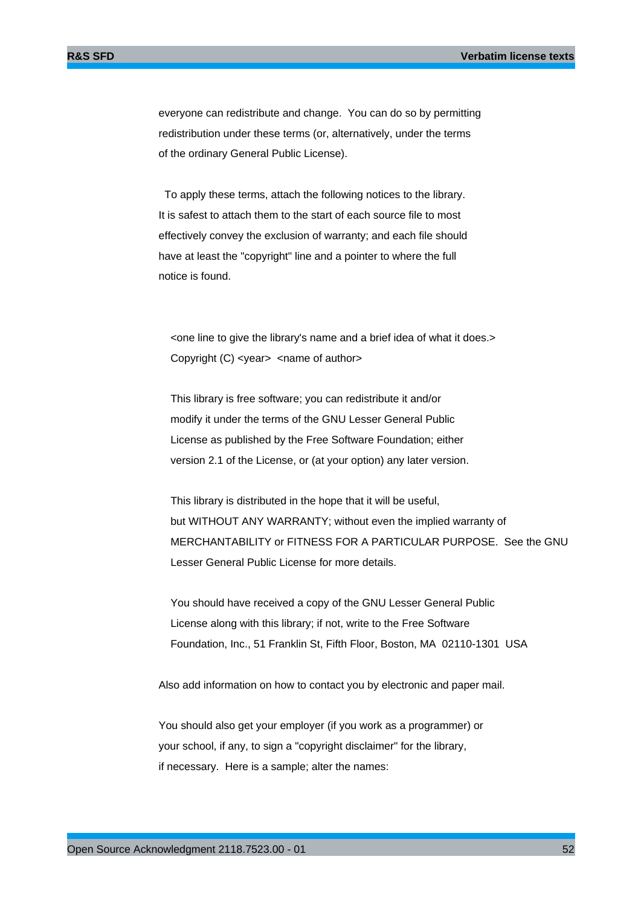everyone can redistribute and change.  You can do so by permitting redistribution under these terms (or, alternatively, under the terms of the ordinary General Public License).

To apply these terms, attach the following notices to the library. It is safest to attach them to the start of each source file to most effectively convey the exclusion of warranty; and each file should have at least the "copyright" line and a pointer to where the full notice is found.

```
<one line to give the library's name and a brief idea of what it does.>
Copyright (C) <year>  <name of author>

This library is free software; you can redistribute it and/or
modify it under the terms of the GNU Lesser General Public
License as published by the Free Software Foundation; either
version 2.1 of the License, or (at your option) any later version.

This library is distributed in the hope that it will be useful,
but WITHOUT ANY WARRANTY; without even the implied warranty of
MERCHANTABILITY or FITNESS FOR A PARTICULAR PURPOSE.  See the GNU
Lesser General Public License for more details.

You should have received a copy of the GNU Lesser General Public
License along with this library; if not, write to the Free Software
Foundation, Inc., 51 Franklin St, Fifth Floor, Boston, MA  02110-1301  USA
```

Also add information on how to contact you by electronic and paper mail.

You should also get your employer (if you work as a programmer) or your school, if any, to sign a "copyright disclaimer" for the library, if necessary.  Here is a sample; alter the names: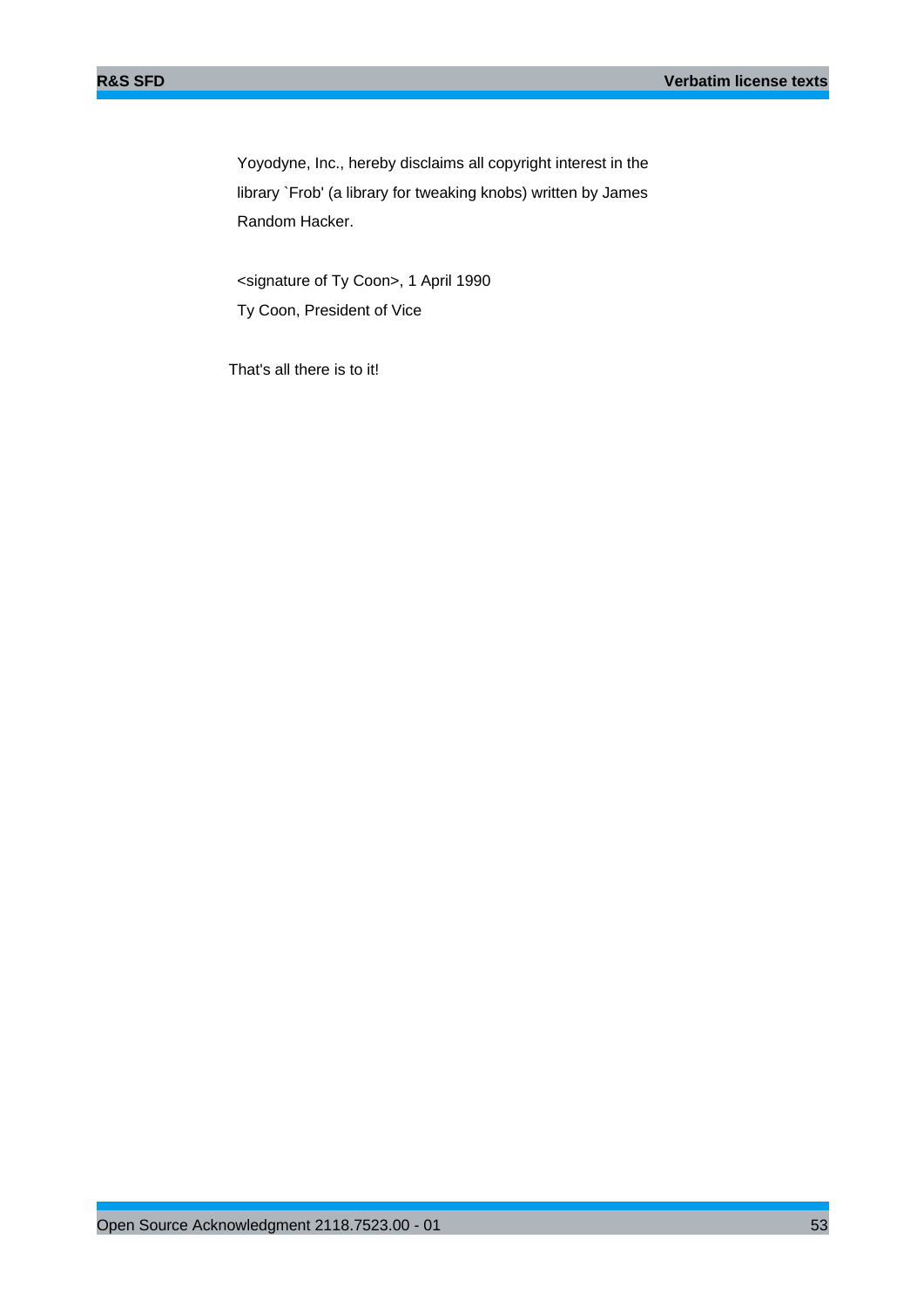Yoyodyne, Inc., hereby disclaims all copyright interest in the library `Frob' (a library for tweaking knobs) written by James Random Hacker.

<signature of Ty Coon>, 1 April 1990

Ty Coon, President of Vice

That's all there is to it!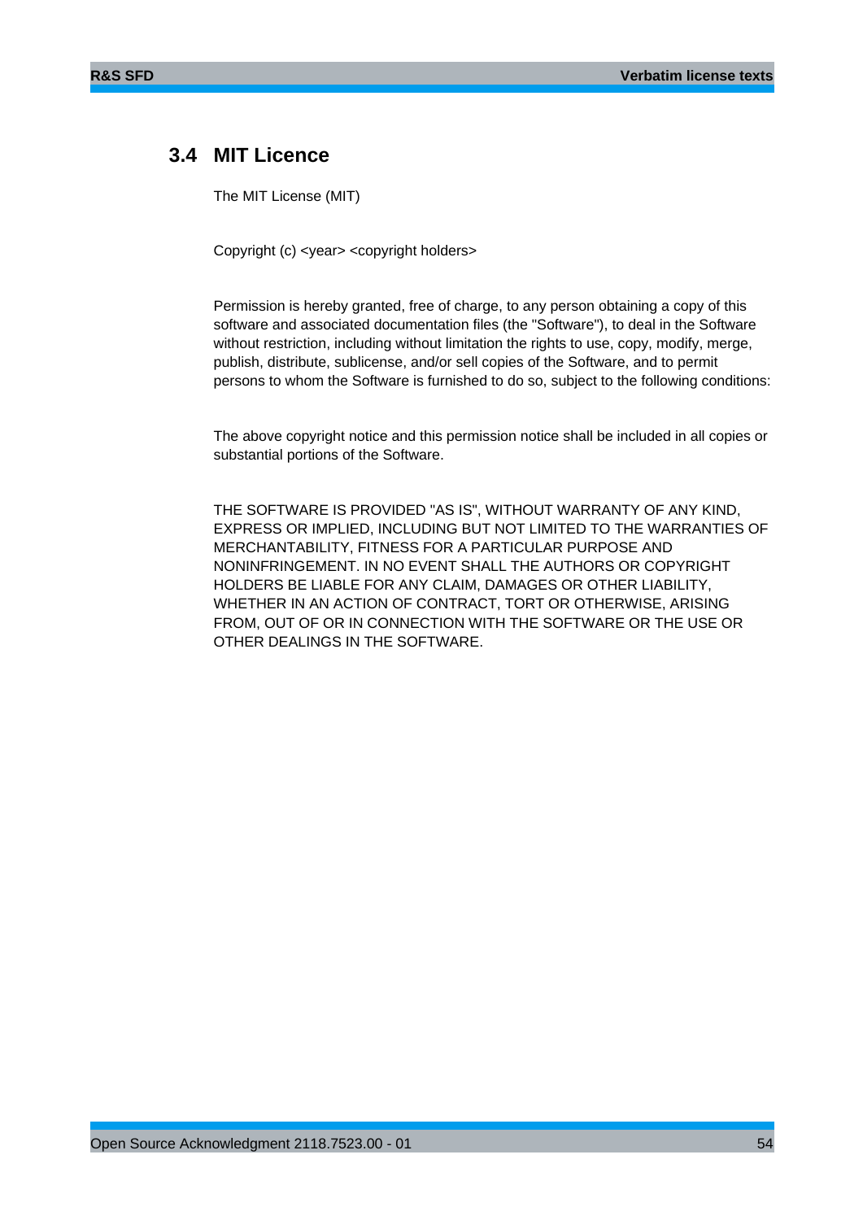## 3.4 MIT Licence

The MIT License (MIT)

Copyright (c) <year> <copyright holders>

Permission is hereby granted, free of charge, to any person obtaining a copy of this software and associated documentation files (the "Software"), to deal in the Software without restriction, including without limitation the rights to use, copy, modify, merge, publish, distribute, sublicense, and/or sell copies of the Software, and to permit persons to whom the Software is furnished to do so, subject to the following conditions:

The above copyright notice and this permission notice shall be included in all copies or substantial portions of the Software.

THE SOFTWARE IS PROVIDED "AS IS", WITHOUT WARRANTY OF ANY KIND, EXPRESS OR IMPLIED, INCLUDING BUT NOT LIMITED TO THE WARRANTIES OF MERCHANTABILITY, FITNESS FOR A PARTICULAR PURPOSE AND NONINFRINGEMENT. IN NO EVENT SHALL THE AUTHORS OR COPYRIGHT HOLDERS BE LIABLE FOR ANY CLAIM, DAMAGES OR OTHER LIABILITY, WHETHER IN AN ACTION OF CONTRACT, TORT OR OTHERWISE, ARISING FROM, OUT OF OR IN CONNECTION WITH THE SOFTWARE OR THE USE OR OTHER DEALINGS IN THE SOFTWARE.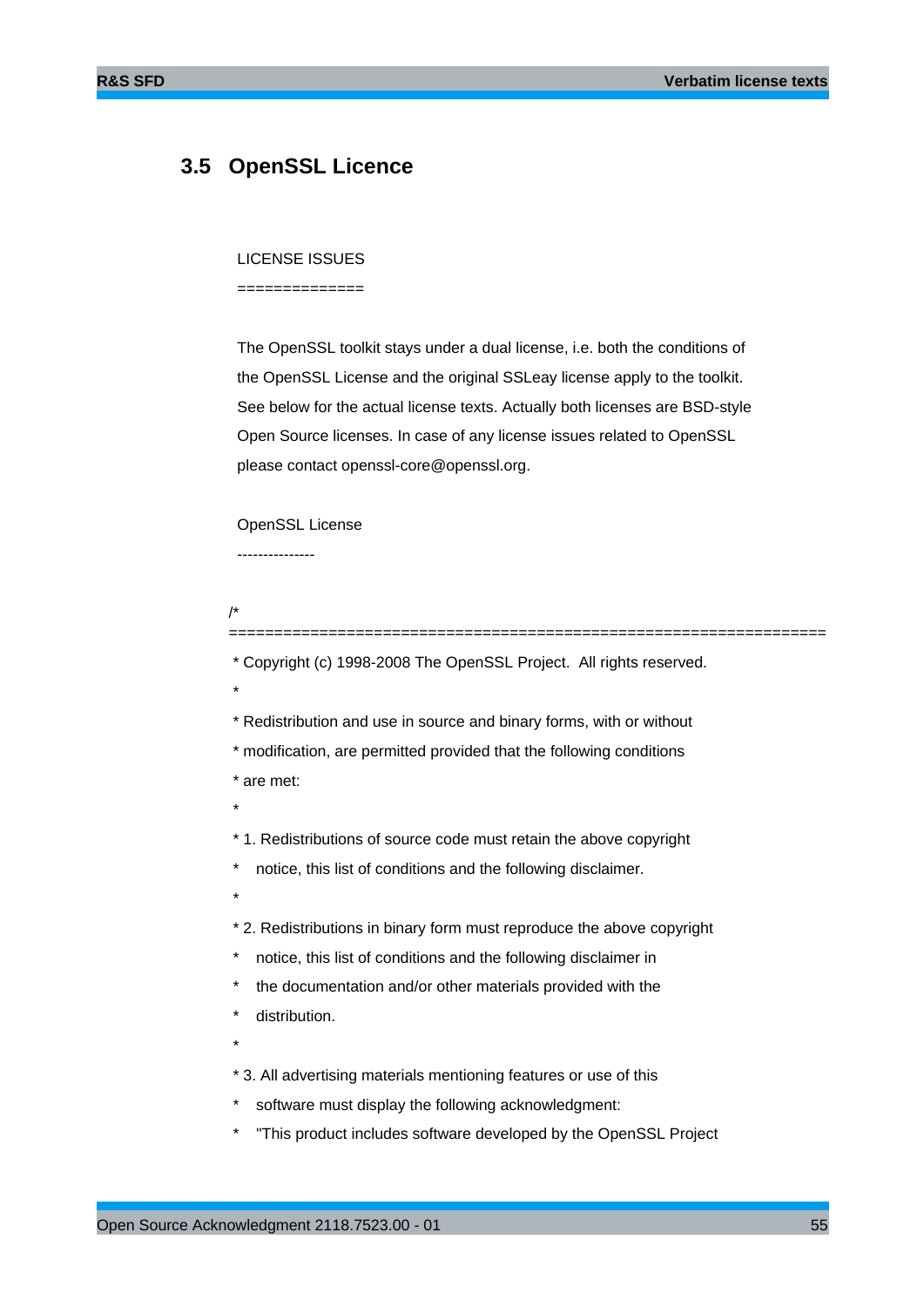## 3.5 OpenSSL Licence

LICENSE ISSUES

==============

The OpenSSL toolkit stays under a dual license, i.e. both the conditions of the OpenSSL License and the original SSLeay license apply to the toolkit. See below for the actual license texts. Actually both licenses are BSD-style Open Source licenses. In case of any license issues related to OpenSSL please contact openssl-core@openssl.org.

OpenSSL License

---------------

```
/*
====================================================================
 * Copyright (c) 1998-2008 The OpenSSL Project.  All rights reserved.
 *
 * Redistribution and use in source and binary forms, with or without
 * modification, are permitted provided that the following conditions
 * are met:
 *
 * 1. Redistributions of source code must retain the above copyright
 *    notice, this list of conditions and the following disclaimer.
 *
 * 2. Redistributions in binary form must reproduce the above copyright
 *    notice, this list of conditions and the following disclaimer in
 *    the documentation and/or other materials provided with the
 *    distribution.
 *
 * 3. All advertising materials mentioning features or use of this
 *    software must display the following acknowledgment:
 *    "This product includes software developed by the OpenSSL Project
```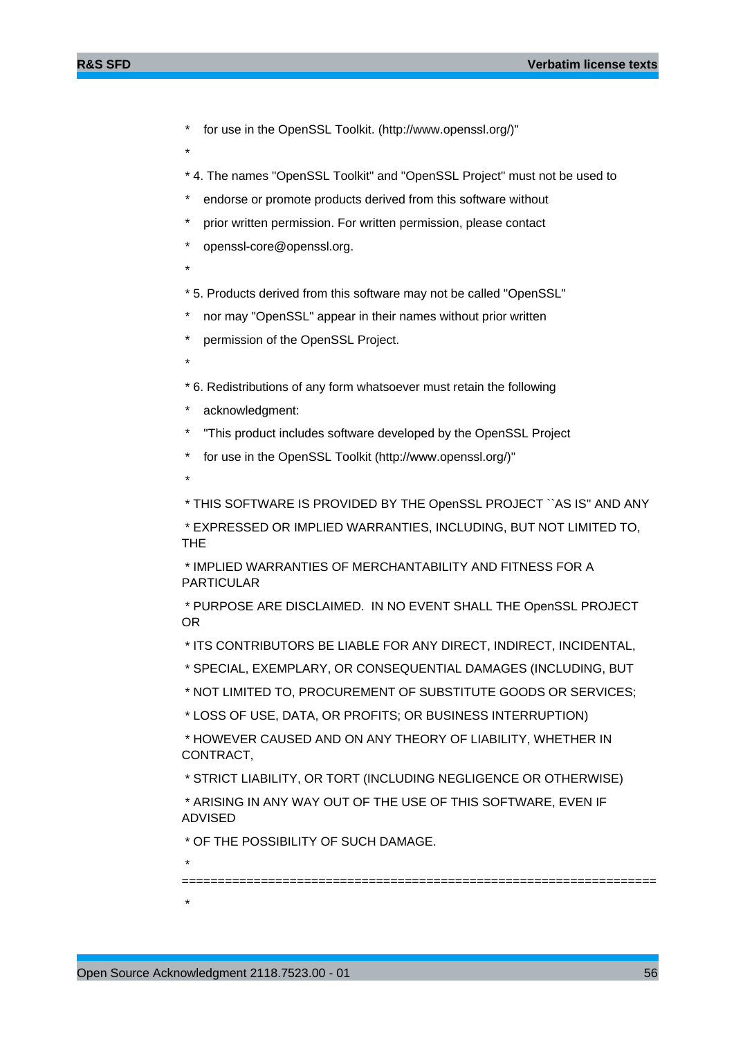\*    for use in the OpenSSL Toolkit. (http://www.openssl.org/)"

\*

\* 4. The names "OpenSSL Toolkit" and "OpenSSL Project" must not be used to

\*    endorse or promote products derived from this software without

\*    prior written permission. For written permission, please contact

\*    openssl-core@openssl.org.

\*

\* 5. Products derived from this software may not be called "OpenSSL"

\*    nor may "OpenSSL" appear in their names without prior written

\*    permission of the OpenSSL Project.

\*

\* 6. Redistributions of any form whatsoever must retain the following

\*    acknowledgment:

\*    "This product includes software developed by the OpenSSL Project

\*    for use in the OpenSSL Toolkit (http://www.openssl.org/)"

\*

\* THIS SOFTWARE IS PROVIDED BY THE OpenSSL PROJECT ``AS IS'' AND ANY

\* EXPRESSED OR IMPLIED WARRANTIES, INCLUDING, BUT NOT LIMITED TO, THE

\* IMPLIED WARRANTIES OF MERCHANTABILITY AND FITNESS FOR A PARTICULAR

\* PURPOSE ARE DISCLAIMED.  IN NO EVENT SHALL THE OpenSSL PROJECT OR

\* ITS CONTRIBUTORS BE LIABLE FOR ANY DIRECT, INDIRECT, INCIDENTAL,

\* SPECIAL, EXEMPLARY, OR CONSEQUENTIAL DAMAGES (INCLUDING, BUT

\* NOT LIMITED TO, PROCUREMENT OF SUBSTITUTE GOODS OR SERVICES;

\* LOSS OF USE, DATA, OR PROFITS; OR BUSINESS INTERRUPTION)

\* HOWEVER CAUSED AND ON ANY THEORY OF LIABILITY, WHETHER IN CONTRACT,

\* STRICT LIABILITY, OR TORT (INCLUDING NEGLIGENCE OR OTHERWISE)

\* ARISING IN ANY WAY OUT OF THE USE OF THIS SOFTWARE, EVEN IF ADVISED

\* OF THE POSSIBILITY OF SUCH DAMAGE.

\* ====================================================================

\*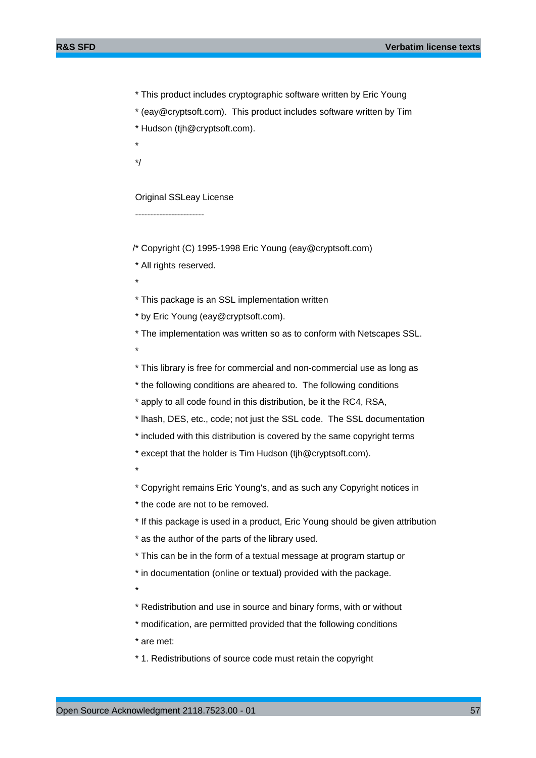```
 * This product includes cryptographic software written by Eric Young
 * (eay@cryptsoft.com).  This product includes software written by Tim
 * Hudson (tjh@cryptsoft.com).
 *
 */
```

Original SSLeay License

-----------------------

```
/* Copyright (C) 1995-1998 Eric Young (eay@cryptsoft.com)
 * All rights reserved.
 *
 * This package is an SSL implementation written
 * by Eric Young (eay@cryptsoft.com).
 * The implementation was written so as to conform with Netscapes SSL.
 *
 * This library is free for commercial and non-commercial use as long as
 * the following conditions are aheared to.  The following conditions
 * apply to all code found in this distribution, be it the RC4, RSA,
 * lhash, DES, etc., code; not just the SSL code.  The SSL documentation
 * included with this distribution is covered by the same copyright terms
 * except that the holder is Tim Hudson (tjh@cryptsoft.com).
 *
 * Copyright remains Eric Young's, and as such any Copyright notices in
 * the code are not to be removed.
 * If this package is used in a product, Eric Young should be given attribution
 * as the author of the parts of the library used.
 * This can be in the form of a textual message at program startup or
 * in documentation (online or textual) provided with the package.
 *
 * Redistribution and use in source and binary forms, with or without
 * modification, are permitted provided that the following conditions
 * are met:
 * 1. Redistributions of source code must retain the copyright
```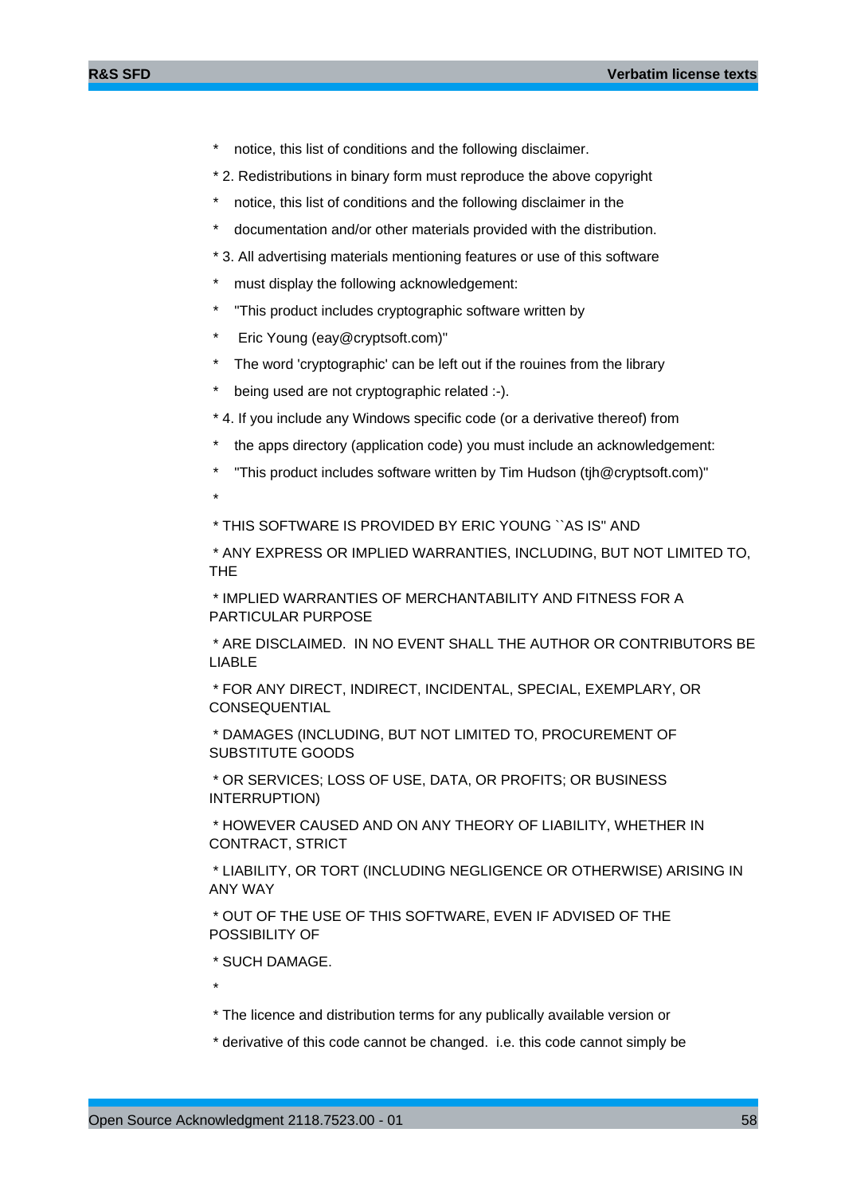\*      notice, this list of conditions and the following disclaimer.

\* 2. Redistributions in binary form must reproduce the above copyright

\*      notice, this list of conditions and the following disclaimer in the

\*      documentation and/or other materials provided with the distribution.

\* 3. All advertising materials mentioning features or use of this software

\*      must display the following acknowledgement:

\*      "This product includes cryptographic software written by

\*       Eric Young (eay@cryptsoft.com)"

\*      The word 'cryptographic' can be left out if the rouines from the library

\*      being used are not cryptographic related :-).

\* 4. If you include any Windows specific code (or a derivative thereof) from

\*      the apps directory (application code) you must include an acknowledgement:

\*      "This product includes software written by Tim Hudson (tjh@cryptsoft.com)"

\*

\* THIS SOFTWARE IS PROVIDED BY ERIC YOUNG ``AS IS'' AND

\* ANY EXPRESS OR IMPLIED WARRANTIES, INCLUDING, BUT NOT LIMITED TO, THE

\* IMPLIED WARRANTIES OF MERCHANTABILITY AND FITNESS FOR A PARTICULAR PURPOSE

\* ARE DISCLAIMED.  IN NO EVENT SHALL THE AUTHOR OR CONTRIBUTORS BE LIABLE

\* FOR ANY DIRECT, INDIRECT, INCIDENTAL, SPECIAL, EXEMPLARY, OR CONSEQUENTIAL

\* DAMAGES (INCLUDING, BUT NOT LIMITED TO, PROCUREMENT OF SUBSTITUTE GOODS

\* OR SERVICES; LOSS OF USE, DATA, OR PROFITS; OR BUSINESS INTERRUPTION)

\* HOWEVER CAUSED AND ON ANY THEORY OF LIABILITY, WHETHER IN CONTRACT, STRICT

\* LIABILITY, OR TORT (INCLUDING NEGLIGENCE OR OTHERWISE) ARISING IN ANY WAY

\* OUT OF THE USE OF THIS SOFTWARE, EVEN IF ADVISED OF THE POSSIBILITY OF

\* SUCH DAMAGE.

\*

\* The licence and distribution terms for any publically available version or

\* derivative of this code cannot be changed.  i.e. this code cannot simply be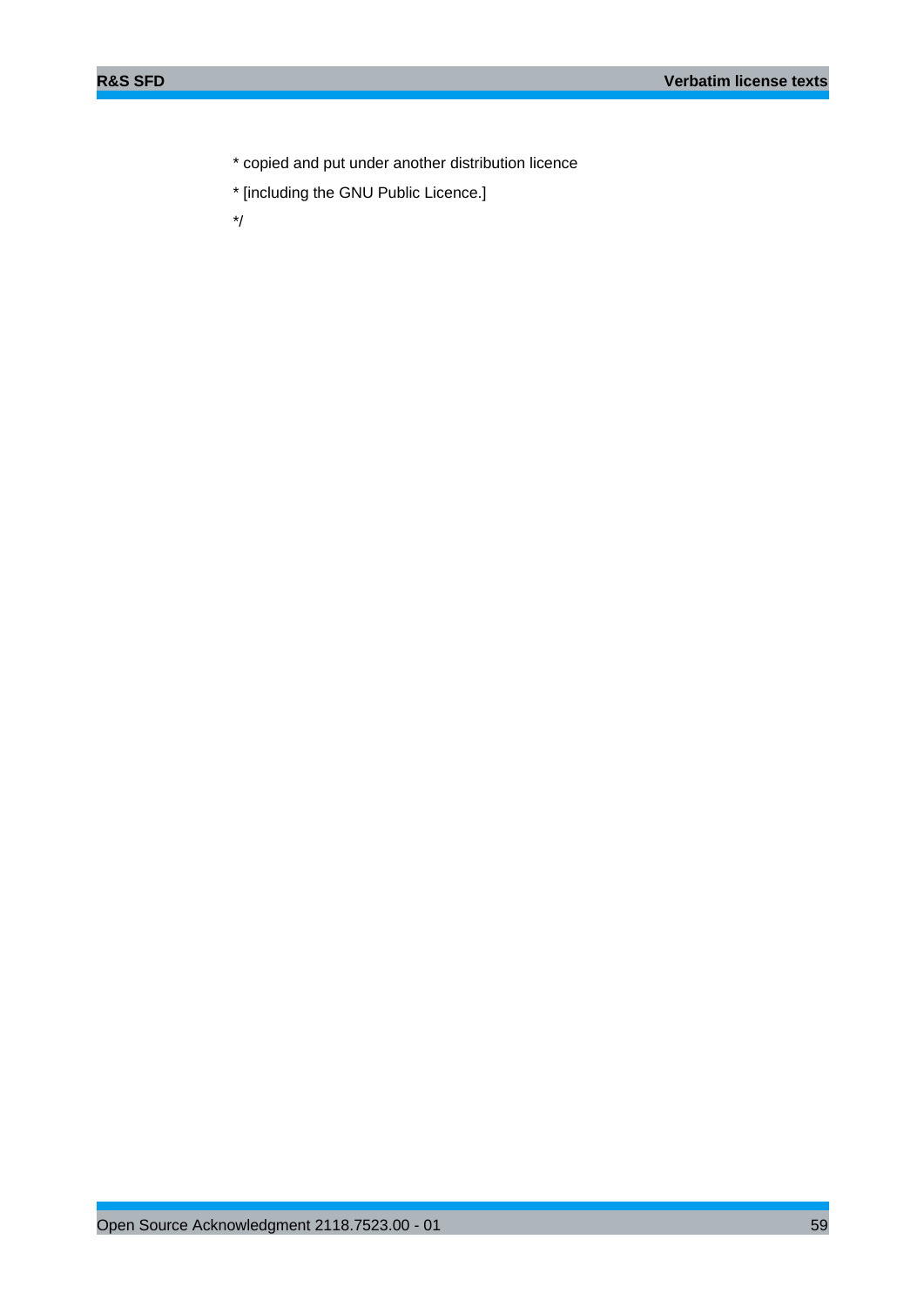* copied and put under another distribution licence

* [including the GNU Public Licence.]

*/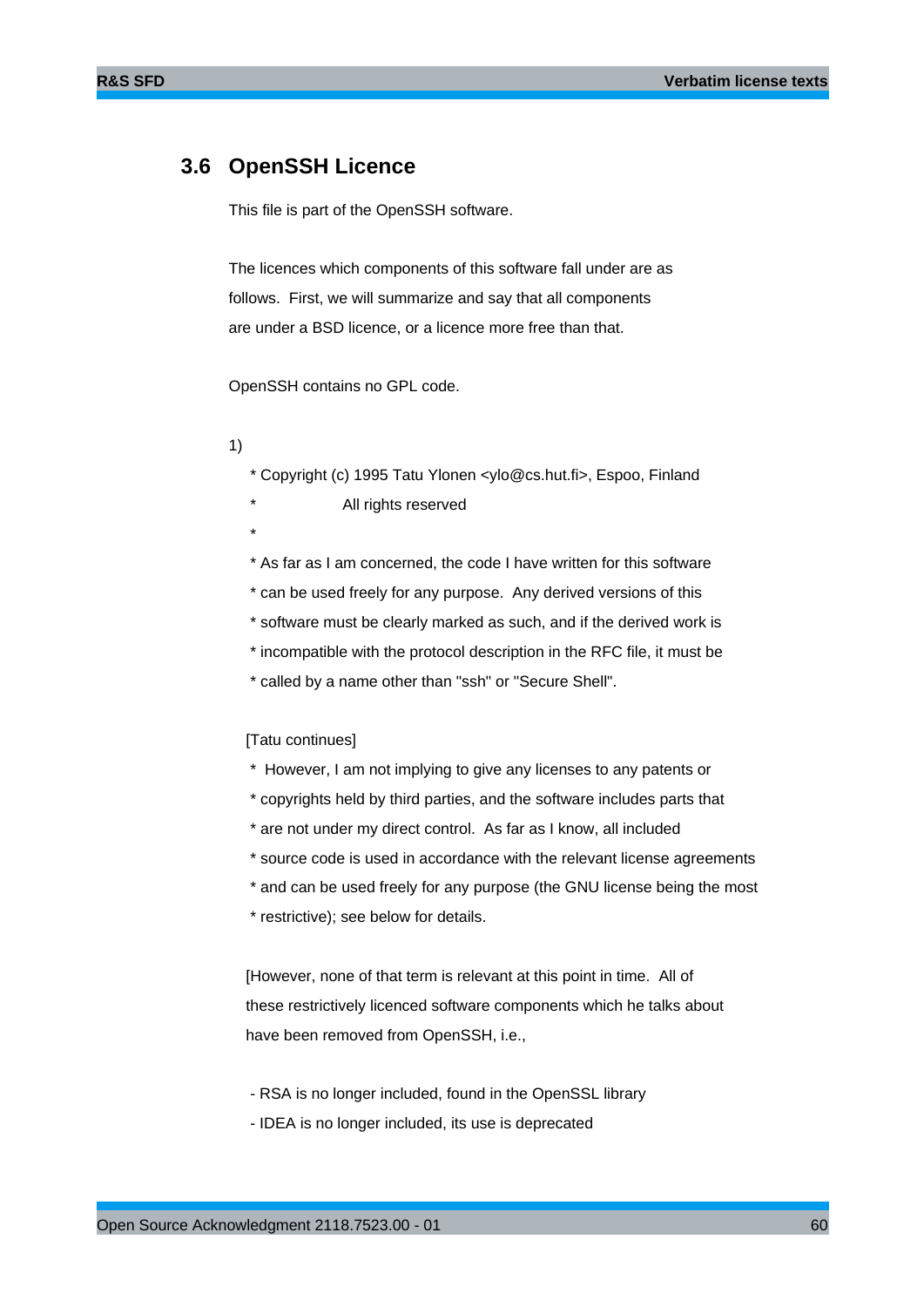## 3.6 OpenSSH Licence

This file is part of the OpenSSH software.

The licences which components of this software fall under are as follows. First, we will summarize and say that all components are under a BSD licence, or a licence more free than that.

OpenSSH contains no GPL code.

1)

```
 * Copyright (c) 1995 Tatu Ylonen <ylo@cs.hut.fi>, Espoo, Finland
 *                    All rights reserved
 *
 * As far as I am concerned, the code I have written for this software
 * can be used freely for any purpose.  Any derived versions of this
 * software must be clearly marked as such, and if the derived work is
 * incompatible with the protocol description in the RFC file, it must be
 * called by a name other than "ssh" or "Secure Shell".
```

[Tatu continues]

```
 *  However, I am not implying to give any licenses to any patents or
 * copyrights held by third parties, and the software includes parts that
 * are not under my direct control.  As far as I know, all included
 * source code is used in accordance with the relevant license agreements
 * and can be used freely for any purpose (the GNU license being the most
 * restrictive); see below for details.
```

[However, none of that term is relevant at this point in time. All of these restrictively licenced software components which he talks about have been removed from OpenSSH, i.e.,

- RSA is no longer included, found in the OpenSSL library
- IDEA is no longer included, its use is deprecated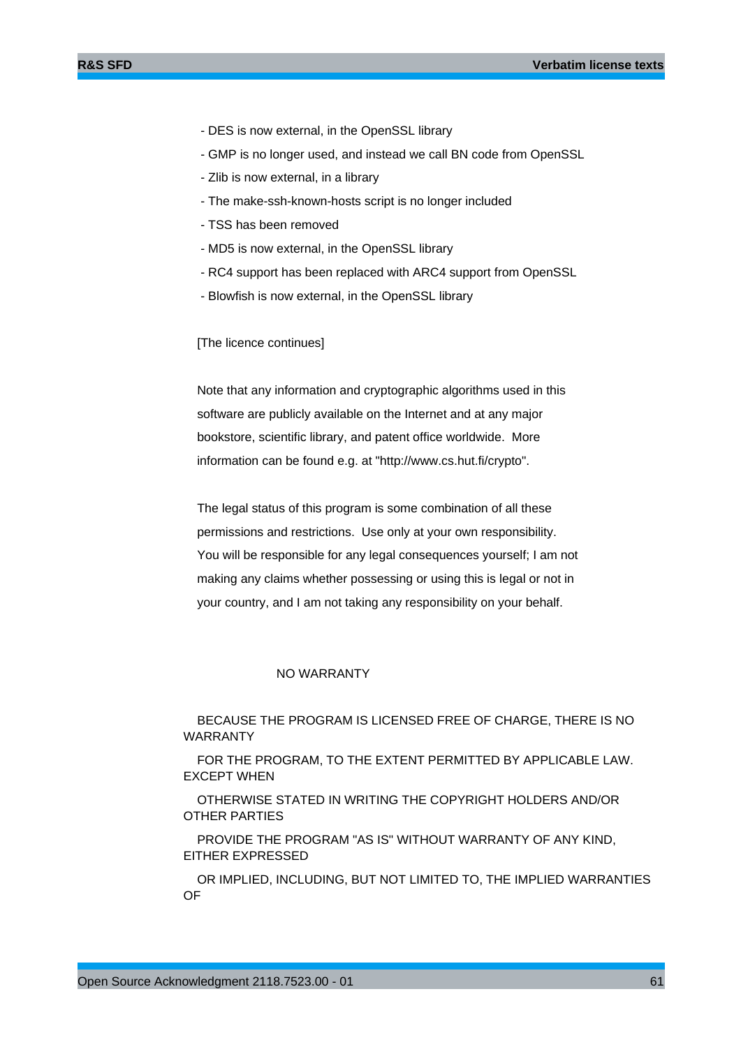- DES is now external, in the OpenSSL library
- GMP is no longer used, and instead we call BN code from OpenSSL
- Zlib is now external, in a library
- The make-ssh-known-hosts script is no longer included
- TSS has been removed
- MD5 is now external, in the OpenSSL library
- RC4 support has been replaced with ARC4 support from OpenSSL
- Blowfish is now external, in the OpenSSL library

[The licence continues]

Note that any information and cryptographic algorithms used in this software are publicly available on the Internet and at any major bookstore, scientific library, and patent office worldwide. More information can be found e.g. at "http://www.cs.hut.fi/crypto".

The legal status of this program is some combination of all these permissions and restrictions. Use only at your own responsibility. You will be responsible for any legal consequences yourself; I am not making any claims whether possessing or using this is legal or not in your country, and I am not taking any responsibility on your behalf.

NO WARRANTY

BECAUSE THE PROGRAM IS LICENSED FREE OF CHARGE, THERE IS NO WARRANTY

FOR THE PROGRAM, TO THE EXTENT PERMITTED BY APPLICABLE LAW. EXCEPT WHEN

OTHERWISE STATED IN WRITING THE COPYRIGHT HOLDERS AND/OR OTHER PARTIES

PROVIDE THE PROGRAM "AS IS" WITHOUT WARRANTY OF ANY KIND, EITHER EXPRESSED

OR IMPLIED, INCLUDING, BUT NOT LIMITED TO, THE IMPLIED WARRANTIES OF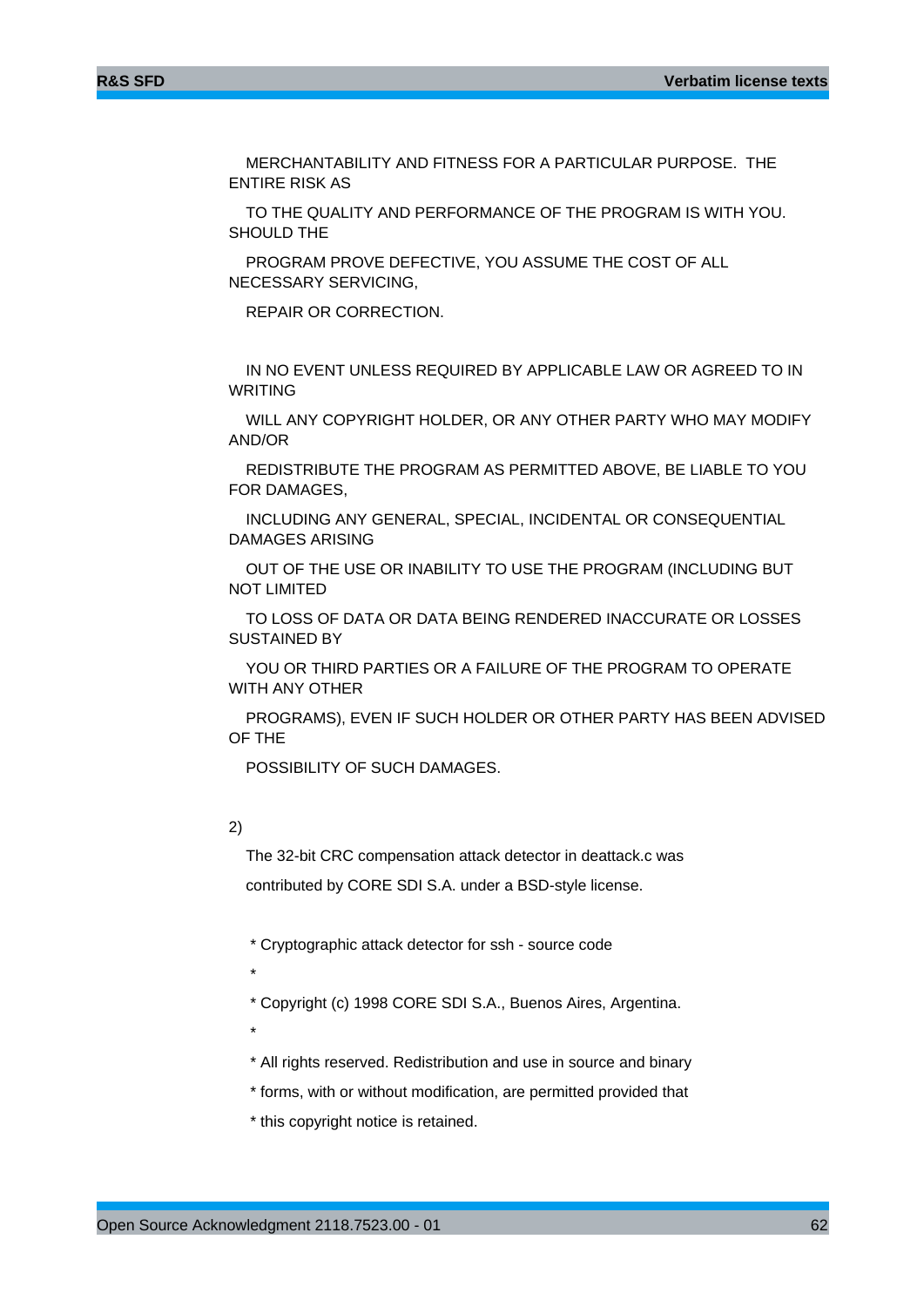MERCHANTABILITY AND FITNESS FOR A PARTICULAR PURPOSE.  THE ENTIRE RISK AS

TO THE QUALITY AND PERFORMANCE OF THE PROGRAM IS WITH YOU. SHOULD THE

PROGRAM PROVE DEFECTIVE, YOU ASSUME THE COST OF ALL NECESSARY SERVICING,

REPAIR OR CORRECTION.

IN NO EVENT UNLESS REQUIRED BY APPLICABLE LAW OR AGREED TO IN WRITING

WILL ANY COPYRIGHT HOLDER, OR ANY OTHER PARTY WHO MAY MODIFY AND/OR

REDISTRIBUTE THE PROGRAM AS PERMITTED ABOVE, BE LIABLE TO YOU FOR DAMAGES,

INCLUDING ANY GENERAL, SPECIAL, INCIDENTAL OR CONSEQUENTIAL DAMAGES ARISING

OUT OF THE USE OR INABILITY TO USE THE PROGRAM (INCLUDING BUT NOT LIMITED

TO LOSS OF DATA OR DATA BEING RENDERED INACCURATE OR LOSSES SUSTAINED BY

YOU OR THIRD PARTIES OR A FAILURE OF THE PROGRAM TO OPERATE WITH ANY OTHER

PROGRAMS), EVEN IF SUCH HOLDER OR OTHER PARTY HAS BEEN ADVISED OF THE

POSSIBILITY OF SUCH DAMAGES.

2)

The 32-bit CRC compensation attack detector in deattack.c was

contributed by CORE SDI S.A. under a BSD-style license.

\* Cryptographic attack detector for ssh - source code

\*

\* Copyright (c) 1998 CORE SDI S.A., Buenos Aires, Argentina.

\*

\* All rights reserved. Redistribution and use in source and binary

\* forms, with or without modification, are permitted provided that

\* this copyright notice is retained.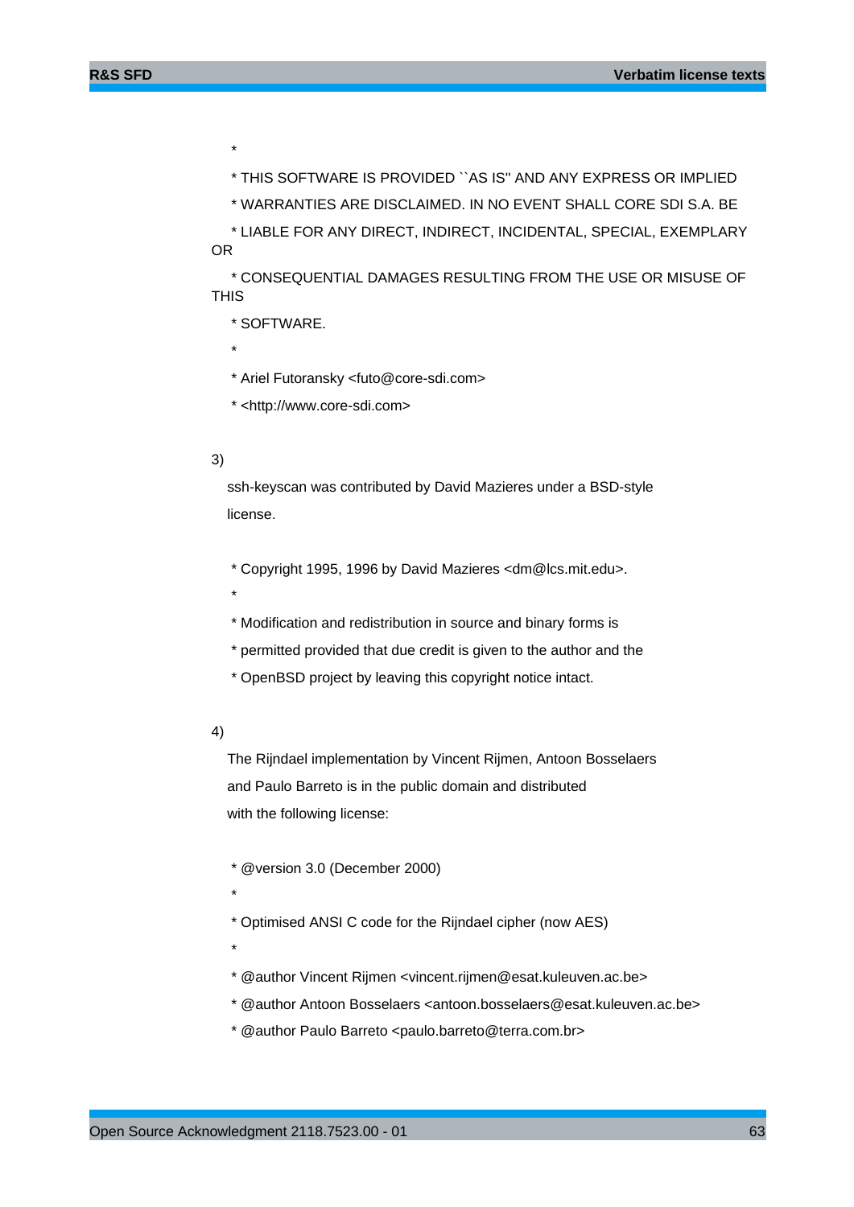*

* THIS SOFTWARE IS PROVIDED ``AS IS'' AND ANY EXPRESS OR IMPLIED

* WARRANTIES ARE DISCLAIMED. IN NO EVENT SHALL CORE SDI S.A. BE

* LIABLE FOR ANY DIRECT, INDIRECT, INCIDENTAL, SPECIAL, EXEMPLARY OR

* CONSEQUENTIAL DAMAGES RESULTING FROM THE USE OR MISUSE OF THIS

* SOFTWARE.

*

* Ariel Futoransky <futo@core-sdi.com>

* <http://www.core-sdi.com>

3)

ssh-keyscan was contributed by David Mazieres under a BSD-style license.

* Copyright 1995, 1996 by David Mazieres <dm@lcs.mit.edu>.

*

* Modification and redistribution in source and binary forms is

* permitted provided that due credit is given to the author and the

* OpenBSD project by leaving this copyright notice intact.

4)

The Rijndael implementation by Vincent Rijmen, Antoon Bosselaers and Paulo Barreto is in the public domain and distributed with the following license:

* @version 3.0 (December 2000)

*

* Optimised ANSI C code for the Rijndael cipher (now AES)

*

* @author Vincent Rijmen <vincent.rijmen@esat.kuleuven.ac.be>

* @author Antoon Bosselaers <antoon.bosselaers@esat.kuleuven.ac.be>

* @author Paulo Barreto <paulo.barreto@terra.com.br>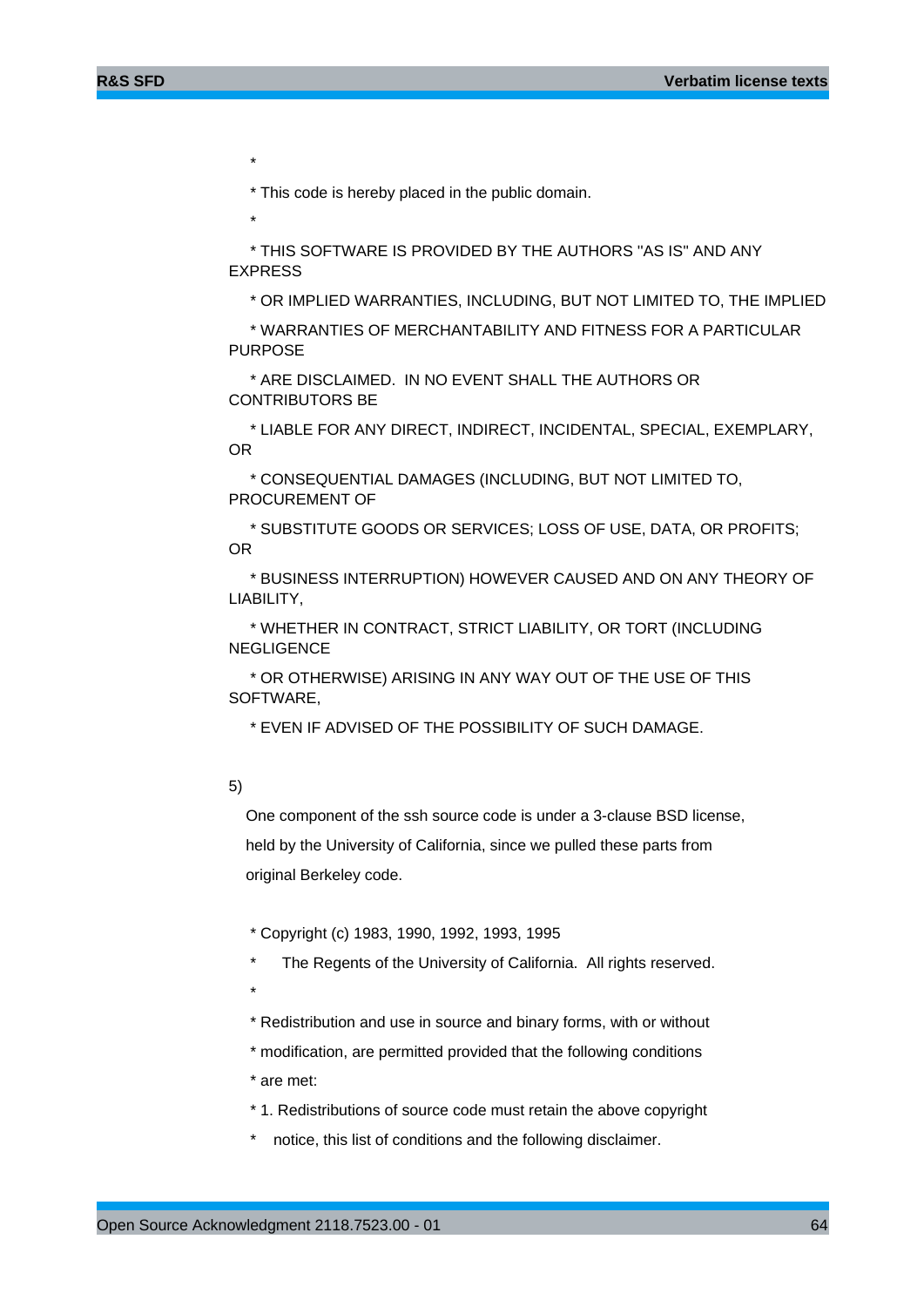*

* This code is hereby placed in the public domain.

*

* THIS SOFTWARE IS PROVIDED BY THE AUTHORS "AS IS" AND ANY EXPRESS

* OR IMPLIED WARRANTIES, INCLUDING, BUT NOT LIMITED TO, THE IMPLIED

* WARRANTIES OF MERCHANTABILITY AND FITNESS FOR A PARTICULAR PURPOSE

* ARE DISCLAIMED. IN NO EVENT SHALL THE AUTHORS OR CONTRIBUTORS BE

* LIABLE FOR ANY DIRECT, INDIRECT, INCIDENTAL, SPECIAL, EXEMPLARY, OR

* CONSEQUENTIAL DAMAGES (INCLUDING, BUT NOT LIMITED TO, PROCUREMENT OF

* SUBSTITUTE GOODS OR SERVICES; LOSS OF USE, DATA, OR PROFITS; OR

* BUSINESS INTERRUPTION) HOWEVER CAUSED AND ON ANY THEORY OF LIABILITY,

* WHETHER IN CONTRACT, STRICT LIABILITY, OR TORT (INCLUDING NEGLIGENCE

* OR OTHERWISE) ARISING IN ANY WAY OUT OF THE USE OF THIS SOFTWARE,

* EVEN IF ADVISED OF THE POSSIBILITY OF SUCH DAMAGE.

5)

One component of the ssh source code is under a 3-clause BSD license,

held by the University of California, since we pulled these parts from

original Berkeley code.

* Copyright (c) 1983, 1990, 1992, 1993, 1995

* The Regents of the University of California. All rights reserved.

*

* Redistribution and use in source and binary forms, with or without

* modification, are permitted provided that the following conditions

* are met:

* 1. Redistributions of source code must retain the above copyright

* notice, this list of conditions and the following disclaimer.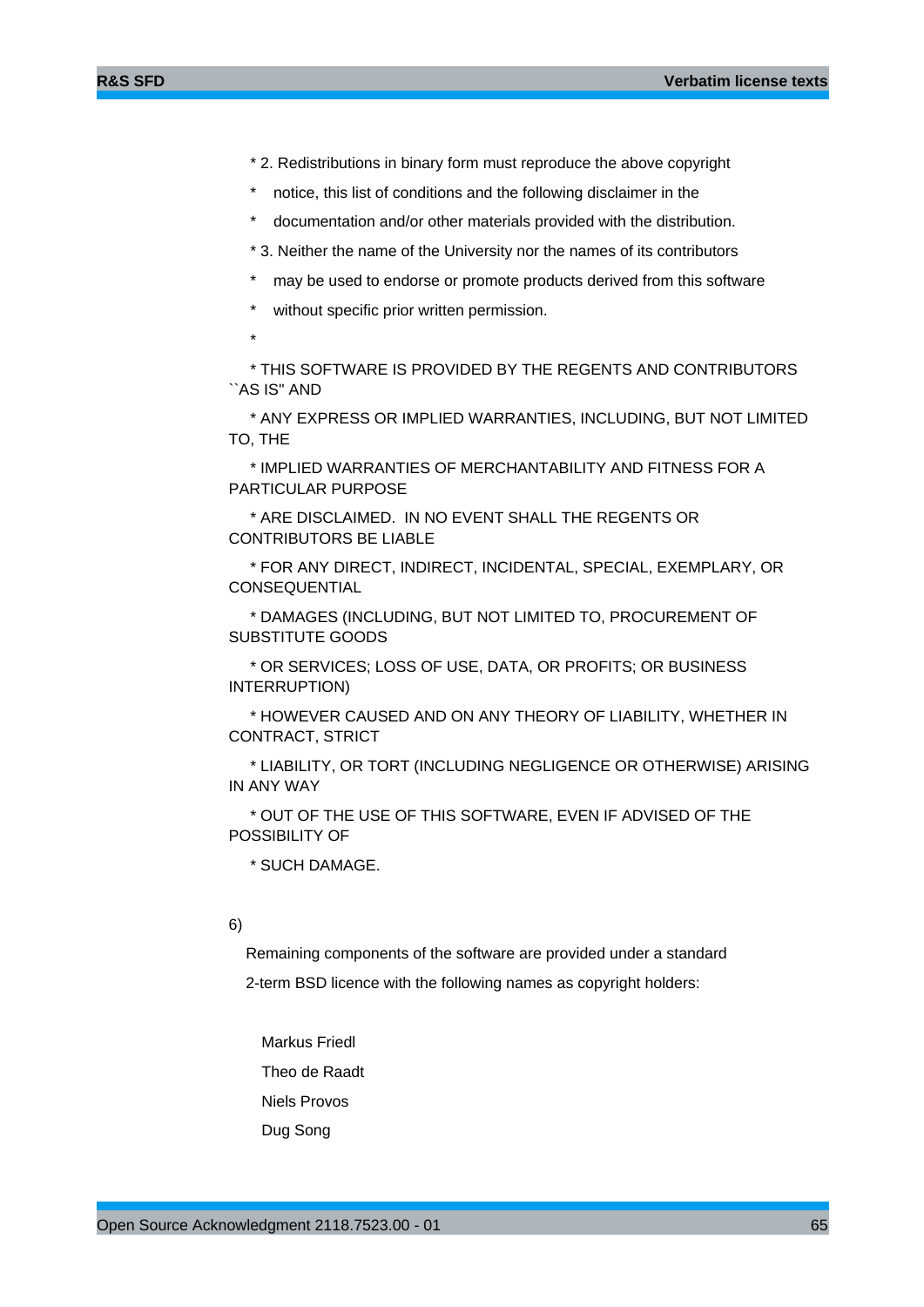* 2. Redistributions in binary form must reproduce the above copyright

 *    notice, this list of conditions and the following disclaimer in the

 *    documentation and/or other materials provided with the distribution.

 * 3. Neither the name of the University nor the names of its contributors

 *    may be used to endorse or promote products derived from this software

 *    without specific prior written permission.

 *

 * THIS SOFTWARE IS PROVIDED BY THE REGENTS AND CONTRIBUTORS ``AS IS'' AND

 * ANY EXPRESS OR IMPLIED WARRANTIES, INCLUDING, BUT NOT LIMITED TO, THE

 * IMPLIED WARRANTIES OF MERCHANTABILITY AND FITNESS FOR A PARTICULAR PURPOSE

 * ARE DISCLAIMED.  IN NO EVENT SHALL THE REGENTS OR CONTRIBUTORS BE LIABLE

 * FOR ANY DIRECT, INDIRECT, INCIDENTAL, SPECIAL, EXEMPLARY, OR CONSEQUENTIAL

 * DAMAGES (INCLUDING, BUT NOT LIMITED TO, PROCUREMENT OF SUBSTITUTE GOODS

 * OR SERVICES; LOSS OF USE, DATA, OR PROFITS; OR BUSINESS INTERRUPTION)

 * HOWEVER CAUSED AND ON ANY THEORY OF LIABILITY, WHETHER IN CONTRACT, STRICT

 * LIABILITY, OR TORT (INCLUDING NEGLIGENCE OR OTHERWISE) ARISING IN ANY WAY

 * OUT OF THE USE OF THIS SOFTWARE, EVEN IF ADVISED OF THE POSSIBILITY OF

 * SUCH DAMAGE.

6)

Remaining components of the software are provided under a standard

2-term BSD licence with the following names as copyright holders:

Markus Friedl

Theo de Raadt

Niels Provos

Dug Song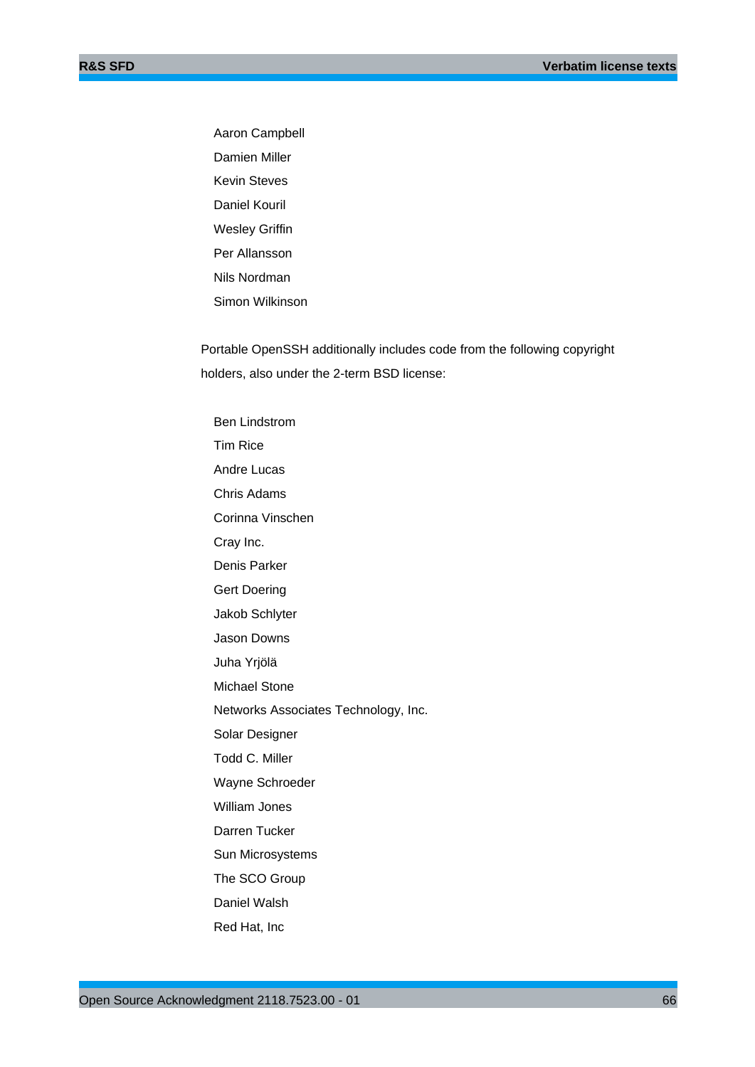Aaron Campbell

Damien Miller

Kevin Steves

Daniel Kouril

Wesley Griffin

Per Allansson

Nils Nordman

Simon Wilkinson

Portable OpenSSH additionally includes code from the following copyright holders, also under the 2-term BSD license:

Ben Lindstrom

Tim Rice

Andre Lucas

Chris Adams

Corinna Vinschen

Cray Inc.

Denis Parker

Gert Doering

Jakob Schlyter

Jason Downs

Juha Yrjölä

Michael Stone

Networks Associates Technology, Inc.

Solar Designer

Todd C. Miller

Wayne Schroeder

William Jones

Darren Tucker

Sun Microsystems

The SCO Group

Daniel Walsh

Red Hat, Inc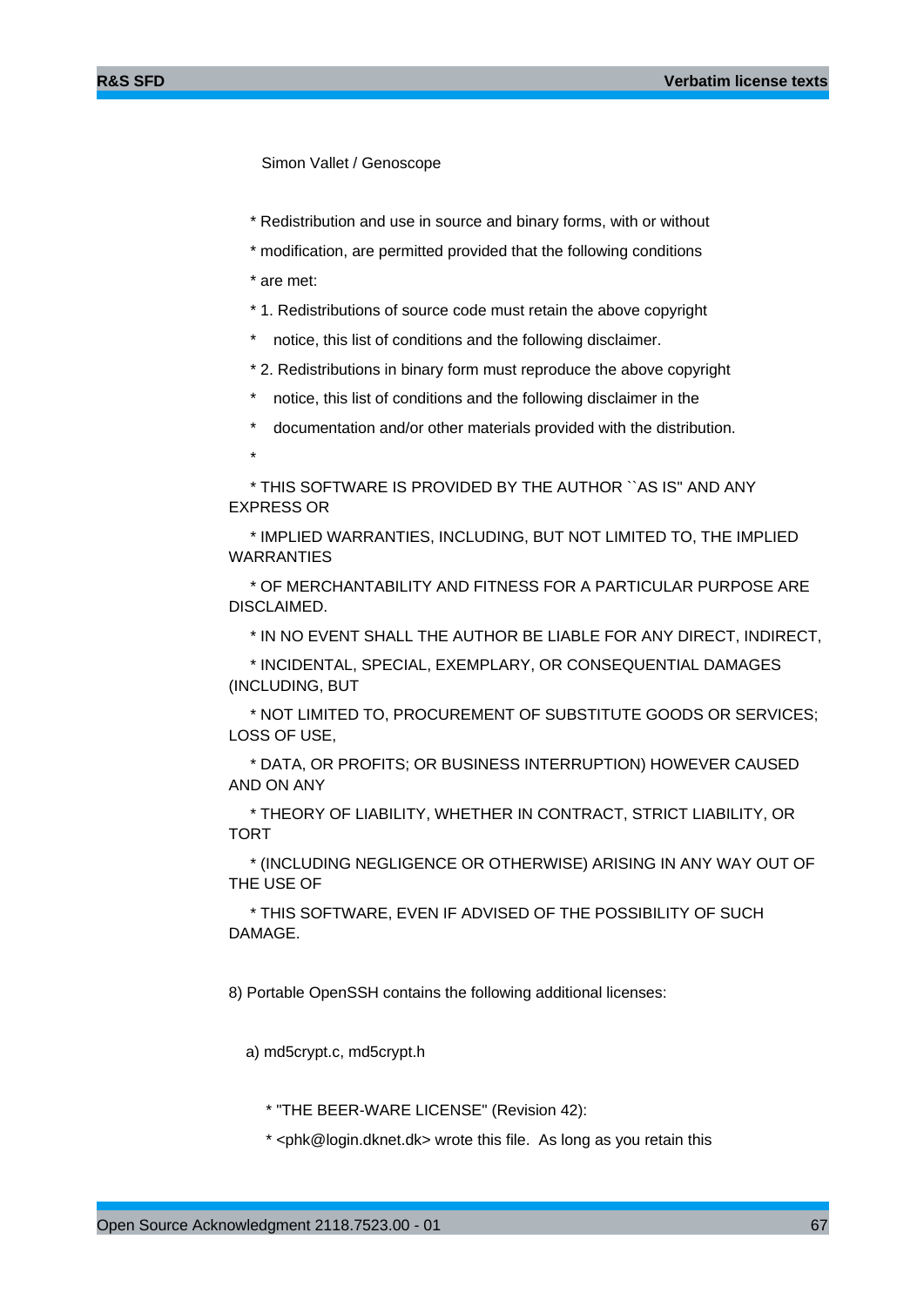Simon Vallet / Genoscope

\* Redistribution and use in source and binary forms, with or without

\* modification, are permitted provided that the following conditions

\* are met:

\* 1. Redistributions of source code must retain the above copyright

\*    notice, this list of conditions and the following disclaimer.

\* 2. Redistributions in binary form must reproduce the above copyright

\*    notice, this list of conditions and the following disclaimer in the

\*    documentation and/or other materials provided with the distribution.

\*

\* THIS SOFTWARE IS PROVIDED BY THE AUTHOR ``AS IS'' AND ANY EXPRESS OR

\* IMPLIED WARRANTIES, INCLUDING, BUT NOT LIMITED TO, THE IMPLIED WARRANTIES

\* OF MERCHANTABILITY AND FITNESS FOR A PARTICULAR PURPOSE ARE DISCLAIMED.

\* IN NO EVENT SHALL THE AUTHOR BE LIABLE FOR ANY DIRECT, INDIRECT,

\* INCIDENTAL, SPECIAL, EXEMPLARY, OR CONSEQUENTIAL DAMAGES (INCLUDING, BUT

\* NOT LIMITED TO, PROCUREMENT OF SUBSTITUTE GOODS OR SERVICES; LOSS OF USE,

\* DATA, OR PROFITS; OR BUSINESS INTERRUPTION) HOWEVER CAUSED AND ON ANY

\* THEORY OF LIABILITY, WHETHER IN CONTRACT, STRICT LIABILITY, OR TORT

\* (INCLUDING NEGLIGENCE OR OTHERWISE) ARISING IN ANY WAY OUT OF THE USE OF

\* THIS SOFTWARE, EVEN IF ADVISED OF THE POSSIBILITY OF SUCH DAMAGE.

8) Portable OpenSSH contains the following additional licenses:

a) md5crypt.c, md5crypt.h

\* "THE BEER-WARE LICENSE" (Revision 42):

\* <phk@login.dknet.dk> wrote this file.  As long as you retain this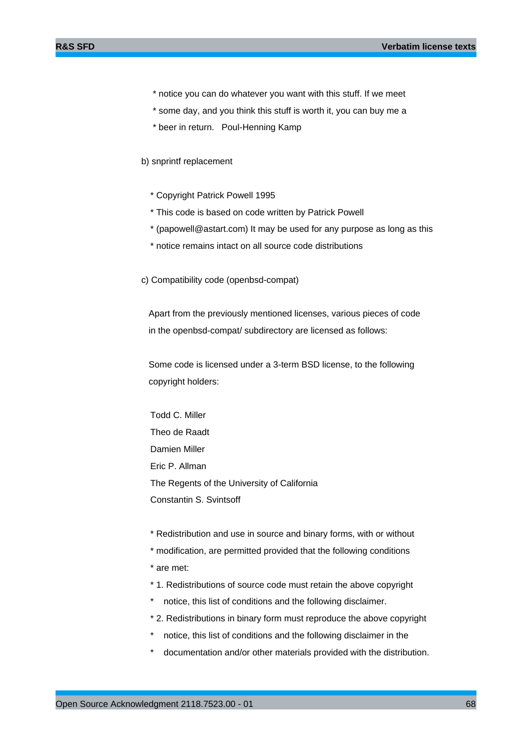\* notice you can do whatever you want with this stuff. If we meet

\* some day, and you think this stuff is worth it, you can buy me a

\* beer in return.   Poul-Henning Kamp

b) snprintf replacement

\* Copyright Patrick Powell 1995

\* This code is based on code written by Patrick Powell

\* (papowell@astart.com) It may be used for any purpose as long as this

\* notice remains intact on all source code distributions

c) Compatibility code (openbsd-compat)

Apart from the previously mentioned licenses, various pieces of code in the openbsd-compat/ subdirectory are licensed as follows:

Some code is licensed under a 3-term BSD license, to the following copyright holders:

Todd C. Miller

Theo de Raadt

Damien Miller

Eric P. Allman

The Regents of the University of California

Constantin S. Svintsoff

\* Redistribution and use in source and binary forms, with or without

\* modification, are permitted provided that the following conditions

\* are met:

\* 1. Redistributions of source code must retain the above copyright

\*    notice, this list of conditions and the following disclaimer.

\* 2. Redistributions in binary form must reproduce the above copyright

\*    notice, this list of conditions and the following disclaimer in the

\*    documentation and/or other materials provided with the distribution.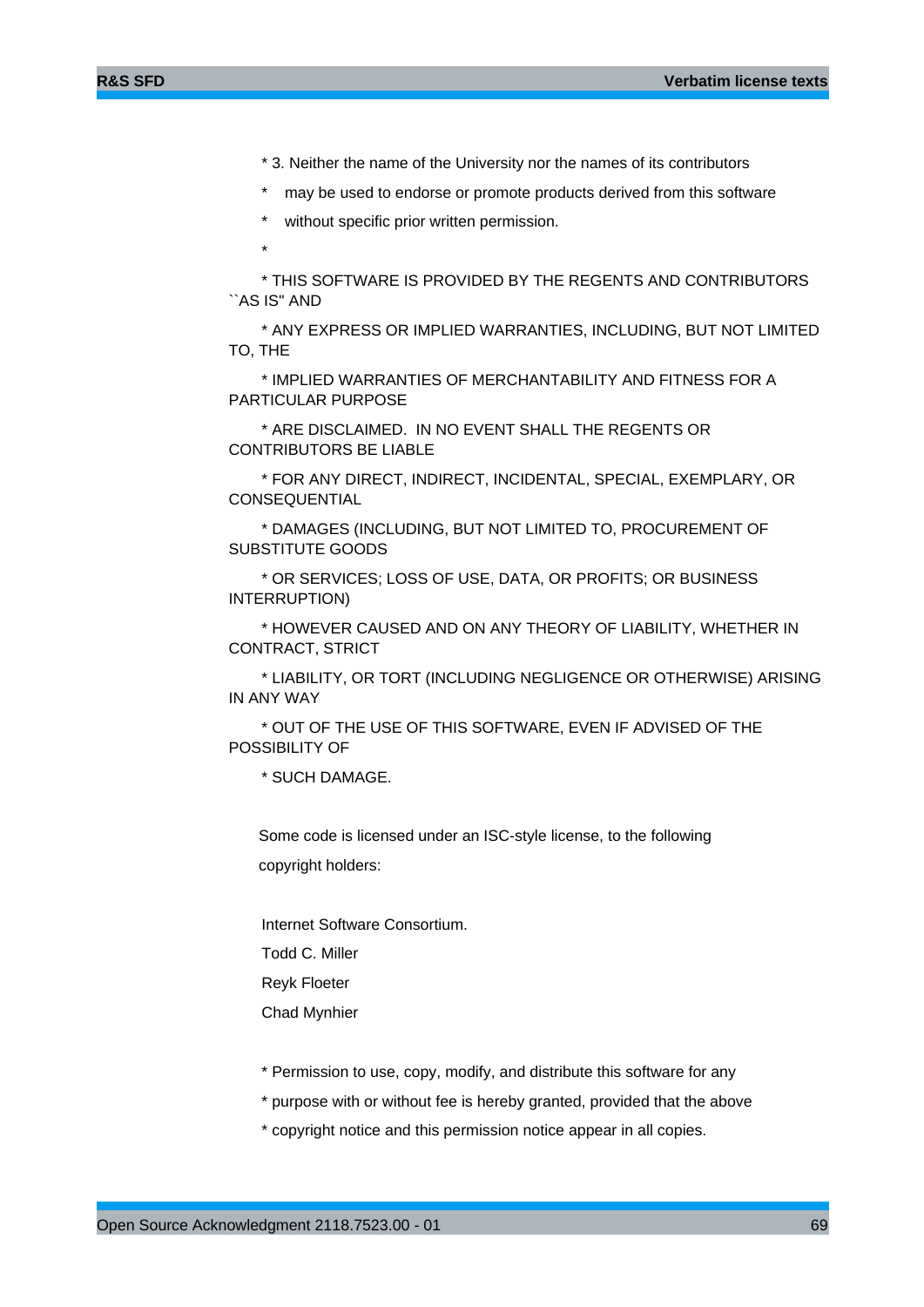* 3. Neither the name of the University nor the names of its contributors

*    may be used to endorse or promote products derived from this software

*    without specific prior written permission.

*

* THIS SOFTWARE IS PROVIDED BY THE REGENTS AND CONTRIBUTORS ``AS IS'' AND

* ANY EXPRESS OR IMPLIED WARRANTIES, INCLUDING, BUT NOT LIMITED TO, THE

* IMPLIED WARRANTIES OF MERCHANTABILITY AND FITNESS FOR A PARTICULAR PURPOSE

* ARE DISCLAIMED.  IN NO EVENT SHALL THE REGENTS OR CONTRIBUTORS BE LIABLE

* FOR ANY DIRECT, INDIRECT, INCIDENTAL, SPECIAL, EXEMPLARY, OR CONSEQUENTIAL

* DAMAGES (INCLUDING, BUT NOT LIMITED TO, PROCUREMENT OF SUBSTITUTE GOODS

* OR SERVICES; LOSS OF USE, DATA, OR PROFITS; OR BUSINESS INTERRUPTION)

* HOWEVER CAUSED AND ON ANY THEORY OF LIABILITY, WHETHER IN CONTRACT, STRICT

* LIABILITY, OR TORT (INCLUDING NEGLIGENCE OR OTHERWISE) ARISING IN ANY WAY

* OUT OF THE USE OF THIS SOFTWARE, EVEN IF ADVISED OF THE POSSIBILITY OF

* SUCH DAMAGE.

Some code is licensed under an ISC-style license, to the following

copyright holders:

Internet Software Consortium.

Todd C. Miller

Reyk Floeter

Chad Mynhier

* Permission to use, copy, modify, and distribute this software for any

* purpose with or without fee is hereby granted, provided that the above

* copyright notice and this permission notice appear in all copies.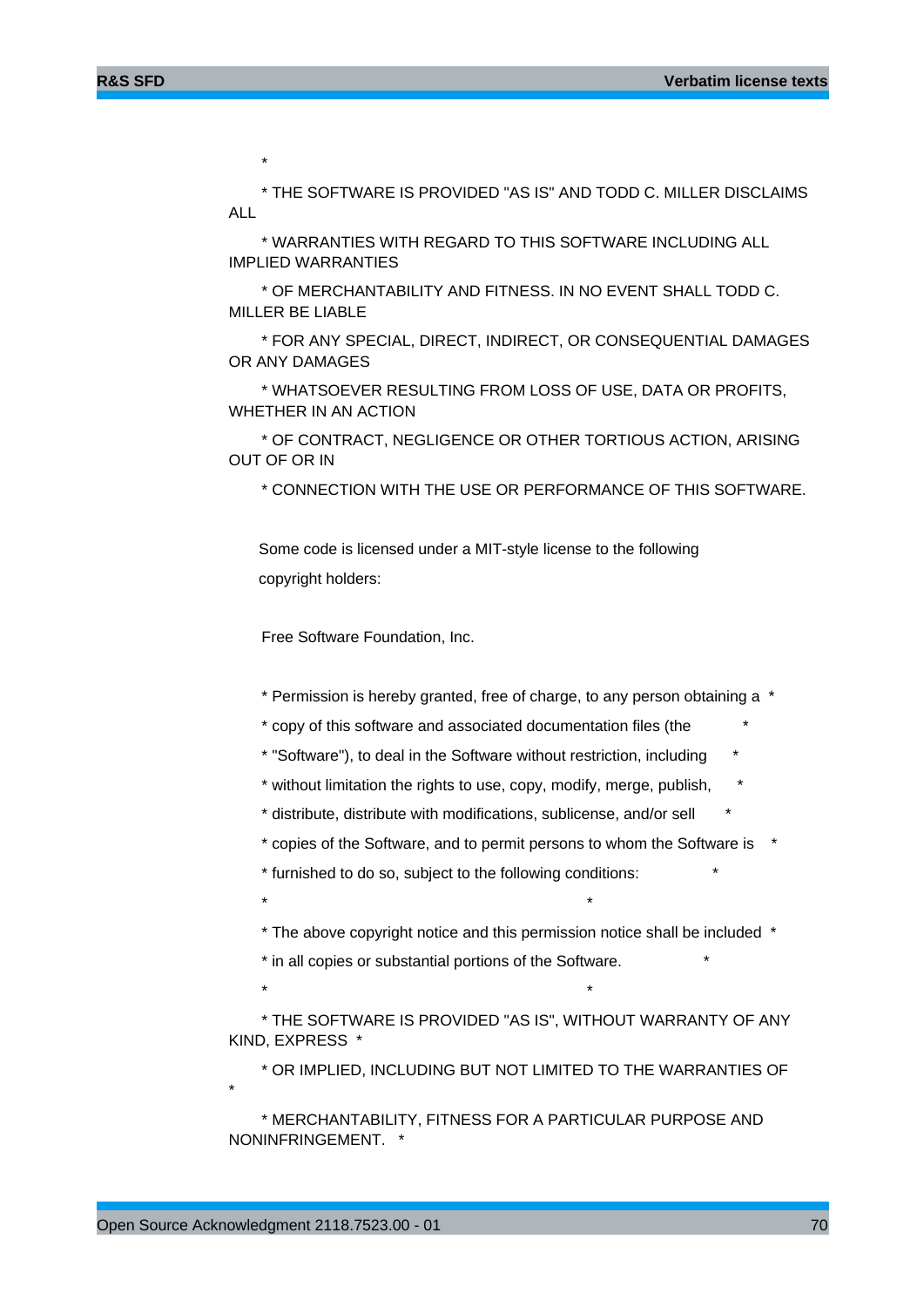*

\* THE SOFTWARE IS PROVIDED "AS IS" AND TODD C. MILLER DISCLAIMS ALL

\* WARRANTIES WITH REGARD TO THIS SOFTWARE INCLUDING ALL IMPLIED WARRANTIES

\* OF MERCHANTABILITY AND FITNESS. IN NO EVENT SHALL TODD C. MILLER BE LIABLE

\* FOR ANY SPECIAL, DIRECT, INDIRECT, OR CONSEQUENTIAL DAMAGES OR ANY DAMAGES

\* WHATSOEVER RESULTING FROM LOSS OF USE, DATA OR PROFITS, WHETHER IN AN ACTION

\* OF CONTRACT, NEGLIGENCE OR OTHER TORTIOUS ACTION, ARISING OUT OF OR IN

\* CONNECTION WITH THE USE OR PERFORMANCE OF THIS SOFTWARE.

Some code is licensed under a MIT-style license to the following

copyright holders:

Free Software Foundation, Inc.

\* Permission is hereby granted, free of charge, to any person obtaining a *

\* copy of this software and associated documentation files (the *

\* "Software"), to deal in the Software without restriction, including *

\* without limitation the rights to use, copy, modify, merge, publish, *

\* distribute, distribute with modifications, sublicense, and/or sell *

\* copies of the Software, and to permit persons to whom the Software is *

\* furnished to do so, subject to the following conditions: *

\* *

\* The above copyright notice and this permission notice shall be included *

\* in all copies or substantial portions of the Software. *

\* *

\* THE SOFTWARE IS PROVIDED "AS IS", WITHOUT WARRANTY OF ANY KIND, EXPRESS *

\* OR IMPLIED, INCLUDING BUT NOT LIMITED TO THE WARRANTIES OF *

\* MERCHANTABILITY, FITNESS FOR A PARTICULAR PURPOSE AND NONINFRINGEMENT. *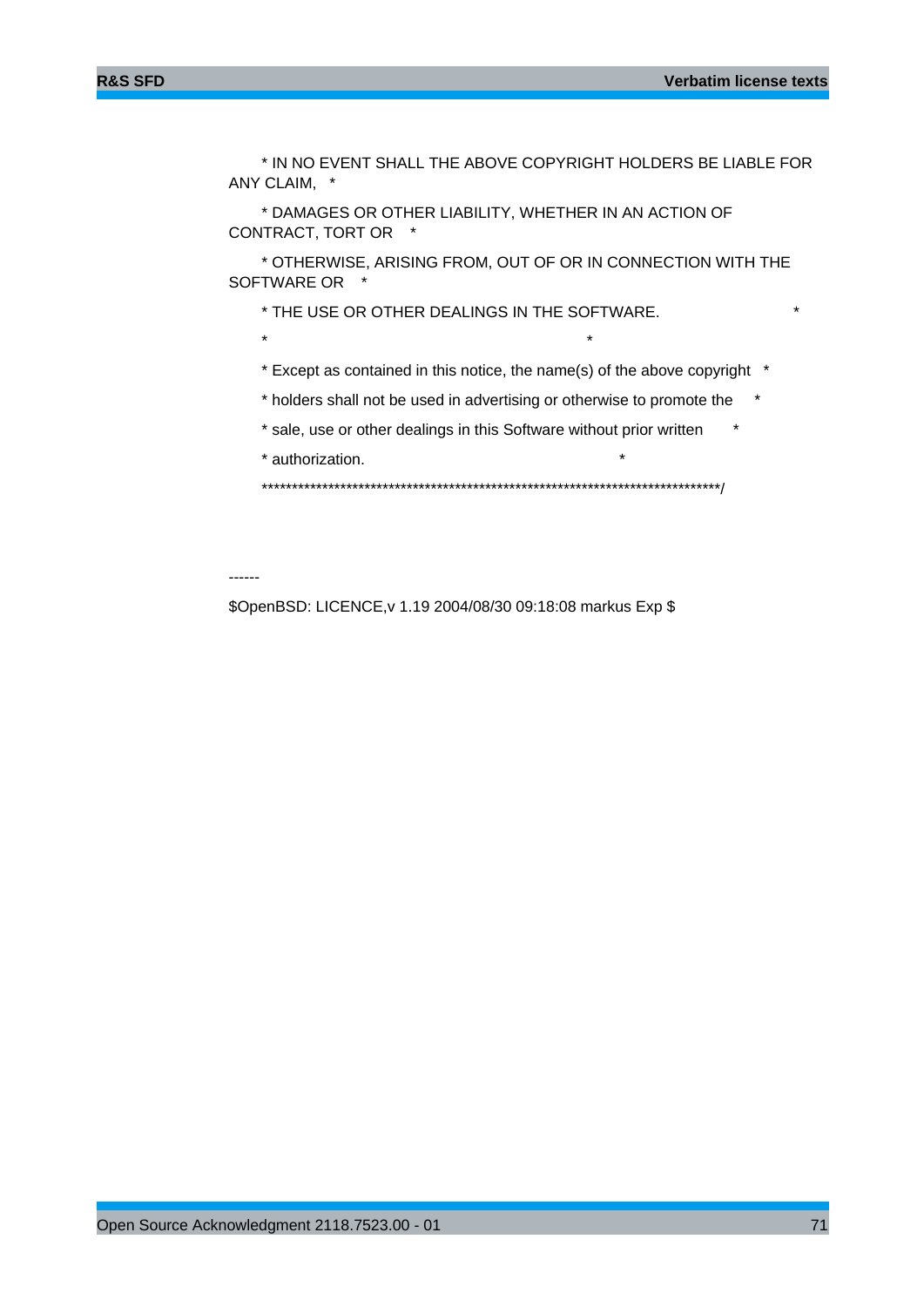* IN NO EVENT SHALL THE ABOVE COPYRIGHT HOLDERS BE LIABLE FOR ANY CLAIM, *

* DAMAGES OR OTHER LIABILITY, WHETHER IN AN ACTION OF CONTRACT, TORT OR *

* OTHERWISE, ARISING FROM, OUT OF OR IN CONNECTION WITH THE SOFTWARE OR *

* THE USE OR OTHER DEALINGS IN THE SOFTWARE. *

* *

* Except as contained in this notice, the name(s) of the above copyright *

* holders shall not be used in advertising or otherwise to promote the *

* sale, use or other dealings in this Software without prior written *

* authorization. *

****************************************************************************/

------

$OpenBSD: LICENCE,v 1.19 2004/08/30 09:18:08 markus Exp $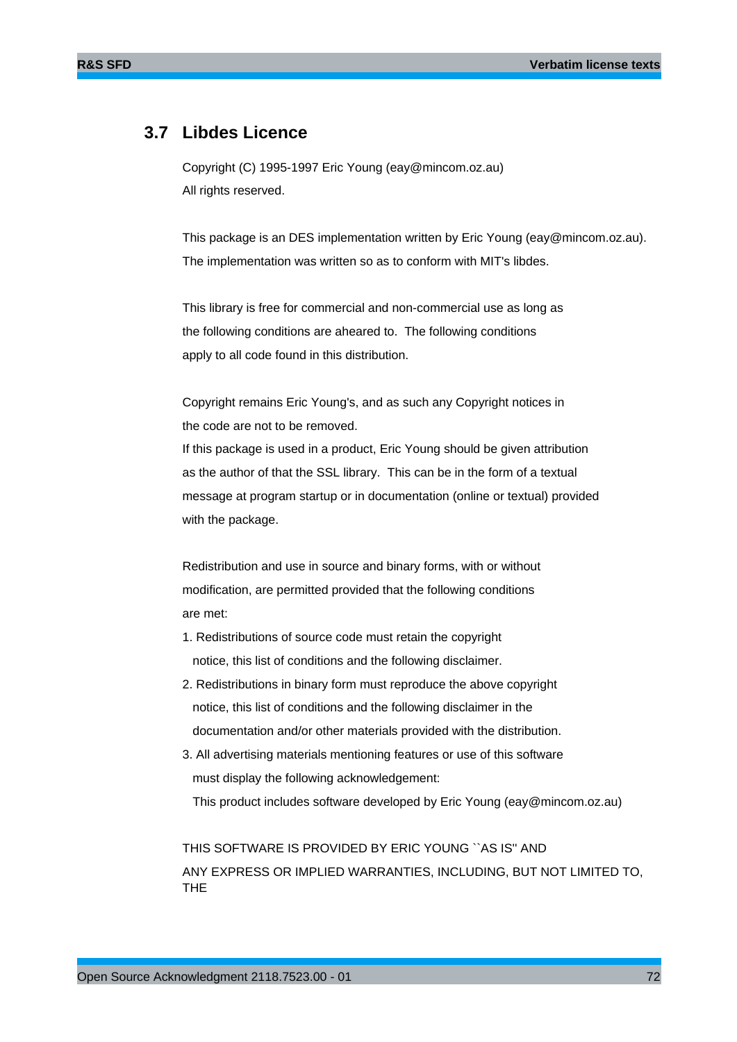## 3.7 Libdes Licence

Copyright (C) 1995-1997 Eric Young (eay@mincom.oz.au)
All rights reserved.

This package is an DES implementation written by Eric Young (eay@mincom.oz.au).
The implementation was written so as to conform with MIT's libdes.

This library is free for commercial and non-commercial use as long as
the following conditions are aheared to. The following conditions
apply to all code found in this distribution.

Copyright remains Eric Young's, and as such any Copyright notices in
the code are not to be removed.
If this package is used in a product, Eric Young should be given attribution
as the author of that the SSL library. This can be in the form of a textual
message at program startup or in documentation (online or textual) provided
with the package.

Redistribution and use in source and binary forms, with or without
modification, are permitted provided that the following conditions
are met:

1. Redistributions of source code must retain the copyright
   notice, this list of conditions and the following disclaimer.
2. Redistributions in binary form must reproduce the above copyright
   notice, this list of conditions and the following disclaimer in the
   documentation and/or other materials provided with the distribution.
3. All advertising materials mentioning features or use of this software
   must display the following acknowledgement:
   This product includes software developed by Eric Young (eay@mincom.oz.au)

THIS SOFTWARE IS PROVIDED BY ERIC YOUNG ``AS IS'' AND
ANY EXPRESS OR IMPLIED WARRANTIES, INCLUDING, BUT NOT LIMITED TO,
THE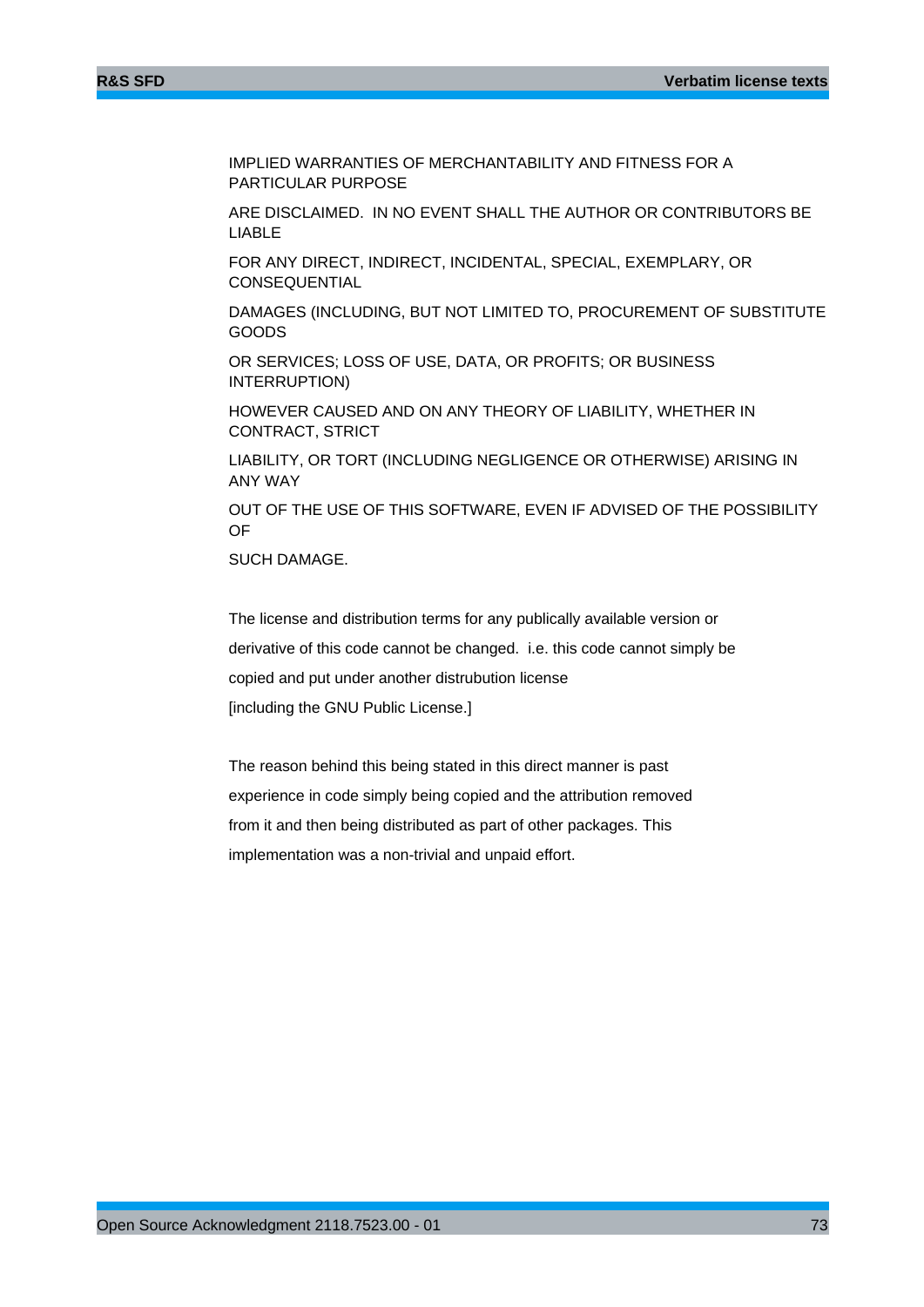IMPLIED WARRANTIES OF MERCHANTABILITY AND FITNESS FOR A PARTICULAR PURPOSE

ARE DISCLAIMED. IN NO EVENT SHALL THE AUTHOR OR CONTRIBUTORS BE LIABLE

FOR ANY DIRECT, INDIRECT, INCIDENTAL, SPECIAL, EXEMPLARY, OR CONSEQUENTIAL

DAMAGES (INCLUDING, BUT NOT LIMITED TO, PROCUREMENT OF SUBSTITUTE GOODS

OR SERVICES; LOSS OF USE, DATA, OR PROFITS; OR BUSINESS INTERRUPTION)

HOWEVER CAUSED AND ON ANY THEORY OF LIABILITY, WHETHER IN CONTRACT, STRICT

LIABILITY, OR TORT (INCLUDING NEGLIGENCE OR OTHERWISE) ARISING IN ANY WAY

OUT OF THE USE OF THIS SOFTWARE, EVEN IF ADVISED OF THE POSSIBILITY OF

SUCH DAMAGE.

The license and distribution terms for any publically available version or

derivative of this code cannot be changed. i.e. this code cannot simply be

copied and put under another distrubution license

[including the GNU Public License.]

The reason behind this being stated in this direct manner is past

experience in code simply being copied and the attribution removed

from it and then being distributed as part of other packages. This

implementation was a non-trivial and unpaid effort.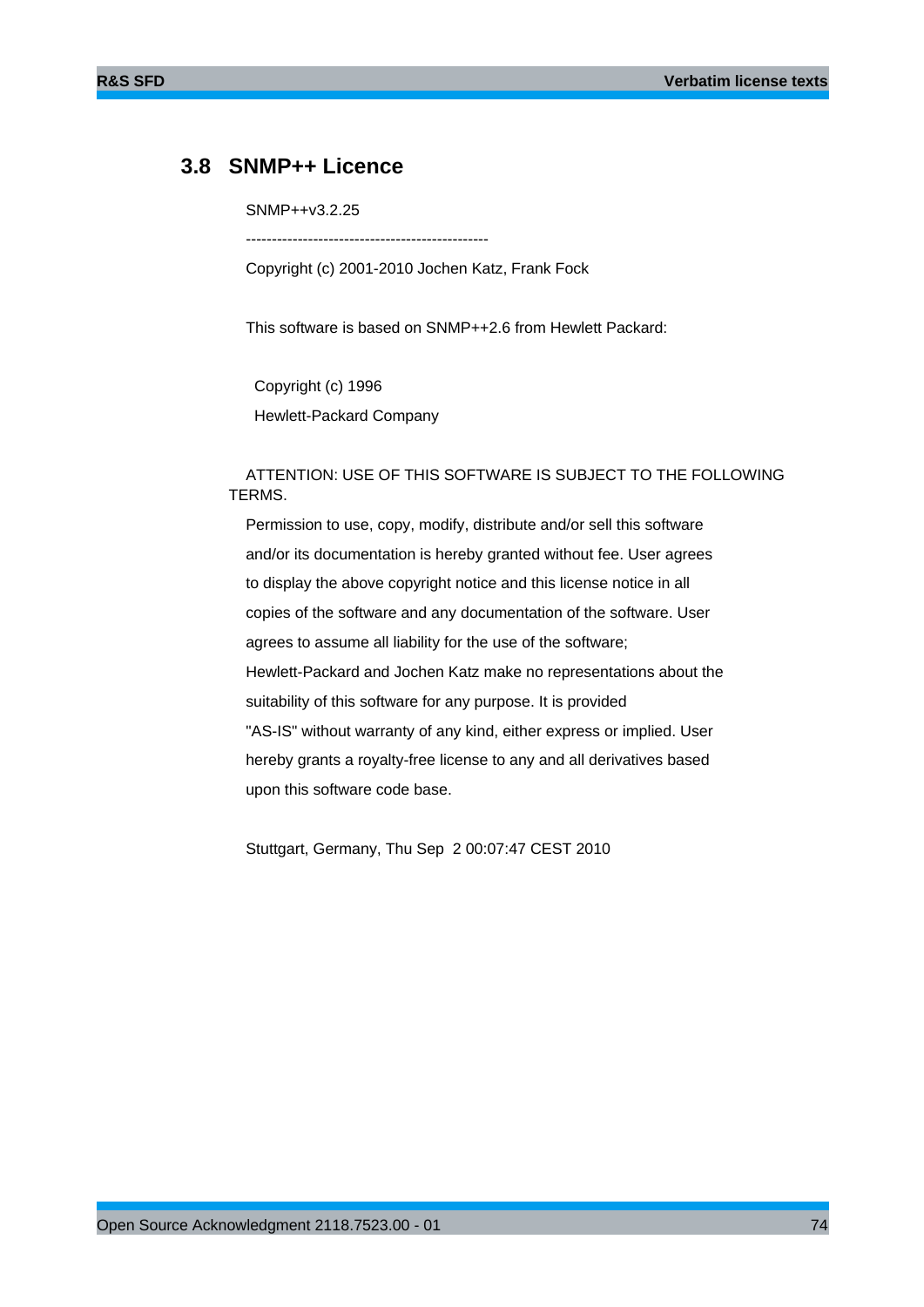## 3.8 SNMP++ Licence

SNMP++v3.2.25

-----------------------------------------------

Copyright (c) 2001-2010 Jochen Katz, Frank Fock

This software is based on SNMP++2.6 from Hewlett Packard:

Copyright (c) 1996

Hewlett-Packard Company

ATTENTION: USE OF THIS SOFTWARE IS SUBJECT TO THE FOLLOWING TERMS.

Permission to use, copy, modify, distribute and/or sell this software

and/or its documentation is hereby granted without fee. User agrees

to display the above copyright notice and this license notice in all

copies of the software and any documentation of the software. User

agrees to assume all liability for the use of the software;

Hewlett-Packard and Jochen Katz make no representations about the

suitability of this software for any purpose. It is provided

"AS-IS" without warranty of any kind, either express or implied. User

hereby grants a royalty-free license to any and all derivatives based

upon this software code base.

Stuttgart, Germany, Thu Sep 2 00:07:47 CEST 2010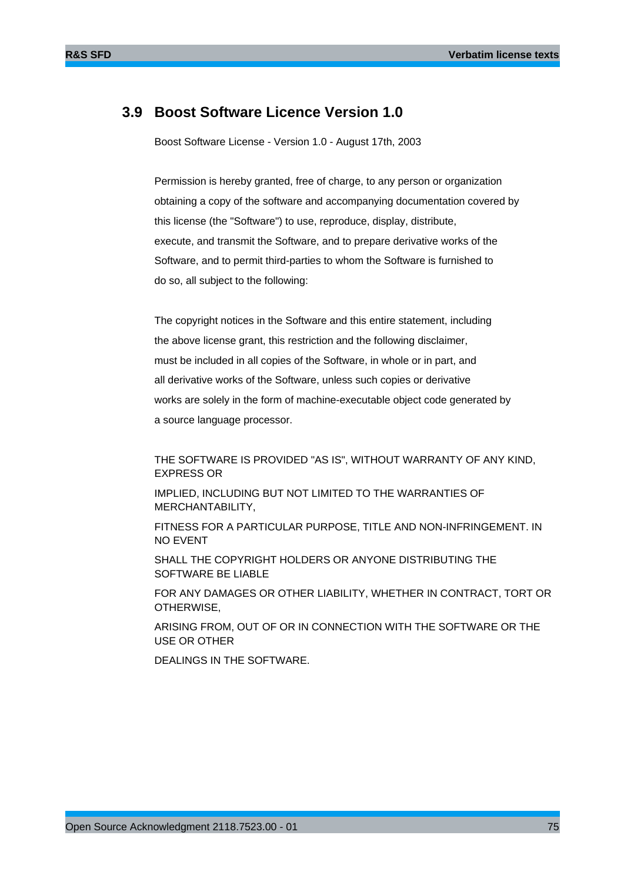## 3.9 Boost Software Licence Version 1.0

Boost Software License - Version 1.0 - August 17th, 2003

Permission is hereby granted, free of charge, to any person or organization obtaining a copy of the software and accompanying documentation covered by this license (the "Software") to use, reproduce, display, distribute, execute, and transmit the Software, and to prepare derivative works of the Software, and to permit third-parties to whom the Software is furnished to do so, all subject to the following:

The copyright notices in the Software and this entire statement, including the above license grant, this restriction and the following disclaimer, must be included in all copies of the Software, in whole or in part, and all derivative works of the Software, unless such copies or derivative works are solely in the form of machine-executable object code generated by a source language processor.

THE SOFTWARE IS PROVIDED "AS IS", WITHOUT WARRANTY OF ANY KIND, EXPRESS OR

IMPLIED, INCLUDING BUT NOT LIMITED TO THE WARRANTIES OF MERCHANTABILITY,

FITNESS FOR A PARTICULAR PURPOSE, TITLE AND NON-INFRINGEMENT. IN NO EVENT

SHALL THE COPYRIGHT HOLDERS OR ANYONE DISTRIBUTING THE SOFTWARE BE LIABLE

FOR ANY DAMAGES OR OTHER LIABILITY, WHETHER IN CONTRACT, TORT OR OTHERWISE,

ARISING FROM, OUT OF OR IN CONNECTION WITH THE SOFTWARE OR THE USE OR OTHER

DEALINGS IN THE SOFTWARE.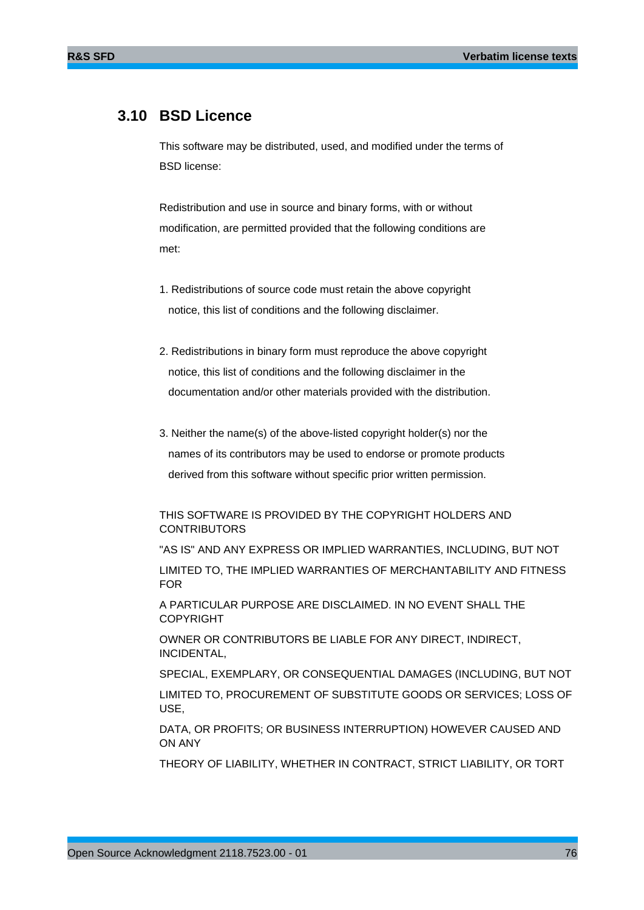## 3.10 BSD Licence

This software may be distributed, used, and modified under the terms of BSD license:

Redistribution and use in source and binary forms, with or without modification, are permitted provided that the following conditions are met:

1. Redistributions of source code must retain the above copyright notice, this list of conditions and the following disclaimer.

2. Redistributions in binary form must reproduce the above copyright notice, this list of conditions and the following disclaimer in the documentation and/or other materials provided with the distribution.

3. Neither the name(s) of the above-listed copyright holder(s) nor the names of its contributors may be used to endorse or promote products derived from this software without specific prior written permission.

THIS SOFTWARE IS PROVIDED BY THE COPYRIGHT HOLDERS AND CONTRIBUTORS

"AS IS" AND ANY EXPRESS OR IMPLIED WARRANTIES, INCLUDING, BUT NOT

LIMITED TO, THE IMPLIED WARRANTIES OF MERCHANTABILITY AND FITNESS FOR

A PARTICULAR PURPOSE ARE DISCLAIMED. IN NO EVENT SHALL THE COPYRIGHT

OWNER OR CONTRIBUTORS BE LIABLE FOR ANY DIRECT, INDIRECT, INCIDENTAL,

SPECIAL, EXEMPLARY, OR CONSEQUENTIAL DAMAGES (INCLUDING, BUT NOT

LIMITED TO, PROCUREMENT OF SUBSTITUTE GOODS OR SERVICES; LOSS OF USE,

DATA, OR PROFITS; OR BUSINESS INTERRUPTION) HOWEVER CAUSED AND ON ANY

THEORY OF LIABILITY, WHETHER IN CONTRACT, STRICT LIABILITY, OR TORT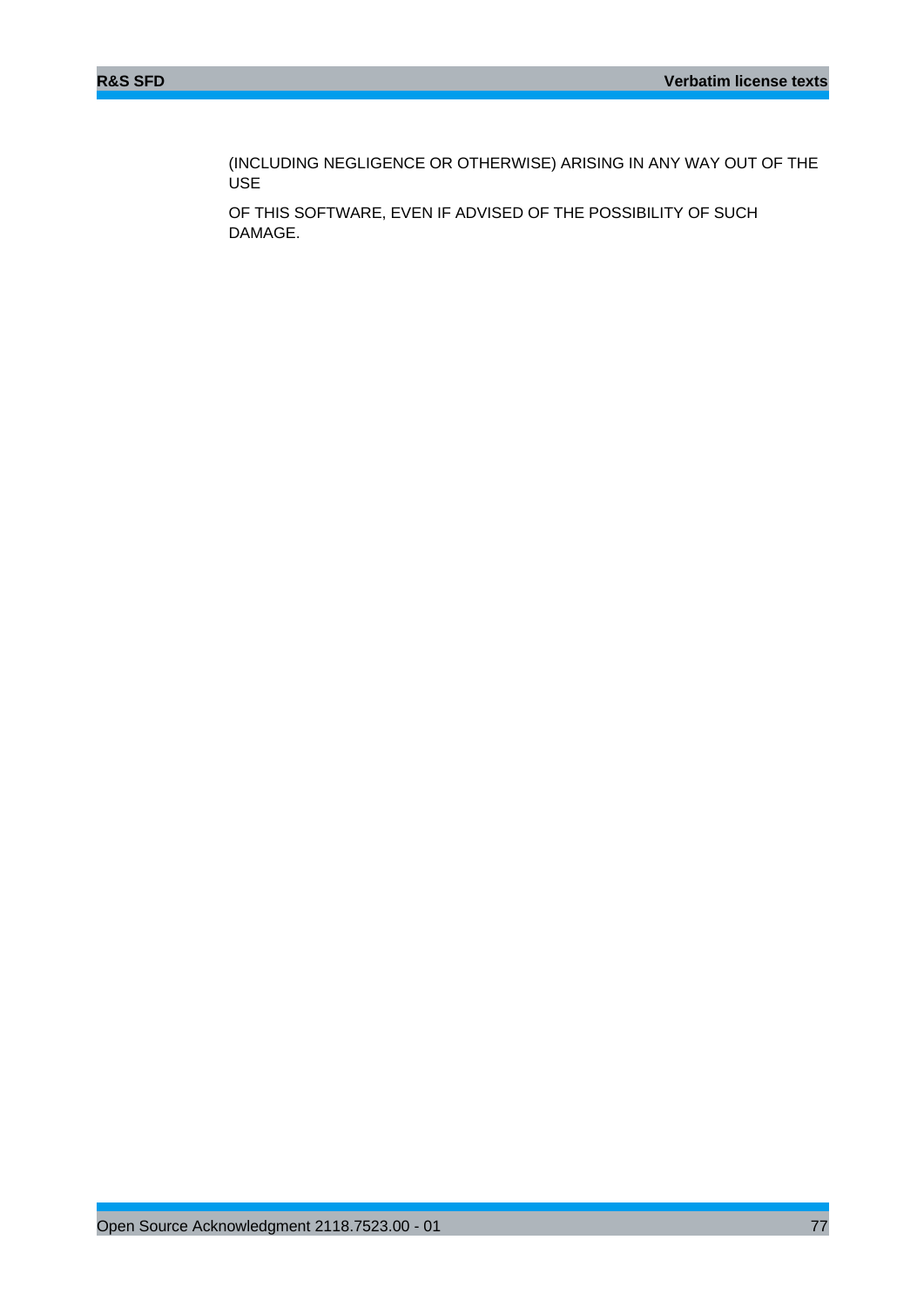(INCLUDING NEGLIGENCE OR OTHERWISE) ARISING IN ANY WAY OUT OF THE USE

OF THIS SOFTWARE, EVEN IF ADVISED OF THE POSSIBILITY OF SUCH DAMAGE.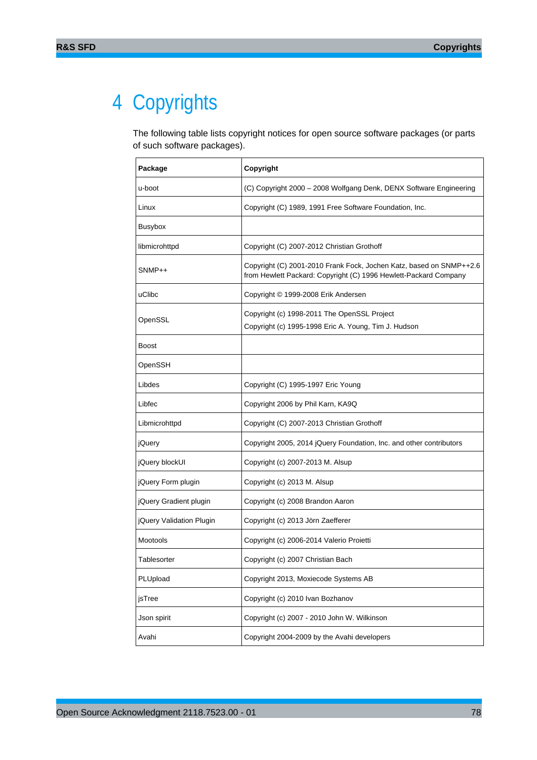# 4 Copyrights

The following table lists copyright notices for open source software packages (or parts of such software packages).

| Package | Copyright |
|---|---|
| u-boot | (C) Copyright 2000 – 2008 Wolfgang Denk, DENX Software Engineering |
| Linux | Copyright (C) 1989, 1991 Free Software Foundation, Inc. |
| Busybox | |
| libmicrohttpd | Copyright (C) 2007-2012 Christian Grothoff |
| SNMP++ | Copyright (C) 2001-2010 Frank Fock, Jochen Katz, based on SNMP++2.6 from Hewlett Packard: Copyright (C) 1996 Hewlett-Packard Company |
| uClibc | Copyright © 1999-2008 Erik Andersen |
| OpenSSL | Copyright (c) 1998-2011 The OpenSSL Project<br>Copyright (c) 1995-1998 Eric A. Young, Tim J. Hudson |
| Boost | |
| OpenSSH | |
| Libdes | Copyright (C) 1995-1997 Eric Young |
| Libfec | Copyright 2006 by Phil Karn, KA9Q |
| Libmicrohttpd | Copyright (C) 2007-2013 Christian Grothoff |
| jQuery | Copyright 2005, 2014 jQuery Foundation, Inc. and other contributors |
| jQuery blockUI | Copyright (c) 2007-2013 M. Alsup |
| jQuery Form plugin | Copyright (c) 2013 M. Alsup |
| jQuery Gradient plugin | Copyright (c) 2008 Brandon Aaron |
| jQuery Validation Plugin | Copyright (c) 2013 Jörn Zaefferer |
| Mootools | Copyright (c) 2006-2014 Valerio Proietti |
| Tablesorter | Copyright (c) 2007 Christian Bach |
| PLUpload | Copyright 2013, Moxiecode Systems AB |
| jsTree | Copyright (c) 2010 Ivan Bozhanov |
| Json spirit | Copyright (c) 2007 - 2010 John W. Wilkinson |
| Avahi | Copyright 2004-2009 by the Avahi developers |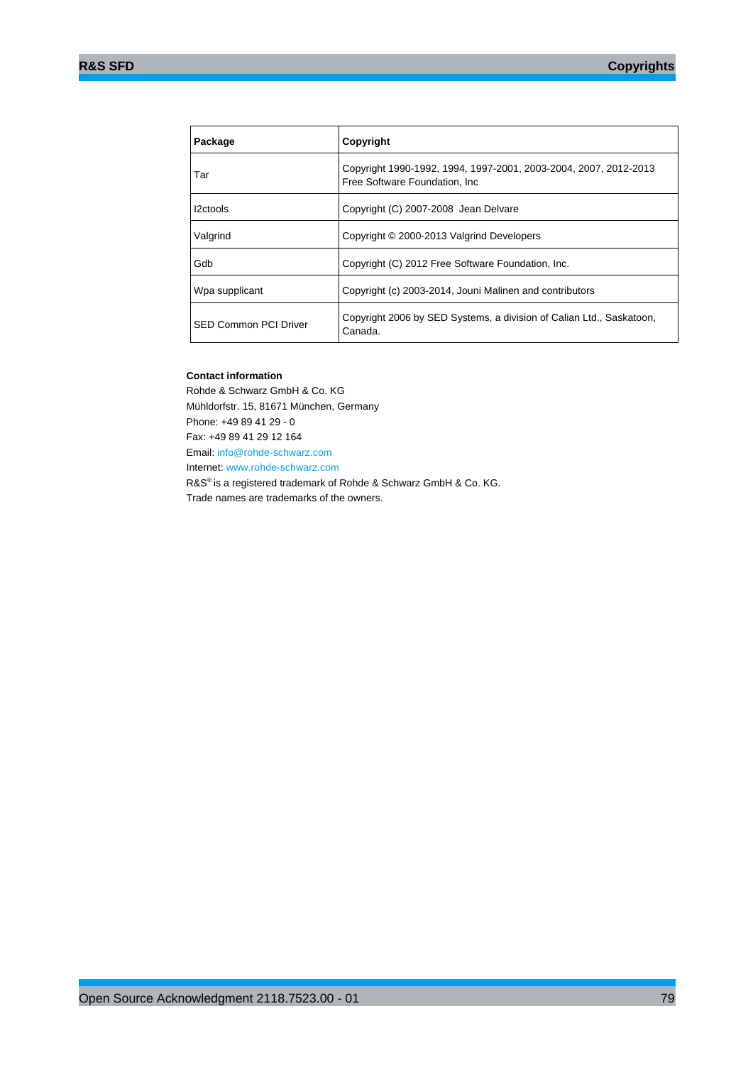| Package | Copyright |
| --- | --- |
| Tar | Copyright 1990-1992, 1994, 1997-2001, 2003-2004, 2007, 2012-2013 Free Software Foundation, Inc |
| I2ctools | Copyright (C) 2007-2008  Jean Delvare |
| Valgrind | Copyright © 2000-2013 Valgrind Developers |
| Gdb | Copyright (C) 2012 Free Software Foundation, Inc. |
| Wpa supplicant | Copyright (c) 2003-2014, Jouni Malinen and contributors |
| SED Common PCI Driver | Copyright 2006 by SED Systems, a division of Calian Ltd., Saskatoon, Canada. |

**Contact information**

Rohde & Schwarz GmbH & Co. KG

Mühldorfstr. 15, 81671 München, Germany

Phone: +49 89 41 29 - 0

Fax: +49 89 41 29 12 164

Email: info@rohde-schwarz.com

Internet: www.rohde-schwarz.com

R&S® is a registered trademark of Rohde & Schwarz GmbH & Co. KG.

Trade names are trademarks of the owners.